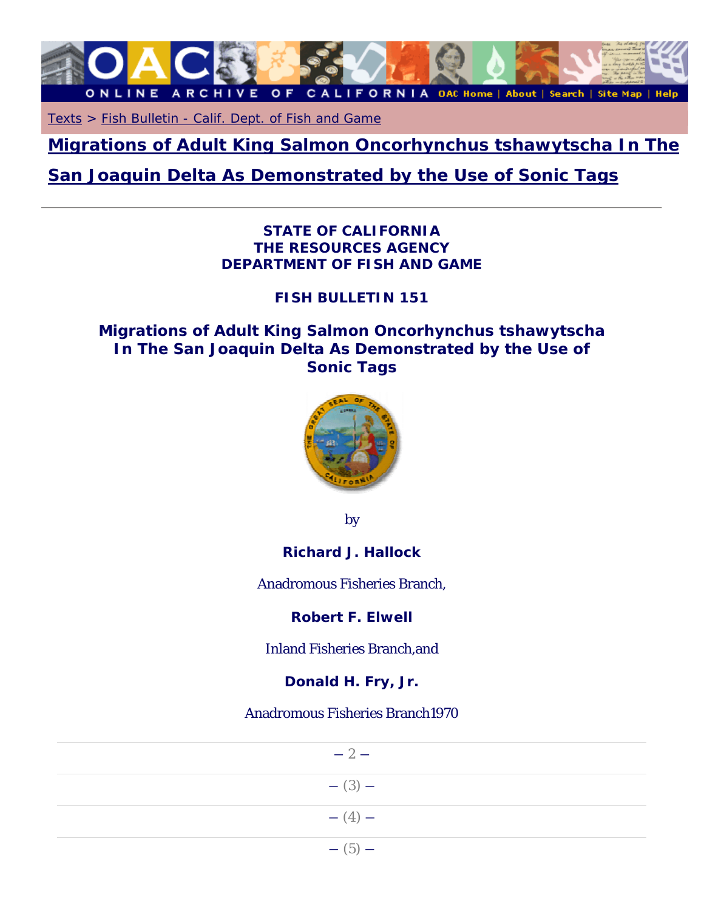Texts > Fish Bulletin - Calif. Dept. of Fish and Game

# Migrations of Adult King Salmon Oncorhynchus tshawytscha In The San Joaquin Delta As Demonstrated by the Use of Sonic Tags

**STATE OF CALIFORNIA**
**THE RESOURCES AGENCY**
**DEPARTMENT OF FISH AND GAME**

**FISH BULLETIN 151**

## Migrations of Adult King Salmon Oncorhynchus tshawytscha In The San Joaquin Delta As Demonstrated by the Use of Sonic Tags

by

**Richard J. Hallock**

Anadromous Fisheries Branch,

**Robert F. Elwell**

Inland Fisheries Branch,and

**Donald H. Fry, Jr.**

Anadromous Fisheries Branch1970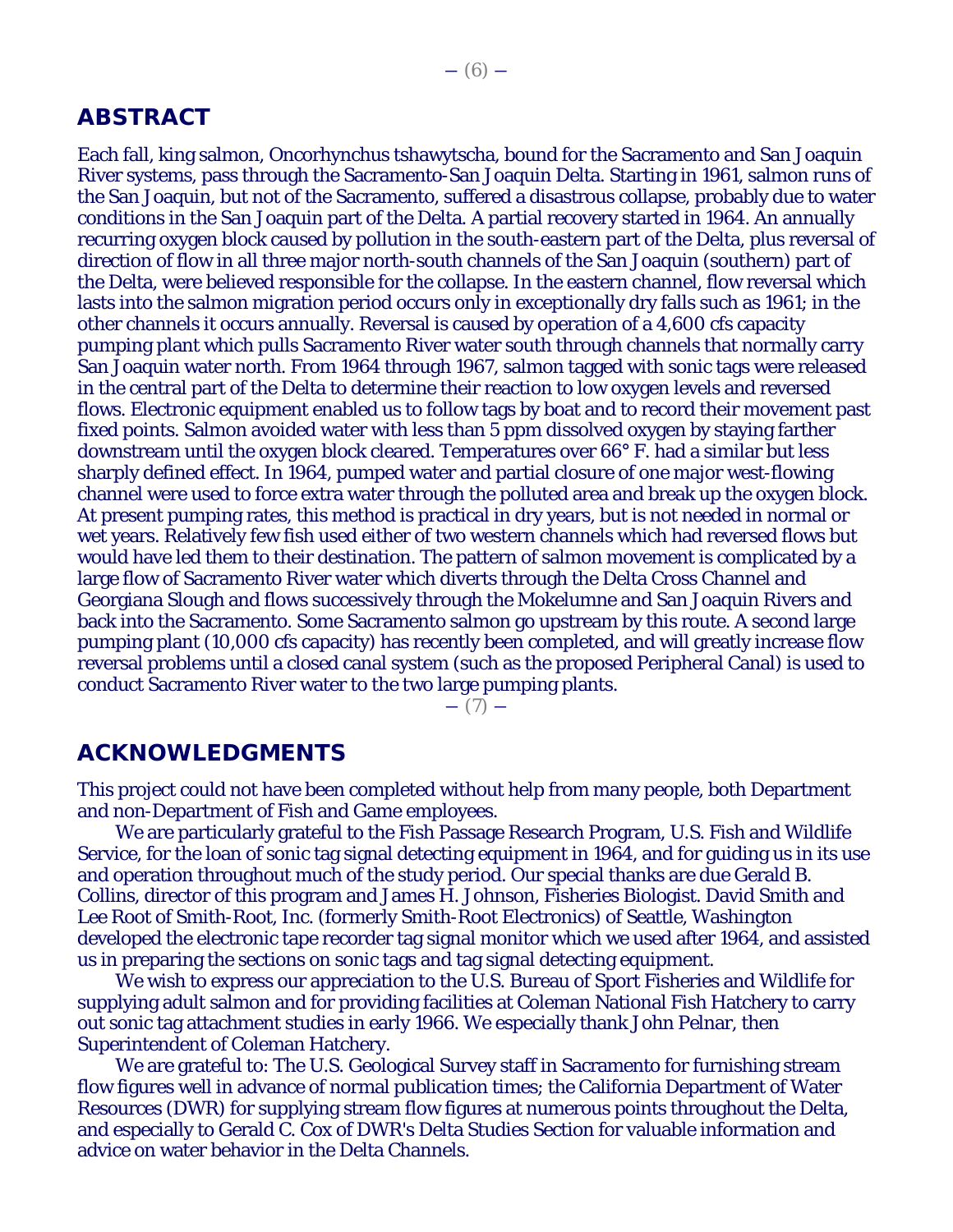## ABSTRACT

Each fall, king salmon, Oncorhynchus tshawytscha, bound for the Sacramento and San Joaquin River systems, pass through the Sacramento-San Joaquin Delta. Starting in 1961, salmon runs of the San Joaquin, but not of the Sacramento, suffered a disastrous collapse, probably due to water conditions in the San Joaquin part of the Delta. A partial recovery started in 1964. An annually recurring oxygen block caused by pollution in the south-eastern part of the Delta, plus reversal of direction of flow in all three major north-south channels of the San Joaquin (southern) part of the Delta, were believed responsible for the collapse. In the eastern channel, flow reversal which lasts into the salmon migration period occurs only in exceptionally dry falls such as 1961; in the other channels it occurs annually. Reversal is caused by operation of a 4,600 cfs capacity pumping plant which pulls Sacramento River water south through channels that normally carry San Joaquin water north. From 1964 through 1967, salmon tagged with sonic tags were released in the central part of the Delta to determine their reaction to low oxygen levels and reversed flows. Electronic equipment enabled us to follow tags by boat and to record their movement past fixed points. Salmon avoided water with less than 5 ppm dissolved oxygen by staying farther downstream until the oxygen block cleared. Temperatures over 66° F. had a similar but less sharply defined effect. In 1964, pumped water and partial closure of one major west-flowing channel were used to force extra water through the polluted area and break up the oxygen block. At present pumping rates, this method is practical in dry years, but is not needed in normal or wet years. Relatively few fish used either of two western channels which had reversed flows but would have led them to their destination. The pattern of salmon movement is complicated by a large flow of Sacramento River water which diverts through the Delta Cross Channel and Georgiana Slough and flows successively through the Mokelumne and San Joaquin Rivers and back into the Sacramento. Some Sacramento salmon go upstream by this route. A second large pumping plant (10,000 cfs capacity) has recently been completed, and will greatly increase flow reversal problems until a closed canal system (such as the proposed Peripheral Canal) is used to conduct Sacramento River water to the two large pumping plants.

## ACKNOWLEDGMENTS

This project could not have been completed without help from many people, both Department and non-Department of Fish and Game employees.

We are particularly grateful to the Fish Passage Research Program, U.S. Fish and Wildlife Service, for the loan of sonic tag signal detecting equipment in 1964, and for guiding us in its use and operation throughout much of the study period. Our special thanks are due Gerald B. Collins, director of this program and James H. Johnson, Fisheries Biologist. David Smith and Lee Root of Smith-Root, Inc. (formerly Smith-Root Electronics) of Seattle, Washington developed the electronic tape recorder tag signal monitor which we used after 1964, and assisted us in preparing the sections on sonic tags and tag signal detecting equipment.

We wish to express our appreciation to the U.S. Bureau of Sport Fisheries and Wildlife for supplying adult salmon and for providing facilities at Coleman National Fish Hatchery to carry out sonic tag attachment studies in early 1966. We especially thank John Pelnar, then Superintendent of Coleman Hatchery.

We are grateful to: The U.S. Geological Survey staff in Sacramento for furnishing stream flow figures well in advance of normal publication times; the California Department of Water Resources (DWR) for supplying stream flow figures at numerous points throughout the Delta, and especially to Gerald C. Cox of DWR's Delta Studies Section for valuable information and advice on water behavior in the Delta Channels.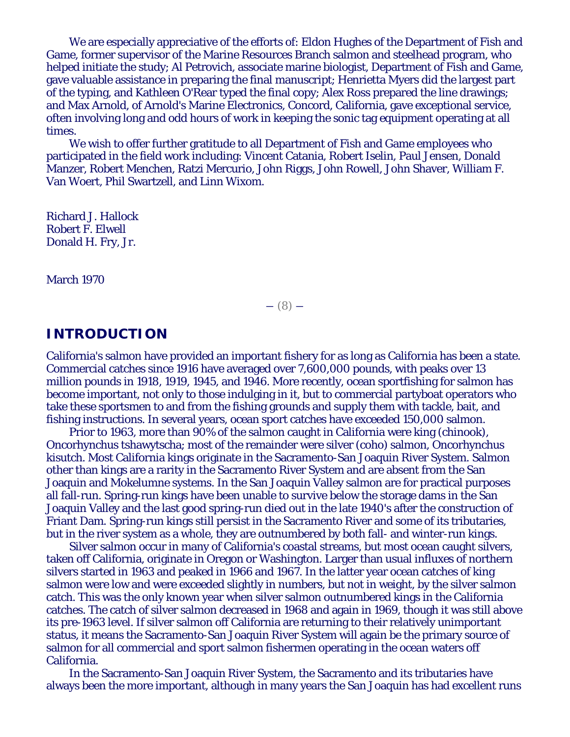We are especially appreciative of the efforts of: Eldon Hughes of the Department of Fish and Game, former supervisor of the Marine Resources Branch salmon and steelhead program, who helped initiate the study; Al Petrovich, associate marine biologist, Department of Fish and Game, gave valuable assistance in preparing the final manuscript; Henrietta Myers did the largest part of the typing, and Kathleen O'Rear typed the final copy; Alex Ross prepared the line drawings; and Max Arnold, of Arnold's Marine Electronics, Concord, California, gave exceptional service, often involving long and odd hours of work in keeping the sonic tag equipment operating at all times.

We wish to offer further gratitude to all Department of Fish and Game employees who participated in the field work including: Vincent Catania, Robert Iselin, Paul Jensen, Donald Manzer, Robert Menchen, Ratzi Mercurio, John Riggs, John Rowell, John Shaver, William F. Van Woert, Phil Swartzell, and Linn Wixom.

Richard J. Hallock
Robert F. Elwell
Donald H. Fry, Jr.

March 1970

## INTRODUCTION

California's salmon have provided an important fishery for as long as California has been a state. Commercial catches since 1916 have averaged over 7,600,000 pounds, with peaks over 13 million pounds in 1918, 1919, 1945, and 1946. More recently, ocean sportfishing for salmon has become important, not only to those indulging in it, but to commercial partyboat operators who take these sportsmen to and from the fishing grounds and supply them with tackle, bait, and fishing instructions. In several years, ocean sport catches have exceeded 150,000 salmon.

Prior to 1963, more than 90% of the salmon caught in California were king (chinook), Oncorhynchus tshawytscha; most of the remainder were silver (coho) salmon, Oncorhynchus kisutch. Most California kings originate in the Sacramento-San Joaquin River System. Salmon other than kings are a rarity in the Sacramento River System and are absent from the San Joaquin and Mokelumne systems. In the San Joaquin Valley salmon are for practical purposes all fall-run. Spring-run kings have been unable to survive below the storage dams in the San Joaquin Valley and the last good spring-run died out in the late 1940's after the construction of Friant Dam. Spring-run kings still persist in the Sacramento River and some of its tributaries, but in the river system as a whole, they are outnumbered by both fall- and winter-run kings.

Silver salmon occur in many of California's coastal streams, but most ocean caught silvers, taken off California, originate in Oregon or Washington. Larger than usual influxes of northern silvers started in 1963 and peaked in 1966 and 1967. In the latter year ocean catches of king salmon were low and were exceeded slightly in numbers, but not in weight, by the silver salmon catch. This was the only known year when silver salmon outnumbered kings in the California catches. The catch of silver salmon decreased in 1968 and again in 1969, though it was still above its pre-1963 level. If silver salmon off California are returning to their relatively unimportant status, it means the Sacramento-San Joaquin River System will again be the primary source of salmon for all commercial and sport salmon fishermen operating in the ocean waters off California.

In the Sacramento-San Joaquin River System, the Sacramento and its tributaries have always been the more important, although in many years the San Joaquin has had excellent runs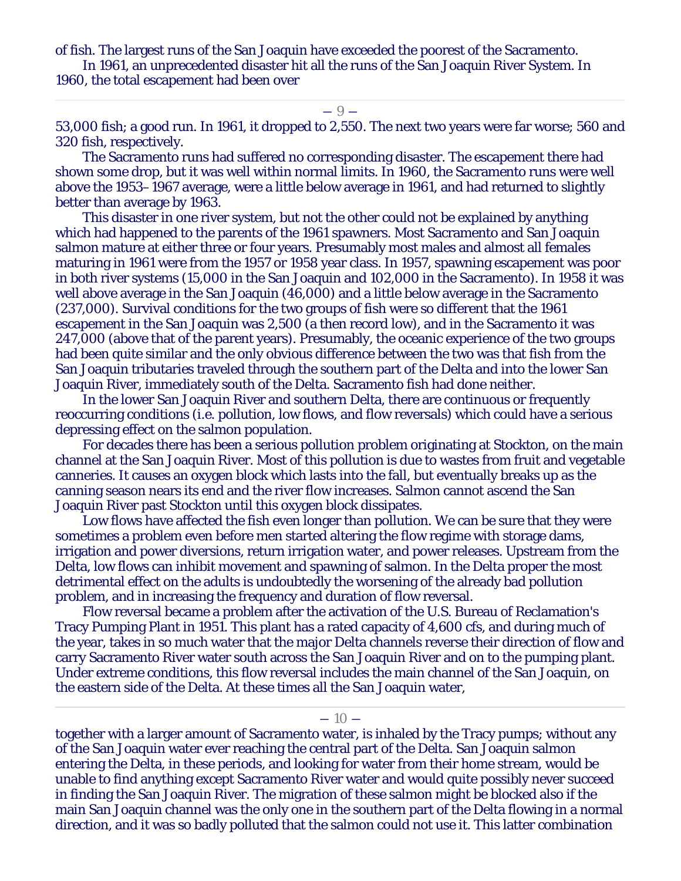of fish. The largest runs of the San Joaquin have exceeded the poorest of the Sacramento.

In 1961, an unprecedented disaster hit all the runs of the San Joaquin River System. In 1960, the total escapement had been over 53,000 fish; a good run. In 1961, it dropped to 2,550. The next two years were far worse; 560 and 320 fish, respectively.

The Sacramento runs had suffered no corresponding disaster. The escapement there had shown some drop, but it was well within normal limits. In 1960, the Sacramento runs were well above the 1953–1967 average, were a little below average in 1961, and had returned to slightly better than average by 1963.

This disaster in one river system, but not the other could not be explained by anything which had happened to the parents of the 1961 spawners. Most Sacramento and San Joaquin salmon mature at either three or four years. Presumably most males and almost all females maturing in 1961 were from the 1957 or 1958 year class. In 1957, spawning escapement was poor in both river systems (15,000 in the San Joaquin and 102,000 in the Sacramento). In 1958 it was well above average in the San Joaquin (46,000) and a little below average in the Sacramento (237,000). Survival conditions for the two groups of fish were so different that the 1961 escapement in the San Joaquin was 2,500 (a then record low), and in the Sacramento it was 247,000 (above that of the parent years). Presumably, the oceanic experience of the two groups had been quite similar and the only obvious difference between the two was that fish from the San Joaquin tributaries traveled through the southern part of the Delta and into the lower San Joaquin River, immediately south of the Delta. Sacramento fish had done neither.

In the lower San Joaquin River and southern Delta, there are continuous or frequently reoccurring conditions (i.e. pollution, low flows, and flow reversals) which could have a serious depressing effect on the salmon population.

For decades there has been a serious pollution problem originating at Stockton, on the main channel at the San Joaquin River. Most of this pollution is due to wastes from fruit and vegetable canneries. It causes an oxygen block which lasts into the fall, but eventually breaks up as the canning season nears its end and the river flow increases. Salmon cannot ascend the San Joaquin River past Stockton until this oxygen block dissipates.

Low flows have affected the fish even longer than pollution. We can be sure that they were sometimes a problem even before men started altering the flow regime with storage dams, irrigation and power diversions, return irrigation water, and power releases. Upstream from the Delta, low flows can inhibit movement and spawning of salmon. In the Delta proper the most detrimental effect on the adults is undoubtedly the worsening of the already bad pollution problem, and in increasing the frequency and duration of flow reversal.

Flow reversal became a problem after the activation of the U.S. Bureau of Reclamation's Tracy Pumping Plant in 1951. This plant has a rated capacity of 4,600 cfs, and during much of the year, takes in so much water that the major Delta channels reverse their direction of flow and carry Sacramento River water south across the San Joaquin River and on to the pumping plant. Under extreme conditions, this flow reversal includes the main channel of the San Joaquin, on the eastern side of the Delta. At these times all the San Joaquin water, together with a larger amount of Sacramento water, is inhaled by the Tracy pumps; without any of the San Joaquin water ever reaching the central part of the Delta. San Joaquin salmon entering the Delta, in these periods, and looking for water from their home stream, would be unable to find anything except Sacramento River water and would quite possibly never succeed in finding the San Joaquin River. The migration of these salmon might be blocked also if the main San Joaquin channel was the only one in the southern part of the Delta flowing in a normal direction, and it was so badly polluted that the salmon could not use it. This latter combination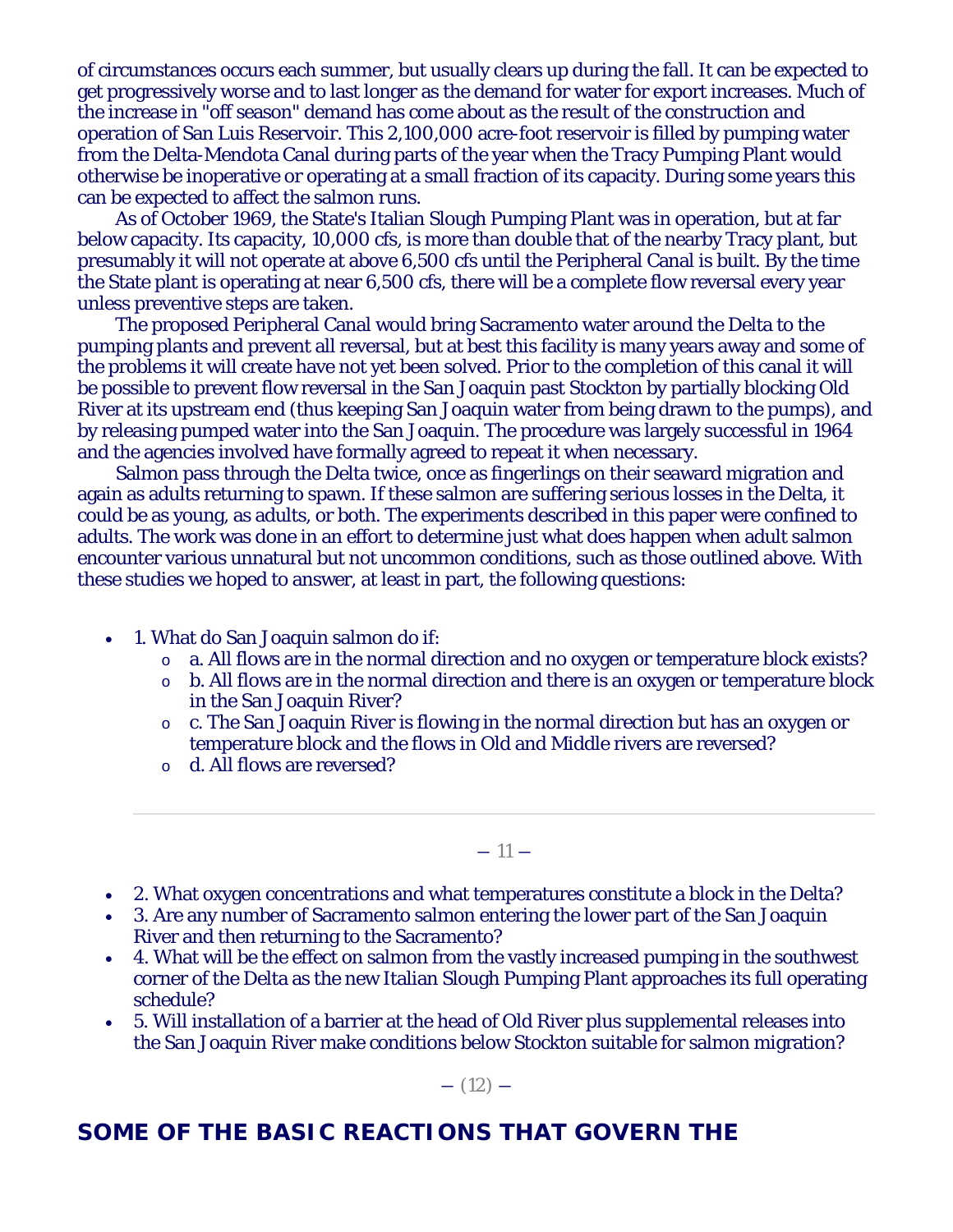of circumstances occurs each summer, but usually clears up during the fall. It can be expected to get progressively worse and to last longer as the demand for water for export increases. Much of the increase in "off season" demand has come about as the result of the construction and operation of San Luis Reservoir. This 2,100,000 acre-foot reservoir is filled by pumping water from the Delta-Mendota Canal during parts of the year when the Tracy Pumping Plant would otherwise be inoperative or operating at a small fraction of its capacity. During some years this can be expected to affect the salmon runs.

As of October 1969, the State's Italian Slough Pumping Plant was in operation, but at far below capacity. Its capacity, 10,000 cfs, is more than double that of the nearby Tracy plant, but presumably it will not operate at above 6,500 cfs until the Peripheral Canal is built. By the time the State plant is operating at near 6,500 cfs, there will be a complete flow reversal every year unless preventive steps are taken.

The proposed Peripheral Canal would bring Sacramento water around the Delta to the pumping plants and prevent all reversal, but at best this facility is many years away and some of the problems it will create have not yet been solved. Prior to the completion of this canal it will be possible to prevent flow reversal in the San Joaquin past Stockton by partially blocking Old River at its upstream end (thus keeping San Joaquin water from being drawn to the pumps), and by releasing pumped water into the San Joaquin. The procedure was largely successful in 1964 and the agencies involved have formally agreed to repeat it when necessary.

Salmon pass through the Delta twice, once as fingerlings on their seaward migration and again as adults returning to spawn. If these salmon are suffering serious losses in the Delta, it could be as young, as adults, or both. The experiments described in this paper were confined to adults. The work was done in an effort to determine just what does happen when adult salmon encounter various unnatural but not uncommon conditions, such as those outlined above. With these studies we hoped to answer, at least in part, the following questions:

- 1. What do San Joaquin salmon do if:
  - a. All flows are in the normal direction and no oxygen or temperature block exists?
  - b. All flows are in the normal direction and there is an oxygen or temperature block in the San Joaquin River?
  - c. The San Joaquin River is flowing in the normal direction but has an oxygen or temperature block and the flows in Old and Middle rivers are reversed?
  - d. All flows are reversed?
- 2. What oxygen concentrations and what temperatures constitute a block in the Delta?
- 3. Are any number of Sacramento salmon entering the lower part of the San Joaquin River and then returning to the Sacramento?
- 4. What will be the effect on salmon from the vastly increased pumping in the southwest corner of the Delta as the new Italian Slough Pumping Plant approaches its full operating schedule?
- 5. Will installation of a barrier at the head of Old River plus supplemental releases into the San Joaquin River make conditions below Stockton suitable for salmon migration?

## SOME OF THE BASIC REACTIONS THAT GOVERN THE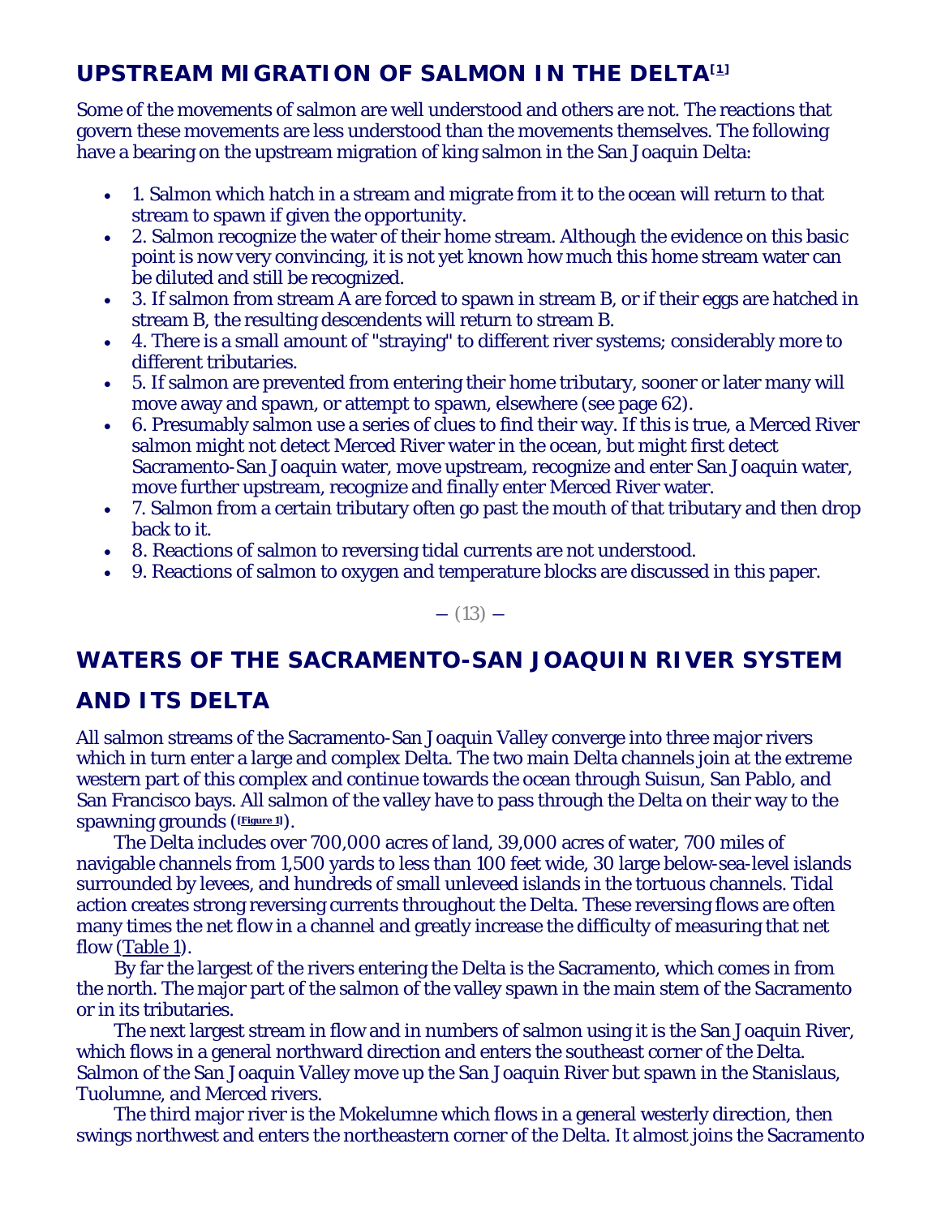## UPSTREAM MIGRATION OF SALMON IN THE DELTA[1]

Some of the movements of salmon are well understood and others are not. The reactions that govern these movements are less understood than the movements themselves. The following have a bearing on the upstream migration of king salmon in the San Joaquin Delta:

- 1. Salmon which hatch in a stream and migrate from it to the ocean will return to that stream to spawn if given the opportunity.
- 2. Salmon recognize the water of their home stream. Although the evidence on this basic point is now very convincing, it is not yet known how much this home stream water can be diluted and still be recognized.
- 3. If salmon from stream A are forced to spawn in stream B, or if their eggs are hatched in stream B, the resulting descendents will return to stream B.
- 4. There is a small amount of "straying" to different river systems; considerably more to different tributaries.
- 5. If salmon are prevented from entering their home tributary, sooner or later many will move away and spawn, or attempt to spawn, elsewhere (see page 62).
- 6. Presumably salmon use a series of clues to find their way. If this is true, a Merced River salmon might not detect Merced River water in the ocean, but might first detect Sacramento-San Joaquin water, move upstream, recognize and enter San Joaquin water, move further upstream, recognize and finally enter Merced River water.
- 7. Salmon from a certain tributary often go past the mouth of that tributary and then drop back to it.
- 8. Reactions of salmon to reversing tidal currents are not understood.
- 9. Reactions of salmon to oxygen and temperature blocks are discussed in this paper.

## WATERS OF THE SACRAMENTO-SAN JOAQUIN RIVER SYSTEM AND ITS DELTA

All salmon streams of the Sacramento-San Joaquin Valley converge into three major rivers which in turn enter a large and complex Delta. The two main Delta channels join at the extreme western part of this complex and continue towards the ocean through Suisun, San Pablo, and San Francisco bays. All salmon of the valley have to pass through the Delta on their way to the spawning grounds ([Figure 1]).

The Delta includes over 700,000 acres of land, 39,000 acres of water, 700 miles of navigable channels from 1,500 yards to less than 100 feet wide, 30 large below-sea-level islands surrounded by levees, and hundreds of small unleveed islands in the tortuous channels. Tidal action creates strong reversing currents throughout the Delta. These reversing flows are often many times the net flow in a channel and greatly increase the difficulty of measuring that net flow (Table 1).

By far the largest of the rivers entering the Delta is the Sacramento, which comes in from the north. The major part of the salmon of the valley spawn in the main stem of the Sacramento or in its tributaries.

The next largest stream in flow and in numbers of salmon using it is the San Joaquin River, which flows in a general northward direction and enters the southeast corner of the Delta. Salmon of the San Joaquin Valley move up the San Joaquin River but spawn in the Stanislaus, Tuolumne, and Merced rivers.

The third major river is the Mokelumne which flows in a general westerly direction, then swings northwest and enters the northeastern corner of the Delta. It almost joins the Sacramento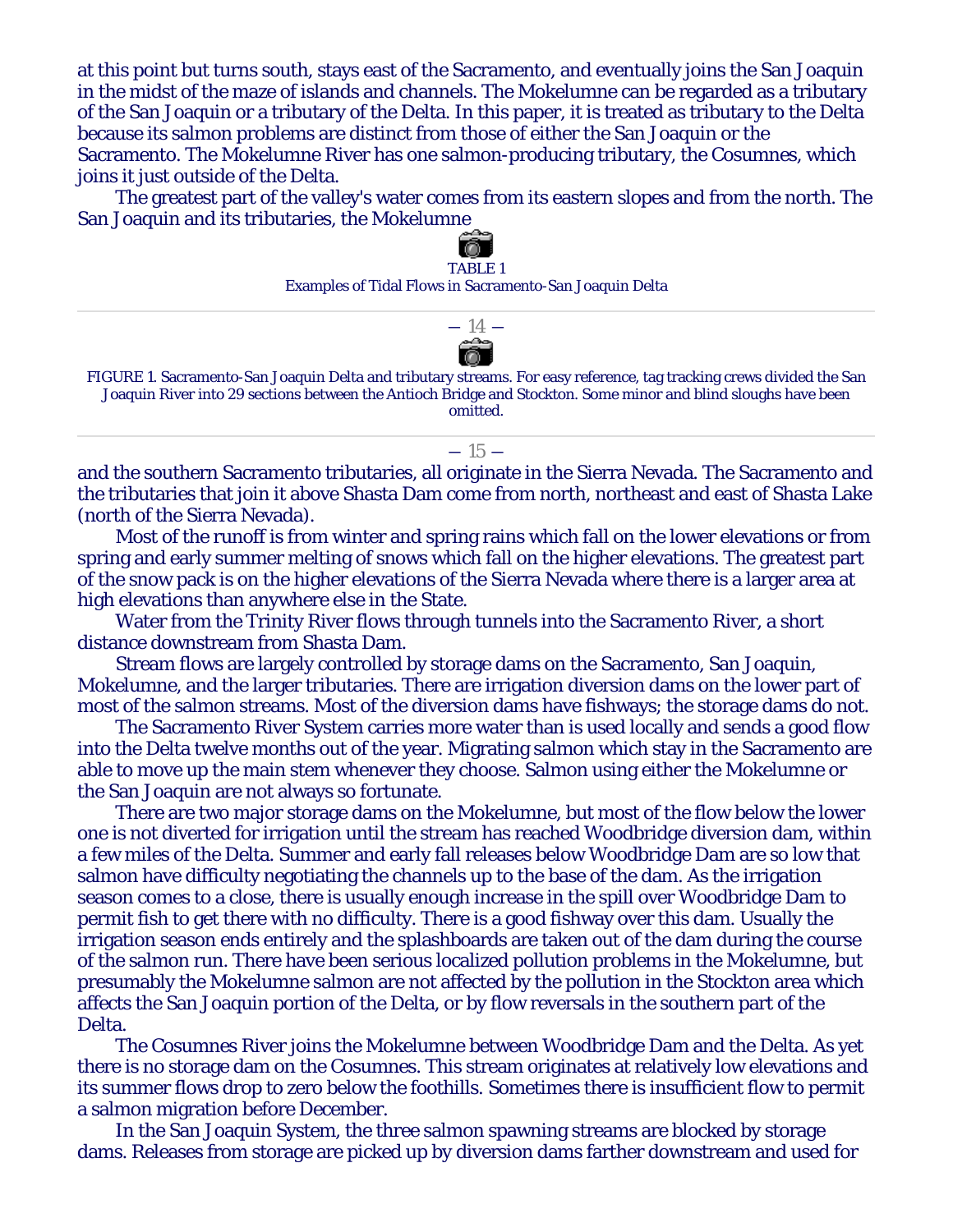at this point but turns south, stays east of the Sacramento, and eventually joins the San Joaquin in the midst of the maze of islands and channels. The Mokelumne can be regarded as a tributary of the San Joaquin or a tributary of the Delta. In this paper, it is treated as tributary to the Delta because its salmon problems are distinct from those of either the San Joaquin or the Sacramento. The Mokelumne River has one salmon-producing tributary, the Cosumnes, which joins it just outside of the Delta.

The greatest part of the valley's water comes from its eastern slopes and from the north. The San Joaquin and its tributaries, the Mokelumne

TABLE 1
Examples of Tidal Flows in Sacramento-San Joaquin Delta

FIGURE 1. Sacramento-San Joaquin Delta and tributary streams. For easy reference, tag tracking crews divided the San Joaquin River into 29 sections between the Antioch Bridge and Stockton. Some minor and blind sloughs have been omitted.

and the southern Sacramento tributaries, all originate in the Sierra Nevada. The Sacramento and the tributaries that join it above Shasta Dam come from north, northeast and east of Shasta Lake (north of the Sierra Nevada).

Most of the runoff is from winter and spring rains which fall on the lower elevations or from spring and early summer melting of snows which fall on the higher elevations. The greatest part of the snow pack is on the higher elevations of the Sierra Nevada where there is a larger area at high elevations than anywhere else in the State.

Water from the Trinity River flows through tunnels into the Sacramento River, a short distance downstream from Shasta Dam.

Stream flows are largely controlled by storage dams on the Sacramento, San Joaquin, Mokelumne, and the larger tributaries. There are irrigation diversion dams on the lower part of most of the salmon streams. Most of the diversion dams have fishways; the storage dams do not.

The Sacramento River System carries more water than is used locally and sends a good flow into the Delta twelve months out of the year. Migrating salmon which stay in the Sacramento are able to move up the main stem whenever they choose. Salmon using either the Mokelumne or the San Joaquin are not always so fortunate.

There are two major storage dams on the Mokelumne, but most of the flow below the lower one is not diverted for irrigation until the stream has reached Woodbridge diversion dam, within a few miles of the Delta. Summer and early fall releases below Woodbridge Dam are so low that salmon have difficulty negotiating the channels up to the base of the dam. As the irrigation season comes to a close, there is usually enough increase in the spill over Woodbridge Dam to permit fish to get there with no difficulty. There is a good fishway over this dam. Usually the irrigation season ends entirely and the splashboards are taken out of the dam during the course of the salmon run. There have been serious localized pollution problems in the Mokelumne, but presumably the Mokelumne salmon are not affected by the pollution in the Stockton area which affects the San Joaquin portion of the Delta, or by flow reversals in the southern part of the Delta.

The Cosumnes River joins the Mokelumne between Woodbridge Dam and the Delta. As yet there is no storage dam on the Cosumnes. This stream originates at relatively low elevations and its summer flows drop to zero below the foothills. Sometimes there is insufficient flow to permit a salmon migration before December.

In the San Joaquin System, the three salmon spawning streams are blocked by storage dams. Releases from storage are picked up by diversion dams farther downstream and used for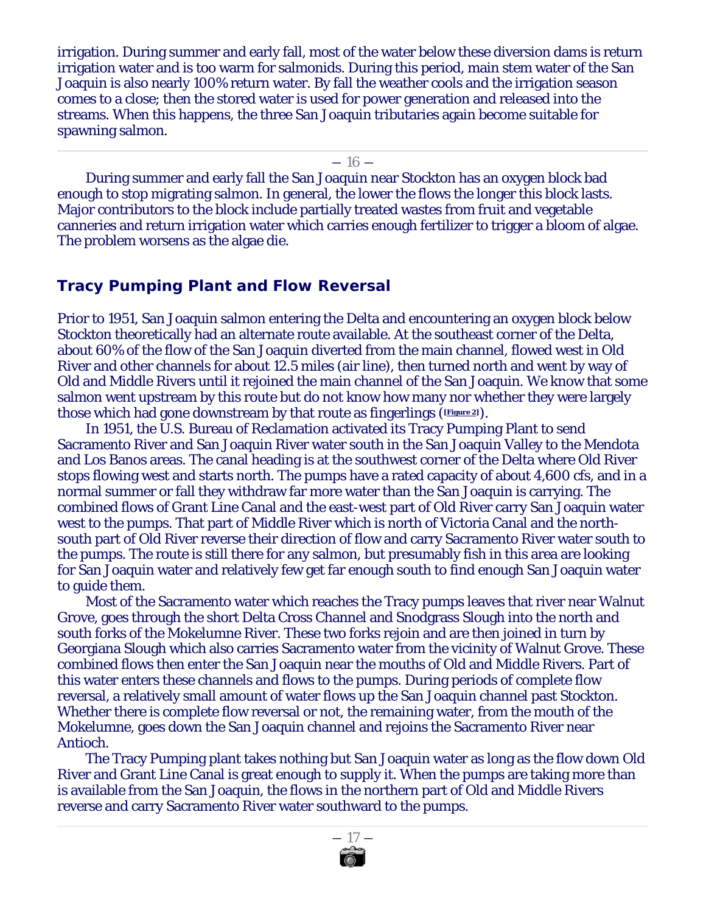irrigation. During summer and early fall, most of the water below these diversion dams is return irrigation water and is too warm for salmonids. During this period, main stem water of the San Joaquin is also nearly 100% return water. By fall the weather cools and the irrigation season comes to a close; then the stored water is used for power generation and released into the streams. When this happens, the three San Joaquin tributaries again become suitable for spawning salmon.

During summer and early fall the San Joaquin near Stockton has an oxygen block bad enough to stop migrating salmon. In general, the lower the flows the longer this block lasts. Major contributors to the block include partially treated wastes from fruit and vegetable canneries and return irrigation water which carries enough fertilizer to trigger a bloom of algae. The problem worsens as the algae die.

## Tracy Pumping Plant and Flow Reversal

Prior to 1951, San Joaquin salmon entering the Delta and encountering an oxygen block below Stockton theoretically had an alternate route available. At the southeast corner of the Delta, about 60% of the flow of the San Joaquin diverted from the main channel, flowed west in Old River and other channels for about 12.5 miles (air line), then turned north and went by way of Old and Middle Rivers until it rejoined the main channel of the San Joaquin. We know that some salmon went upstream by this route but do not know how many nor whether they were largely those which had gone downstream by that route as fingerlings ([Figure 2]).

In 1951, the U.S. Bureau of Reclamation activated its Tracy Pumping Plant to send Sacramento River and San Joaquin River water south in the San Joaquin Valley to the Mendota and Los Banos areas. The canal heading is at the southwest corner of the Delta where Old River stops flowing west and starts north. The pumps have a rated capacity of about 4,600 cfs, and in a normal summer or fall they withdraw far more water than the San Joaquin is carrying. The combined flows of Grant Line Canal and the east-west part of Old River carry San Joaquin water west to the pumps. That part of Middle River which is north of Victoria Canal and the north-south part of Old River reverse their direction of flow and carry Sacramento River water south to the pumps. The route is still there for any salmon, but presumably fish in this area are looking for San Joaquin water and relatively few get far enough south to find enough San Joaquin water to guide them.

Most of the Sacramento water which reaches the Tracy pumps leaves that river near Walnut Grove, goes through the short Delta Cross Channel and Snodgrass Slough into the north and south forks of the Mokelumne River. These two forks rejoin and are then joined in turn by Georgiana Slough which also carries Sacramento water from the vicinity of Walnut Grove. These combined flows then enter the San Joaquin near the mouths of Old and Middle Rivers. Part of this water enters these channels and flows to the pumps. During periods of complete flow reversal, a relatively small amount of water flows up the San Joaquin channel past Stockton. Whether there is complete flow reversal or not, the remaining water, from the mouth of the Mokelumne, goes down the San Joaquin channel and rejoins the Sacramento River near Antioch.

The Tracy Pumping plant takes nothing but San Joaquin water as long as the flow down Old River and Grant Line Canal is great enough to supply it. When the pumps are taking more than is available from the San Joaquin, the flows in the northern part of Old and Middle Rivers reverse and carry Sacramento River water southward to the pumps.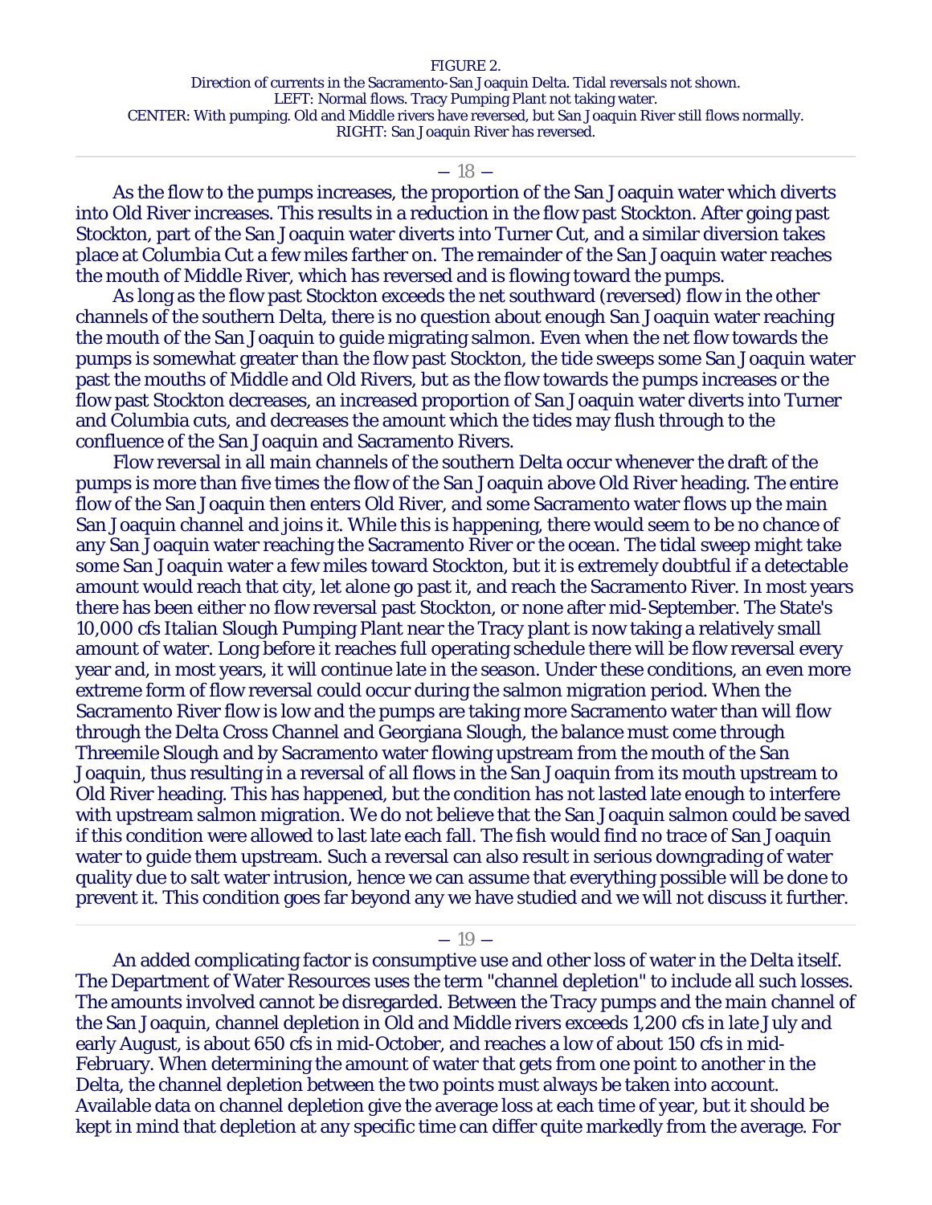FIGURE 2.
Direction of currents in the Sacramento-San Joaquin Delta. Tidal reversals not shown.
LEFT: Normal flows. Tracy Pumping Plant not taking water.
CENTER: With pumping. Old and Middle rivers have reversed, but San Joaquin River still flows normally.
RIGHT: San Joaquin River has reversed.

---

As the flow to the pumps increases, the proportion of the San Joaquin water which diverts into Old River increases. This results in a reduction in the flow past Stockton. After going past Stockton, part of the San Joaquin water diverts into Turner Cut, and a similar diversion takes place at Columbia Cut a few miles farther on. The remainder of the San Joaquin water reaches the mouth of Middle River, which has reversed and is flowing toward the pumps.

As long as the flow past Stockton exceeds the net southward (reversed) flow in the other channels of the southern Delta, there is no question about enough San Joaquin water reaching the mouth of the San Joaquin to guide migrating salmon. Even when the net flow towards the pumps is somewhat greater than the flow past Stockton, the tide sweeps some San Joaquin water past the mouths of Middle and Old Rivers, but as the flow towards the pumps increases or the flow past Stockton decreases, an increased proportion of San Joaquin water diverts into Turner and Columbia cuts, and decreases the amount which the tides may flush through to the confluence of the San Joaquin and Sacramento Rivers.

Flow reversal in all main channels of the southern Delta occur whenever the draft of the pumps is more than five times the flow of the San Joaquin above Old River heading. The entire flow of the San Joaquin then enters Old River, and some Sacramento water flows up the main San Joaquin channel and joins it. While this is happening, there would seem to be no chance of any San Joaquin water reaching the Sacramento River or the ocean. The tidal sweep might take some San Joaquin water a few miles toward Stockton, but it is extremely doubtful if a detectable amount would reach that city, let alone go past it, and reach the Sacramento River. In most years there has been either no flow reversal past Stockton, or none after mid-September. The State's 10,000 cfs Italian Slough Pumping Plant near the Tracy plant is now taking a relatively small amount of water. Long before it reaches full operating schedule there will be flow reversal every year and, in most years, it will continue late in the season. Under these conditions, an even more extreme form of flow reversal could occur during the salmon migration period. When the Sacramento River flow is low and the pumps are taking more Sacramento water than will flow through the Delta Cross Channel and Georgiana Slough, the balance must come through Threemile Slough and by Sacramento water flowing upstream from the mouth of the San Joaquin, thus resulting in a reversal of all flows in the San Joaquin from its mouth upstream to Old River heading. This has happened, but the condition has not lasted late enough to interfere with upstream salmon migration. We do not believe that the San Joaquin salmon could be saved if this condition were allowed to last late each fall. The fish would find no trace of San Joaquin water to guide them upstream. Such a reversal can also result in serious downgrading of water quality due to salt water intrusion, hence we can assume that everything possible will be done to prevent it. This condition goes far beyond any we have studied and we will not discuss it further.

---

An added complicating factor is consumptive use and other loss of water in the Delta itself. The Department of Water Resources uses the term "channel depletion" to include all such losses. The amounts involved cannot be disregarded. Between the Tracy pumps and the main channel of the San Joaquin, channel depletion in Old and Middle rivers exceeds 1,200 cfs in late July and early August, is about 650 cfs in mid-October, and reaches a low of about 150 cfs in mid-February. When determining the amount of water that gets from one point to another in the Delta, the channel depletion between the two points must always be taken into account. Available data on channel depletion give the average loss at each time of year, but it should be kept in mind that depletion at any specific time can differ quite markedly from the average. For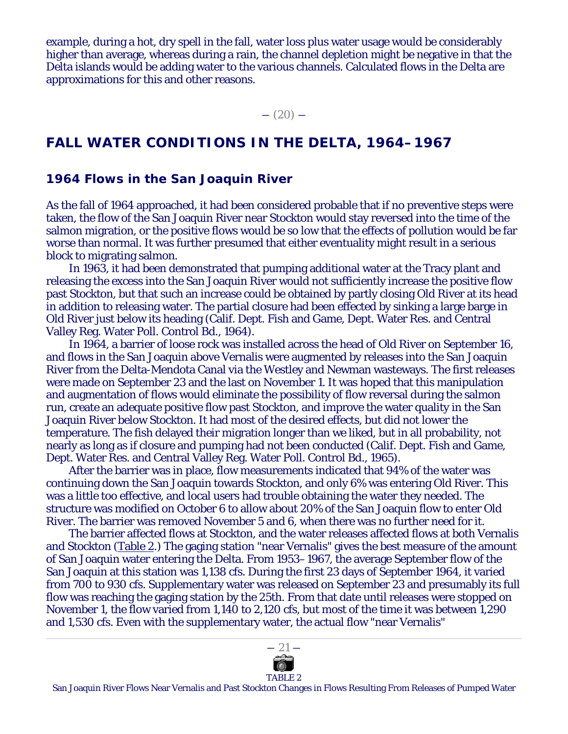example, during a hot, dry spell in the fall, water loss plus water usage would be considerably higher than average, whereas during a rain, the channel depletion might be negative in that the Delta islands would be adding water to the various channels. Calculated flows in the Delta are approximations for this and other reasons.

## FALL WATER CONDITIONS IN THE DELTA, 1964–1967

### 1964 Flows in the San Joaquin River

As the fall of 1964 approached, it had been considered probable that if no preventive steps were taken, the flow of the San Joaquin River near Stockton would stay reversed into the time of the salmon migration, or the positive flows would be so low that the effects of pollution would be far worse than normal. It was further presumed that either eventuality might result in a serious block to migrating salmon.

In 1963, it had been demonstrated that pumping additional water at the Tracy plant and releasing the excess into the San Joaquin River would not sufficiently increase the positive flow past Stockton, but that such an increase could be obtained by partly closing Old River at its head in addition to releasing water. The partial closure had been effected by sinking a large barge in Old River just below its heading (Calif. Dept. Fish and Game, Dept. Water Res. and Central Valley Reg. Water Poll. Control Bd., 1964).

In 1964, a barrier of loose rock was installed across the head of Old River on September 16, and flows in the San Joaquin above Vernalis were augmented by releases into the San Joaquin River from the Delta-Mendota Canal via the Westley and Newman wasteways. The first releases were made on September 23 and the last on November 1. It was hoped that this manipulation and augmentation of flows would eliminate the possibility of flow reversal during the salmon run, create an adequate positive flow past Stockton, and improve the water quality in the San Joaquin River below Stockton. It had most of the desired effects, but did not lower the temperature. The fish delayed their migration longer than we liked, but in all probability, not nearly as long as if closure and pumping had not been conducted (Calif. Dept. Fish and Game, Dept. Water Res. and Central Valley Reg. Water Poll. Control Bd., 1965).

After the barrier was in place, flow measurements indicated that 94% of the water was continuing down the San Joaquin towards Stockton, and only 6% was entering Old River. This was a little too effective, and local users had trouble obtaining the water they needed. The structure was modified on October 6 to allow about 20% of the San Joaquin flow to enter Old River. The barrier was removed November 5 and 6, when there was no further need for it.

The barrier affected flows at Stockton, and the water releases affected flows at both Vernalis and Stockton (Table 2.) The gaging station "near Vernalis" gives the best measure of the amount of San Joaquin water entering the Delta. From 1953–1967, the average September flow of the San Joaquin at this station was 1,138 cfs. During the first 23 days of September 1964, it varied from 700 to 930 cfs. Supplementary water was released on September 23 and presumably its full flow was reaching the gaging station by the 25th. From that date until releases were stopped on November 1, the flow varied from 1,140 to 2,120 cfs, but most of the time it was between 1,290 and 1,530 cfs. Even with the supplementary water, the actual flow "near Vernalis"

TABLE 2

San Joaquin River Flows Near Vernalis and Past Stockton Changes in Flows Resulting From Releases of Pumped Water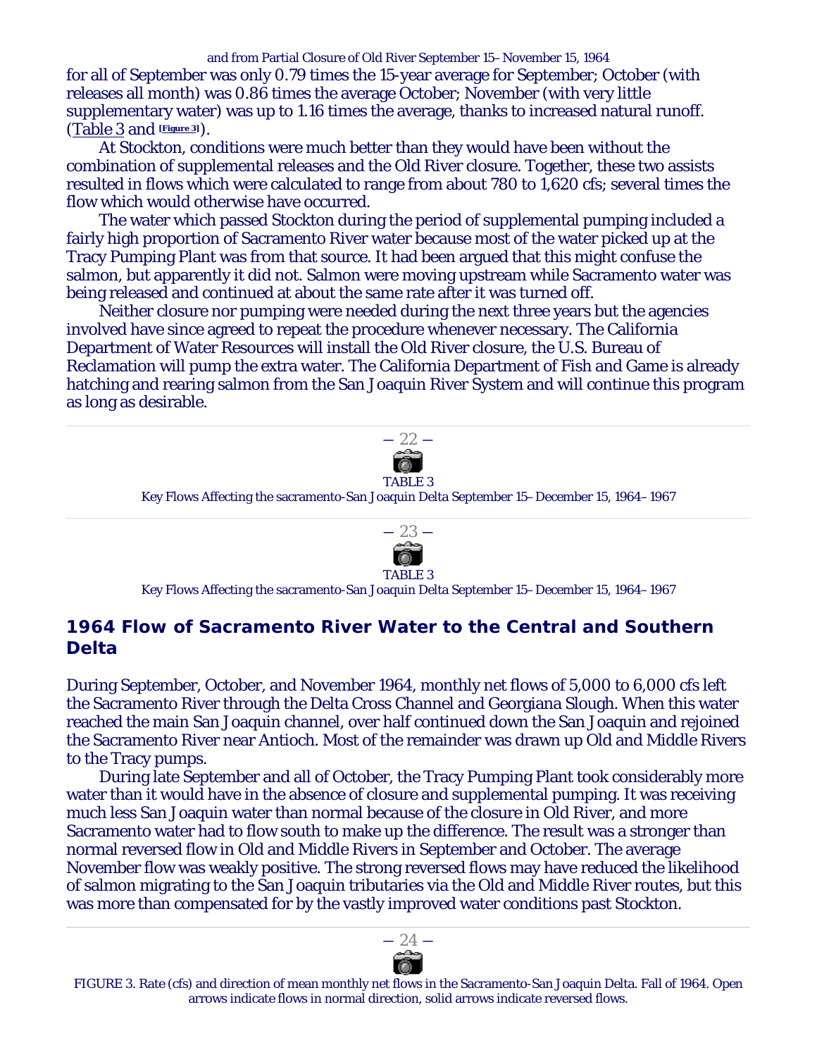for all of September was only 0.79 times the 15-year average for September; October (with releases all month) was 0.86 times the average October; November (with very little supplementary water) was up to 1.16 times the average, thanks to increased natural runoff. (Table 3 and [Figure 3]).

At Stockton, conditions were much better than they would have been without the combination of supplemental releases and the Old River closure. Together, these two assists resulted in flows which were calculated to range from about 780 to 1,620 cfs; several times the flow which would otherwise have occurred.

The water which passed Stockton during the period of supplemental pumping included a fairly high proportion of Sacramento River water because most of the water picked up at the Tracy Pumping Plant was from that source. It had been argued that this might confuse the salmon, but apparently it did not. Salmon were moving upstream while Sacramento water was being released and continued at about the same rate after it was turned off.

Neither closure nor pumping were needed during the next three years but the agencies involved have since agreed to repeat the procedure whenever necessary. The California Department of Water Resources will install the Old River closure, the U.S. Bureau of Reclamation will pump the extra water. The California Department of Fish and Game is already hatching and rearing salmon from the San Joaquin River System and will continue this program as long as desirable.

TABLE 3

Key Flows Affecting the sacramento-San Joaquin Delta September 15–December 15, 1964–1967

TABLE 3

Key Flows Affecting the sacramento-San Joaquin Delta September 15–December 15, 1964–1967

## 1964 Flow of Sacramento River Water to the Central and Southern Delta

During September, October, and November 1964, monthly net flows of 5,000 to 6,000 cfs left the Sacramento River through the Delta Cross Channel and Georgiana Slough. When this water reached the main San Joaquin channel, over half continued down the San Joaquin and rejoined the Sacramento River near Antioch. Most of the remainder was drawn up Old and Middle Rivers to the Tracy pumps.

During late September and all of October, the Tracy Pumping Plant took considerably more water than it would have in the absence of closure and supplemental pumping. It was receiving much less San Joaquin water than normal because of the closure in Old River, and more Sacramento water had to flow south to make up the difference. The result was a stronger than normal reversed flow in Old and Middle Rivers in September and October. The average November flow was weakly positive. The strong reversed flows may have reduced the likelihood of salmon migrating to the San Joaquin tributaries via the Old and Middle River routes, but this was more than compensated for by the vastly improved water conditions past Stockton.

FIGURE 3. Rate (cfs) and direction of mean monthly net flows in the Sacramento-San Joaquin Delta. Fall of 1964. Open arrows indicate flows in normal direction, solid arrows indicate reversed flows.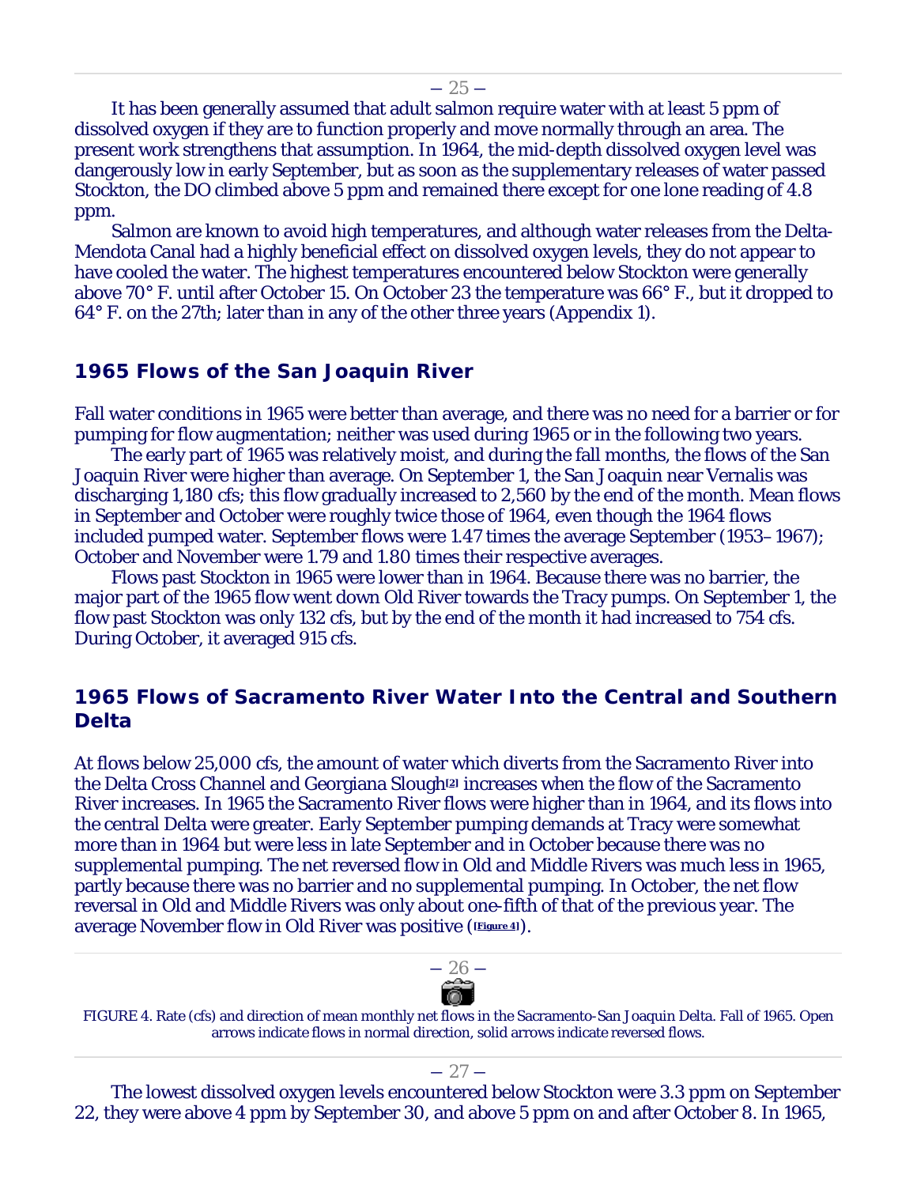It has been generally assumed that adult salmon require water with at least 5 ppm of dissolved oxygen if they are to function properly and move normally through an area. The present work strengthens that assumption. In 1964, the mid-depth dissolved oxygen level was dangerously low in early September, but as soon as the supplementary releases of water passed Stockton, the DO climbed above 5 ppm and remained there except for one lone reading of 4.8 ppm.

Salmon are known to avoid high temperatures, and although water releases from the Delta-Mendota Canal had a highly beneficial effect on dissolved oxygen levels, they do not appear to have cooled the water. The highest temperatures encountered below Stockton were generally above 70° F. until after October 15. On October 23 the temperature was 66° F., but it dropped to 64° F. on the 27th; later than in any of the other three years (Appendix 1).

## 1965 Flows of the San Joaquin River

Fall water conditions in 1965 were better than average, and there was no need for a barrier or for pumping for flow augmentation; neither was used during 1965 or in the following two years.

The early part of 1965 was relatively moist, and during the fall months, the flows of the San Joaquin River were higher than average. On September 1, the San Joaquin near Vernalis was discharging 1,180 cfs; this flow gradually increased to 2,560 by the end of the month. Mean flows in September and October were roughly twice those of 1964, even though the 1964 flows included pumped water. September flows were 1.47 times the average September (1953–1967); October and November were 1.79 and 1.80 times their respective averages.

Flows past Stockton in 1965 were lower than in 1964. Because there was no barrier, the major part of the 1965 flow went down Old River towards the Tracy pumps. On September 1, the flow past Stockton was only 132 cfs, but by the end of the month it had increased to 754 cfs. During October, it averaged 915 cfs.

## 1965 Flows of Sacramento River Water Into the Central and Southern Delta

At flows below 25,000 cfs, the amount of water which diverts from the Sacramento River into the Delta Cross Channel and Georgiana Slough[2] increases when the flow of the Sacramento River increases. In 1965 the Sacramento River flows were higher than in 1964, and its flows into the central Delta were greater. Early September pumping demands at Tracy were somewhat more than in 1964 but were less in late September and in October because there was no supplemental pumping. The net reversed flow in Old and Middle Rivers was much less in 1965, partly because there was no barrier and no supplemental pumping. In October, the net flow reversal in Old and Middle Rivers was only about one-fifth of that of the previous year. The average November flow in Old River was positive ([Figure 4]).

FIGURE 4. Rate (cfs) and direction of mean monthly net flows in the Sacramento-San Joaquin Delta. Fall of 1965. Open arrows indicate flows in normal direction, solid arrows indicate reversed flows.

The lowest dissolved oxygen levels encountered below Stockton were 3.3 ppm on September 22, they were above 4 ppm by September 30, and above 5 ppm on and after October 8. In 1965,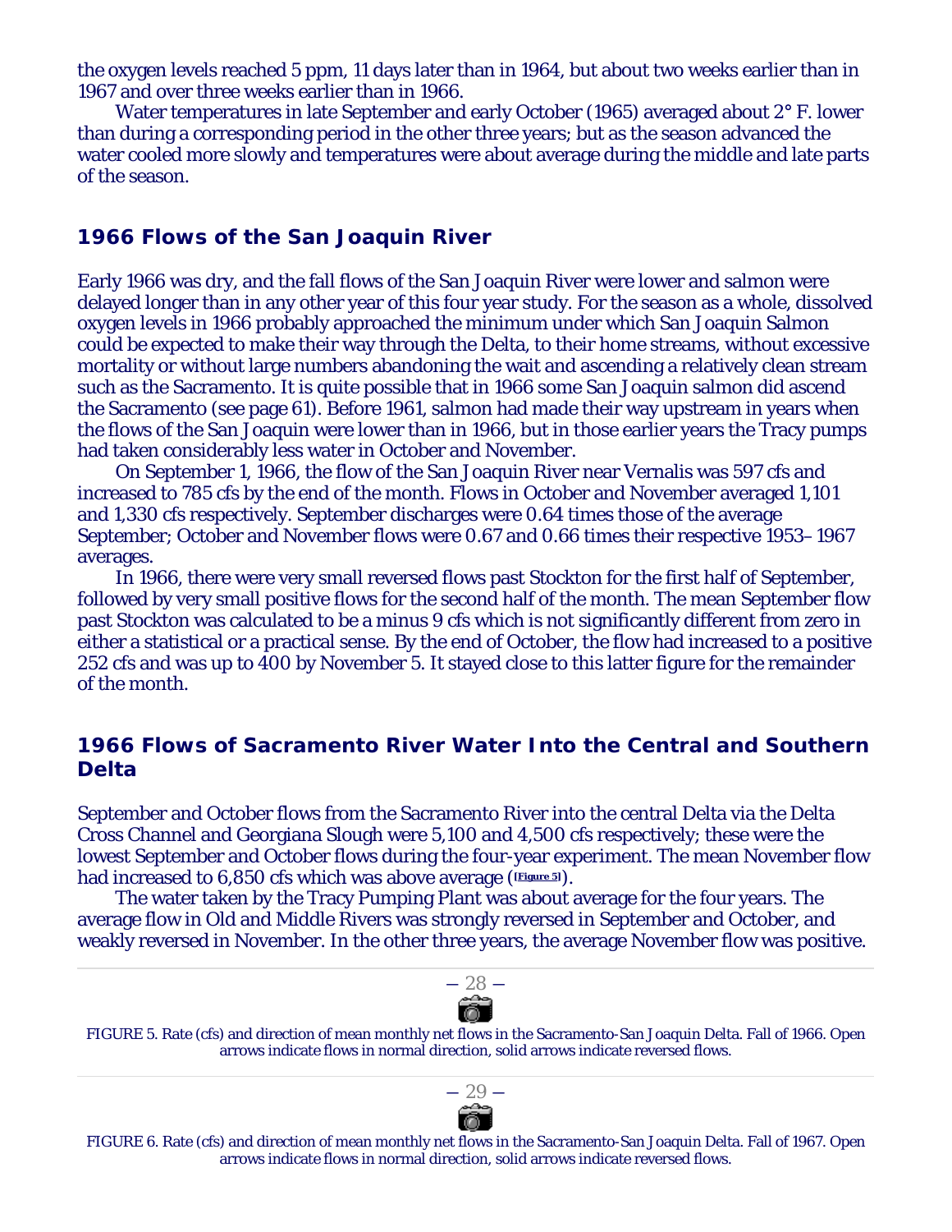the oxygen levels reached 5 ppm, 11 days later than in 1964, but about two weeks earlier than in 1967 and over three weeks earlier than in 1966.

Water temperatures in late September and early October (1965) averaged about 2° F. lower than during a corresponding period in the other three years; but as the season advanced the water cooled more slowly and temperatures were about average during the middle and late parts of the season.

### 1966 Flows of the San Joaquin River

Early 1966 was dry, and the fall flows of the San Joaquin River were lower and salmon were delayed longer than in any other year of this four year study. For the season as a whole, dissolved oxygen levels in 1966 probably approached the minimum under which San Joaquin Salmon could be expected to make their way through the Delta, to their home streams, without excessive mortality or without large numbers abandoning the wait and ascending a relatively clean stream such as the Sacramento. It is quite possible that in 1966 some San Joaquin salmon did ascend the Sacramento (see page 61). Before 1961, salmon had made their way upstream in years when the flows of the San Joaquin were lower than in 1966, but in those earlier years the Tracy pumps had taken considerably less water in October and November.

On September 1, 1966, the flow of the San Joaquin River near Vernalis was 597 cfs and increased to 785 cfs by the end of the month. Flows in October and November averaged 1,101 and 1,330 cfs respectively. September discharges were 0.64 times those of the average September; October and November flows were 0.67 and 0.66 times their respective 1953–1967 averages.

In 1966, there were very small reversed flows past Stockton for the first half of September, followed by very small positive flows for the second half of the month. The mean September flow past Stockton was calculated to be a minus 9 cfs which is not significantly different from zero in either a statistical or a practical sense. By the end of October, the flow had increased to a positive 252 cfs and was up to 400 by November 5. It stayed close to this latter figure for the remainder of the month.

### 1966 Flows of Sacramento River Water Into the Central and Southern Delta

September and October flows from the Sacramento River into the central Delta via the Delta Cross Channel and Georgiana Slough were 5,100 and 4,500 cfs respectively; these were the lowest September and October flows during the four-year experiment. The mean November flow had increased to 6,850 cfs which was above average ([Figure 5]).

The water taken by the Tracy Pumping Plant was about average for the four years. The average flow in Old and Middle Rivers was strongly reversed in September and October, and weakly reversed in November. In the other three years, the average November flow was positive.

FIGURE 5. Rate (cfs) and direction of mean monthly net flows in the Sacramento-San Joaquin Delta. Fall of 1966. Open arrows indicate flows in normal direction, solid arrows indicate reversed flows.

FIGURE 6. Rate (cfs) and direction of mean monthly net flows in the Sacramento-San Joaquin Delta. Fall of 1967. Open arrows indicate flows in normal direction, solid arrows indicate reversed flows.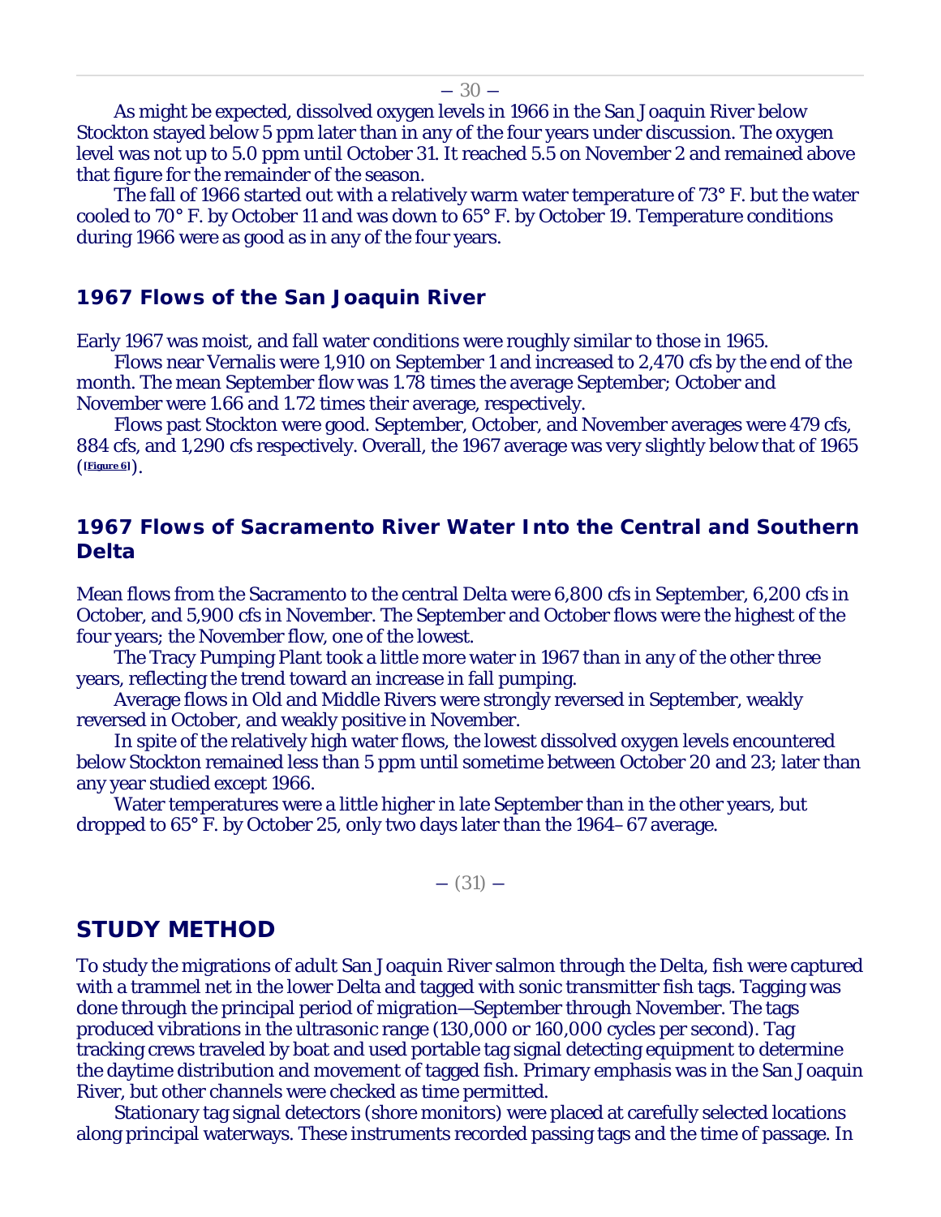As might be expected, dissolved oxygen levels in 1966 in the San Joaquin River below Stockton stayed below 5 ppm later than in any of the four years under discussion. The oxygen level was not up to 5.0 ppm until October 31. It reached 5.5 on November 2 and remained above that figure for the remainder of the season.

The fall of 1966 started out with a relatively warm water temperature of 73° F. but the water cooled to 70° F. by October 11 and was down to 65° F. by October 19. Temperature conditions during 1966 were as good as in any of the four years.

### 1967 Flows of the San Joaquin River

Early 1967 was moist, and fall water conditions were roughly similar to those in 1965.

Flows near Vernalis were 1,910 on September 1 and increased to 2,470 cfs by the end of the month. The mean September flow was 1.78 times the average September; October and November were 1.66 and 1.72 times their average, respectively.

Flows past Stockton were good. September, October, and November averages were 479 cfs, 884 cfs, and 1,290 cfs respectively. Overall, the 1967 average was very slightly below that of 1965 ([Figure 6]).

### 1967 Flows of Sacramento River Water Into the Central and Southern Delta

Mean flows from the Sacramento to the central Delta were 6,800 cfs in September, 6,200 cfs in October, and 5,900 cfs in November. The September and October flows were the highest of the four years; the November flow, one of the lowest.

The Tracy Pumping Plant took a little more water in 1967 than in any of the other three years, reflecting the trend toward an increase in fall pumping.

Average flows in Old and Middle Rivers were strongly reversed in September, weakly reversed in October, and weakly positive in November.

In spite of the relatively high water flows, the lowest dissolved oxygen levels encountered below Stockton remained less than 5 ppm until sometime between October 20 and 23; later than any year studied except 1966.

Water temperatures were a little higher in late September than in the other years, but dropped to 65° F. by October 25, only two days later than the 1964–67 average.

## STUDY METHOD

To study the migrations of adult San Joaquin River salmon through the Delta, fish were captured with a trammel net in the lower Delta and tagged with sonic transmitter fish tags. Tagging was done through the principal period of migration—September through November. The tags produced vibrations in the ultrasonic range (130,000 or 160,000 cycles per second). Tag tracking crews traveled by boat and used portable tag signal detecting equipment to determine the daytime distribution and movement of tagged fish. Primary emphasis was in the San Joaquin River, but other channels were checked as time permitted.

Stationary tag signal detectors (shore monitors) were placed at carefully selected locations along principal waterways. These instruments recorded passing tags and the time of passage. In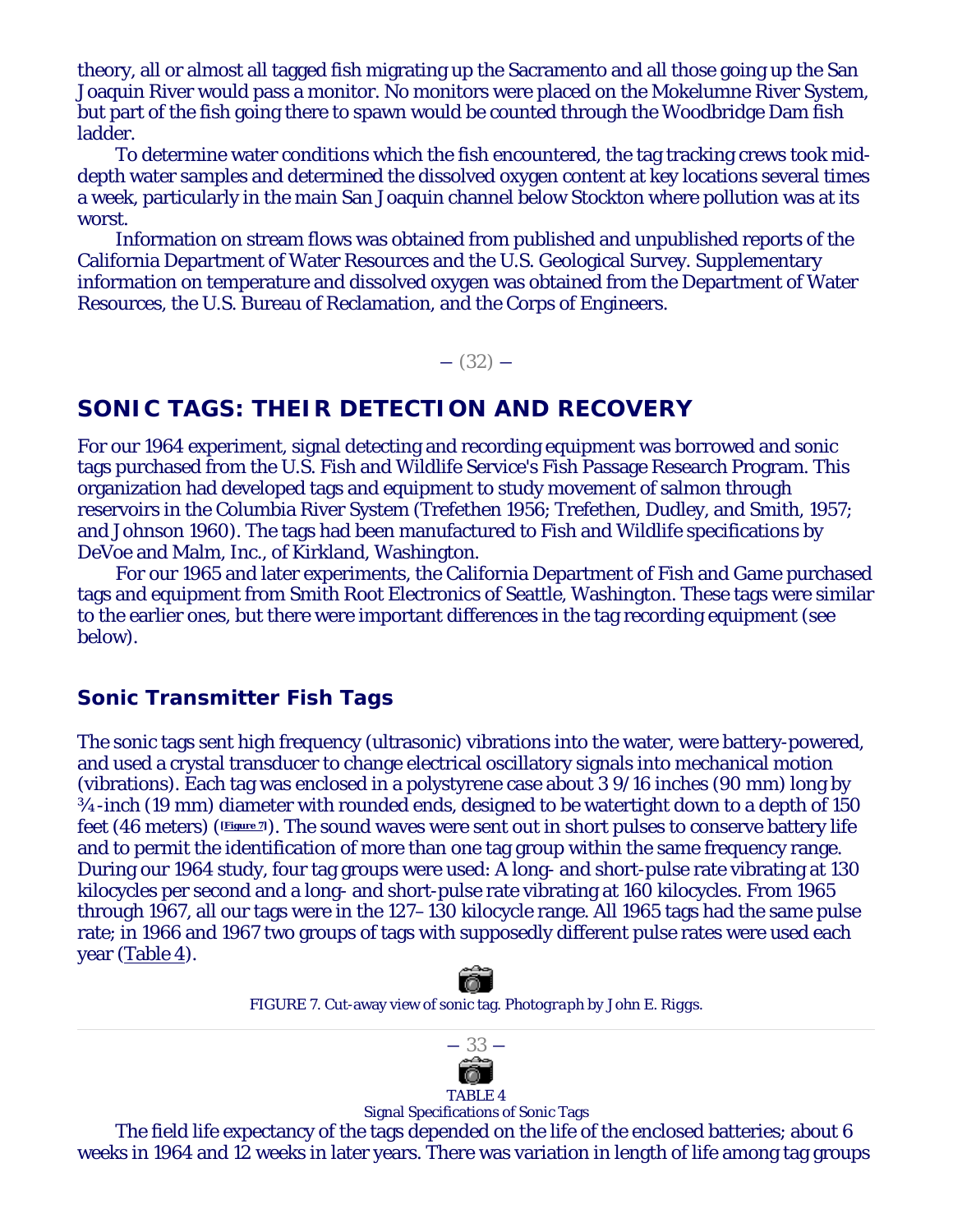theory, all or almost all tagged fish migrating up the Sacramento and all those going up the San Joaquin River would pass a monitor. No monitors were placed on the Mokelumne River System, but part of the fish going there to spawn would be counted through the Woodbridge Dam fish ladder.

To determine water conditions which the fish encountered, the tag tracking crews took mid-depth water samples and determined the dissolved oxygen content at key locations several times a week, particularly in the main San Joaquin channel below Stockton where pollution was at its worst.

Information on stream flows was obtained from published and unpublished reports of the California Department of Water Resources and the U.S. Geological Survey. Supplementary information on temperature and dissolved oxygen was obtained from the Department of Water Resources, the U.S. Bureau of Reclamation, and the Corps of Engineers.

## SONIC TAGS: THEIR DETECTION AND RECOVERY

For our 1964 experiment, signal detecting and recording equipment was borrowed and sonic tags purchased from the U.S. Fish and Wildlife Service's Fish Passage Research Program. This organization had developed tags and equipment to study movement of salmon through reservoirs in the Columbia River System (Trefethen 1956; Trefethen, Dudley, and Smith, 1957; and Johnson 1960). The tags had been manufactured to Fish and Wildlife specifications by DeVoe and Malm, Inc., of Kirkland, Washington.

For our 1965 and later experiments, the California Department of Fish and Game purchased tags and equipment from Smith Root Electronics of Seattle, Washington. These tags were similar to the earlier ones, but there were important differences in the tag recording equipment (see below).

### Sonic Transmitter Fish Tags

The sonic tags sent high frequency (ultrasonic) vibrations into the water, were battery-powered, and used a crystal transducer to change electrical oscillatory signals into mechanical motion (vibrations). Each tag was enclosed in a polystyrene case about 3 9/16 inches (90 mm) long by ¾-inch (19 mm) diameter with rounded ends, designed to be watertight down to a depth of 150 feet (46 meters) ([Figure 7]). The sound waves were sent out in short pulses to conserve battery life and to permit the identification of more than one tag group within the same frequency range. During our 1964 study, four tag groups were used: A long- and short-pulse rate vibrating at 130 kilocycles per second and a long- and short-pulse rate vibrating at 160 kilocycles. From 1965 through 1967, all our tags were in the 127–130 kilocycle range. All 1965 tags had the same pulse rate; in 1966 and 1967 two groups of tags with supposedly different pulse rates were used each year (Table 4).

FIGURE 7. Cut-away view of sonic tag. *Photograph by John E. Riggs.*

TABLE 4
Signal Specifications of Sonic Tags

The field life expectancy of the tags depended on the life of the enclosed batteries; about 6 weeks in 1964 and 12 weeks in later years. There was variation in length of life among tag groups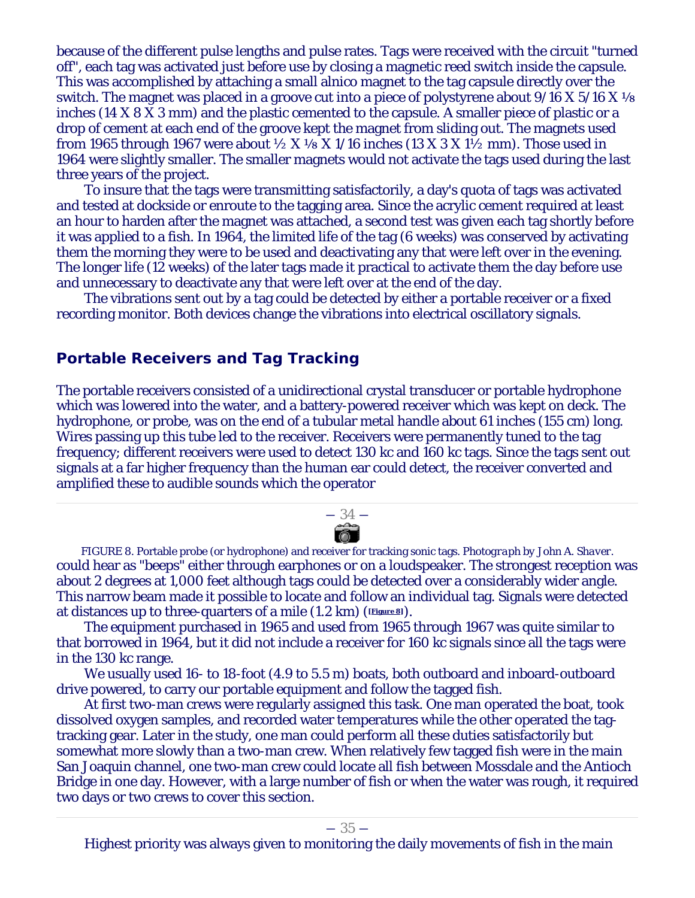because of the different pulse lengths and pulse rates. Tags were received with the circuit "turned off", each tag was activated just before use by closing a magnetic reed switch inside the capsule. This was accomplished by attaching a small alnico magnet to the tag capsule directly over the switch. The magnet was placed in a groove cut into a piece of polystyrene about 9/16 X 5/16 X ⅛ inches (14 X 8 X 3 mm) and the plastic cemented to the capsule. A smaller piece of plastic or a drop of cement at each end of the groove kept the magnet from sliding out. The magnets used from 1965 through 1967 were about ½ X ⅛ X 1/16 inches (13 X 3 X 1½ mm). Those used in 1964 were slightly smaller. The smaller magnets would not activate the tags used during the last three years of the project.

To insure that the tags were transmitting satisfactorily, a day's quota of tags was activated and tested at dockside or enroute to the tagging area. Since the acrylic cement required at least an hour to harden after the magnet was attached, a second test was given each tag shortly before it was applied to a fish. In 1964, the limited life of the tag (6 weeks) was conserved by activating them the morning they were to be used and deactivating any that were left over in the evening. The longer life (12 weeks) of the later tags made it practical to activate them the day before use and unnecessary to deactivate any that were left over at the end of the day.

The vibrations sent out by a tag could be detected by either a portable receiver or a fixed recording monitor. Both devices change the vibrations into electrical oscillatory signals.

## Portable Receivers and Tag Tracking

The portable receivers consisted of a unidirectional crystal transducer or portable hydrophone which was lowered into the water, and a battery-powered receiver which was kept on deck. The hydrophone, or probe, was on the end of a tubular metal handle about 61 inches (155 cm) long. Wires passing up this tube led to the receiver. Receivers were permanently tuned to the tag frequency; different receivers were used to detect 130 kc and 160 kc tags. Since the tags sent out signals at a far higher frequency than the human ear could detect, the receiver converted and amplified these to audible sounds which the operator

*FIGURE 8. Portable probe (or hydrophone) and receiver for tracking sonic tags. Photograph by John A. Shaver.*

could hear as "beeps" either through earphones or on a loudspeaker. The strongest reception was about 2 degrees at 1,000 feet although tags could be detected over a considerably wider angle. This narrow beam made it possible to locate and follow an individual tag. Signals were detected at distances up to three-quarters of a mile (1.2 km) ([Figure 8]).

The equipment purchased in 1965 and used from 1965 through 1967 was quite similar to that borrowed in 1964, but it did not include a receiver for 160 kc signals since all the tags were in the 130 kc range.

We usually used 16- to 18-foot (4.9 to 5.5 m) boats, both outboard and inboard-outboard drive powered, to carry our portable equipment and follow the tagged fish.

At first two-man crews were regularly assigned this task. One man operated the boat, took dissolved oxygen samples, and recorded water temperatures while the other operated the tag-tracking gear. Later in the study, one man could perform all these duties satisfactorily but somewhat more slowly than a two-man crew. When relatively few tagged fish were in the main San Joaquin channel, one two-man crew could locate all fish between Mossdale and the Antioch Bridge in one day. However, with a large number of fish or when the water was rough, it required two days or two crews to cover this section.

Highest priority was always given to monitoring the daily movements of fish in the main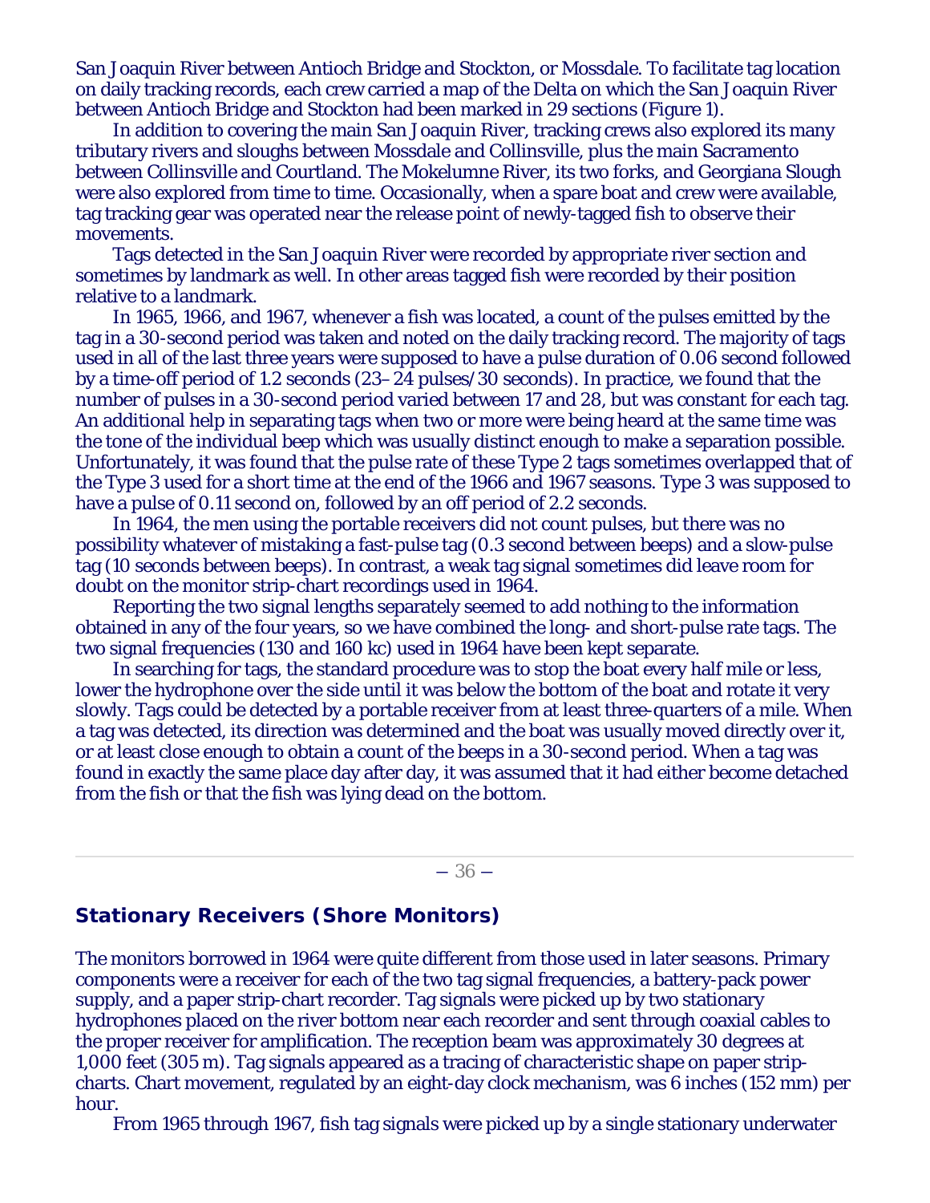San Joaquin River between Antioch Bridge and Stockton, or Mossdale. To facilitate tag location on daily tracking records, each crew carried a map of the Delta on which the San Joaquin River between Antioch Bridge and Stockton had been marked in 29 sections (Figure 1).

In addition to covering the main San Joaquin River, tracking crews also explored its many tributary rivers and sloughs between Mossdale and Collinsville, plus the main Sacramento between Collinsville and Courtland. The Mokelumne River, its two forks, and Georgiana Slough were also explored from time to time. Occasionally, when a spare boat and crew were available, tag tracking gear was operated near the release point of newly-tagged fish to observe their movements.

Tags detected in the San Joaquin River were recorded by appropriate river section and sometimes by landmark as well. In other areas tagged fish were recorded by their position relative to a landmark.

In 1965, 1966, and 1967, whenever a fish was located, a count of the pulses emitted by the tag in a 30-second period was taken and noted on the daily tracking record. The majority of tags used in all of the last three years were supposed to have a pulse duration of 0.06 second followed by a time-off period of 1.2 seconds (23–24 pulses/30 seconds). In practice, we found that the number of pulses in a 30-second period varied between 17 and 28, but was constant for each tag. An additional help in separating tags when two or more were being heard at the same time was the tone of the individual beep which was usually distinct enough to make a separation possible. Unfortunately, it was found that the pulse rate of these Type 2 tags sometimes overlapped that of the Type 3 used for a short time at the end of the 1966 and 1967 seasons. Type 3 was supposed to have a pulse of 0.11 second on, followed by an off period of 2.2 seconds.

In 1964, the men using the portable receivers did not count pulses, but there was no possibility whatever of mistaking a fast-pulse tag (0.3 second between beeps) and a slow-pulse tag (10 seconds between beeps). In contrast, a weak tag signal sometimes did leave room for doubt on the monitor strip-chart recordings used in 1964.

Reporting the two signal lengths separately seemed to add nothing to the information obtained in any of the four years, so we have combined the long- and short-pulse rate tags. The two signal frequencies (130 and 160 kc) used in 1964 have been kept separate.

In searching for tags, the standard procedure was to stop the boat every half mile or less, lower the hydrophone over the side until it was below the bottom of the boat and rotate it very slowly. Tags could be detected by a portable receiver from at least three-quarters of a mile. When a tag was detected, its direction was determined and the boat was usually moved directly over it, or at least close enough to obtain a count of the beeps in a 30-second period. When a tag was found in exactly the same place day after day, it was assumed that it had either become detached from the fish or that the fish was lying dead on the bottom.

## Stationary Receivers (Shore Monitors)

The monitors borrowed in 1964 were quite different from those used in later seasons. Primary components were a receiver for each of the two tag signal frequencies, a battery-pack power supply, and a paper strip-chart recorder. Tag signals were picked up by two stationary hydrophones placed on the river bottom near each recorder and sent through coaxial cables to the proper receiver for amplification. The reception beam was approximately 30 degrees at 1,000 feet (305 m). Tag signals appeared as a tracing of characteristic shape on paper strip-charts. Chart movement, regulated by an eight-day clock mechanism, was 6 inches (152 mm) per hour.

From 1965 through 1967, fish tag signals were picked up by a single stationary underwater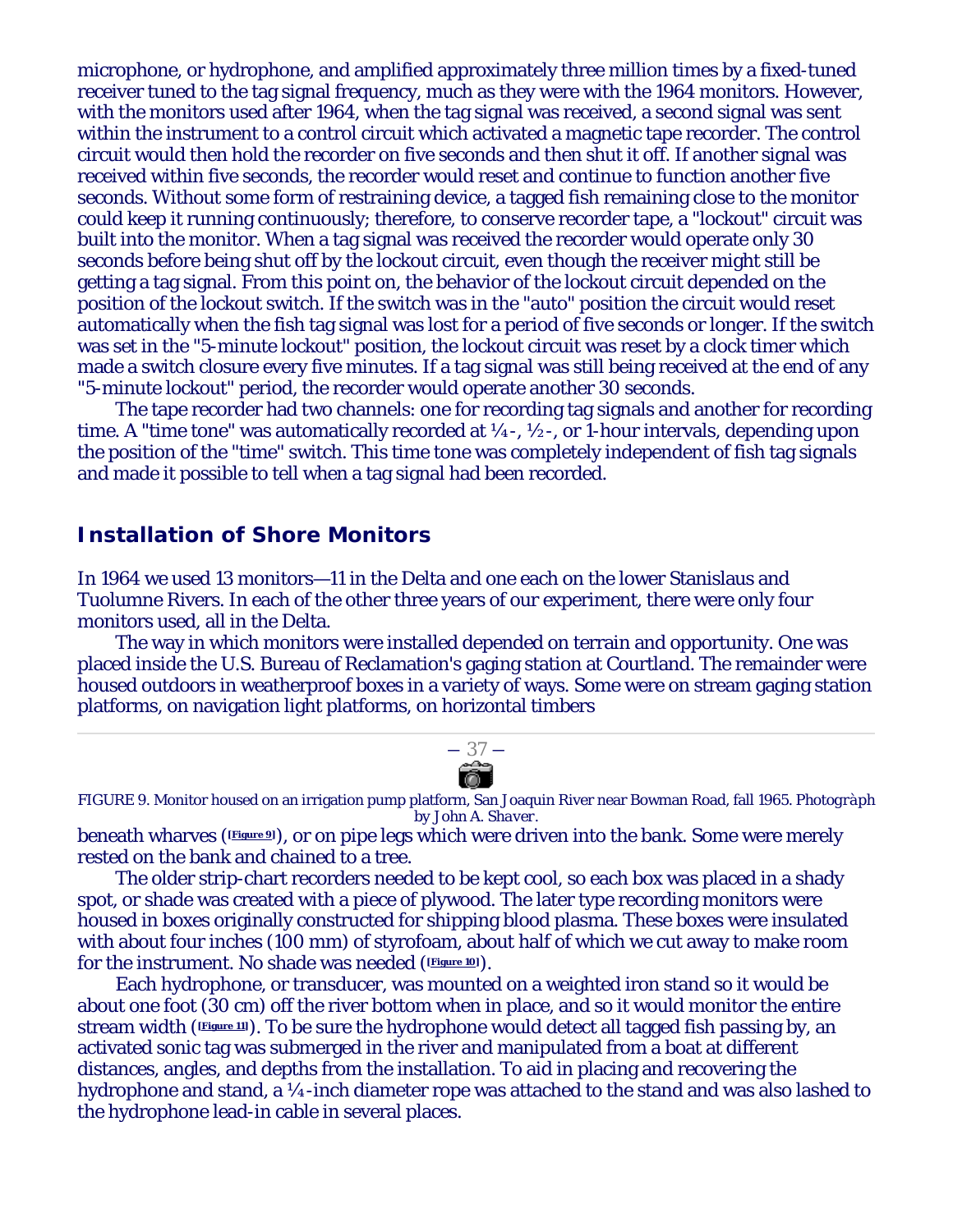microphone, or hydrophone, and amplified approximately three million times by a fixed-tuned receiver tuned to the tag signal frequency, much as they were with the 1964 monitors. However, with the monitors used after 1964, when the tag signal was received, a second signal was sent within the instrument to a control circuit which activated a magnetic tape recorder. The control circuit would then hold the recorder on five seconds and then shut it off. If another signal was received within five seconds, the recorder would reset and continue to function another five seconds. Without some form of restraining device, a tagged fish remaining close to the monitor could keep it running continuously; therefore, to conserve recorder tape, a "lockout" circuit was built into the monitor. When a tag signal was received the recorder would operate only 30 seconds before being shut off by the lockout circuit, even though the receiver might still be getting a tag signal. From this point on, the behavior of the lockout circuit depended on the position of the lockout switch. If the switch was in the "auto" position the circuit would reset automatically when the fish tag signal was lost for a period of five seconds or longer. If the switch was set in the "5-minute lockout" position, the lockout circuit was reset by a clock timer which made a switch closure every five minutes. If a tag signal was still being received at the end of any "5-minute lockout" period, the recorder would operate another 30 seconds.

The tape recorder had two channels: one for recording tag signals and another for recording time. A "time tone" was automatically recorded at ¼-, ½-, or 1-hour intervals, depending upon the position of the "time" switch. This time tone was completely independent of fish tag signals and made it possible to tell when a tag signal had been recorded.

## Installation of Shore Monitors

In 1964 we used 13 monitors—11 in the Delta and one each on the lower Stanislaus and Tuolumne Rivers. In each of the other three years of our experiment, there were only four monitors used, all in the Delta.

The way in which monitors were installed depended on terrain and opportunity. One was placed inside the U.S. Bureau of Reclamation's gaging station at Courtland. The remainder were housed outdoors in weatherproof boxes in a variety of ways. Some were on stream gaging station platforms, on navigation light platforms, on horizontal timbers

*FIGURE 9. Monitor housed on an irrigation pump platform, San Joaquin River near Bowman Road, fall 1965. Photograph by John A. Shaver.*

beneath wharves ([Figure 9]), or on pipe legs which were driven into the bank. Some were merely rested on the bank and chained to a tree.

The older strip-chart recorders needed to be kept cool, so each box was placed in a shady spot, or shade was created with a piece of plywood. The later type recording monitors were housed in boxes originally constructed for shipping blood plasma. These boxes were insulated with about four inches (100 mm) of styrofoam, about half of which we cut away to make room for the instrument. No shade was needed ([Figure 10]).

Each hydrophone, or transducer, was mounted on a weighted iron stand so it would be about one foot (30 cm) off the river bottom when in place, and so it would monitor the entire stream width ([Figure 11]). To be sure the hydrophone would detect all tagged fish passing by, an activated sonic tag was submerged in the river and manipulated from a boat at different distances, angles, and depths from the installation. To aid in placing and recovering the hydrophone and stand, a ¼-inch diameter rope was attached to the stand and was also lashed to the hydrophone lead-in cable in several places.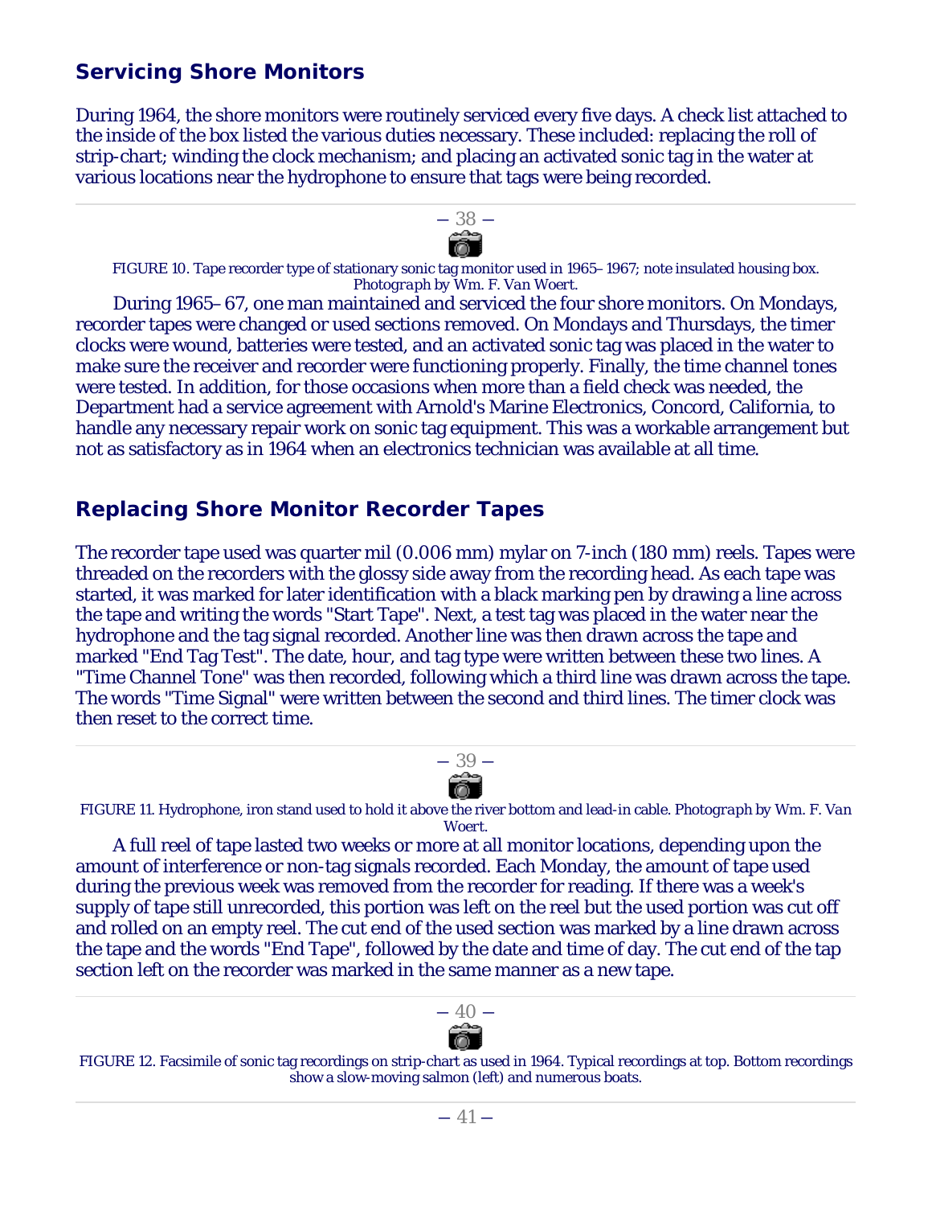## Servicing Shore Monitors

During 1964, the shore monitors were routinely serviced every five days. A check list attached to the inside of the box listed the various duties necessary. These included: replacing the roll of strip-chart; winding the clock mechanism; and placing an activated sonic tag in the water at various locations near the hydrophone to ensure that tags were being recorded.

FIGURE 10. Tape recorder type of stationary sonic tag monitor used in 1965–1967; note insulated housing box. *Photograph by Wm. F. Van Woert.*

During 1965–67, one man maintained and serviced the four shore monitors. On Mondays, recorder tapes were changed or used sections removed. On Mondays and Thursdays, the timer clocks were wound, batteries were tested, and an activated sonic tag was placed in the water to make sure the receiver and recorder were functioning properly. Finally, the time channel tones were tested. In addition, for those occasions when more than a field check was needed, the Department had a service agreement with Arnold's Marine Electronics, Concord, California, to handle any necessary repair work on sonic tag equipment. This was a workable arrangement but not as satisfactory as in 1964 when an electronics technician was available at all time.

## Replacing Shore Monitor Recorder Tapes

The recorder tape used was quarter mil (0.006 mm) mylar on 7-inch (180 mm) reels. Tapes were threaded on the recorders with the glossy side away from the recording head. As each tape was started, it was marked for later identification with a black marking pen by drawing a line across the tape and writing the words "Start Tape". Next, a test tag was placed in the water near the hydrophone and the tag signal recorded. Another line was then drawn across the tape and marked "End Tag Test". The date, hour, and tag type were written between these two lines. A "Time Channel Tone" was then recorded, following which a third line was drawn across the tape. The words "Time Signal" were written between the second and third lines. The timer clock was then reset to the correct time.

FIGURE 11. Hydrophone, iron stand used to hold it above the river bottom and lead-in cable. *Photograph by Wm. F. Van Woert.*

A full reel of tape lasted two weeks or more at all monitor locations, depending upon the amount of interference or non-tag signals recorded. Each Monday, the amount of tape used during the previous week was removed from the recorder for reading. If there was a week's supply of tape still unrecorded, this portion was left on the reel but the used portion was cut off and rolled on an empty reel. The cut end of the used section was marked by a line drawn across the tape and the words "End Tape", followed by the date and time of day. The cut end of the tap section left on the recorder was marked in the same manner as a new tape.

FIGURE 12. Facsimile of sonic tag recordings on strip-chart as used in 1964. Typical recordings at top. Bottom recordings show a slow-moving salmon (left) and numerous boats.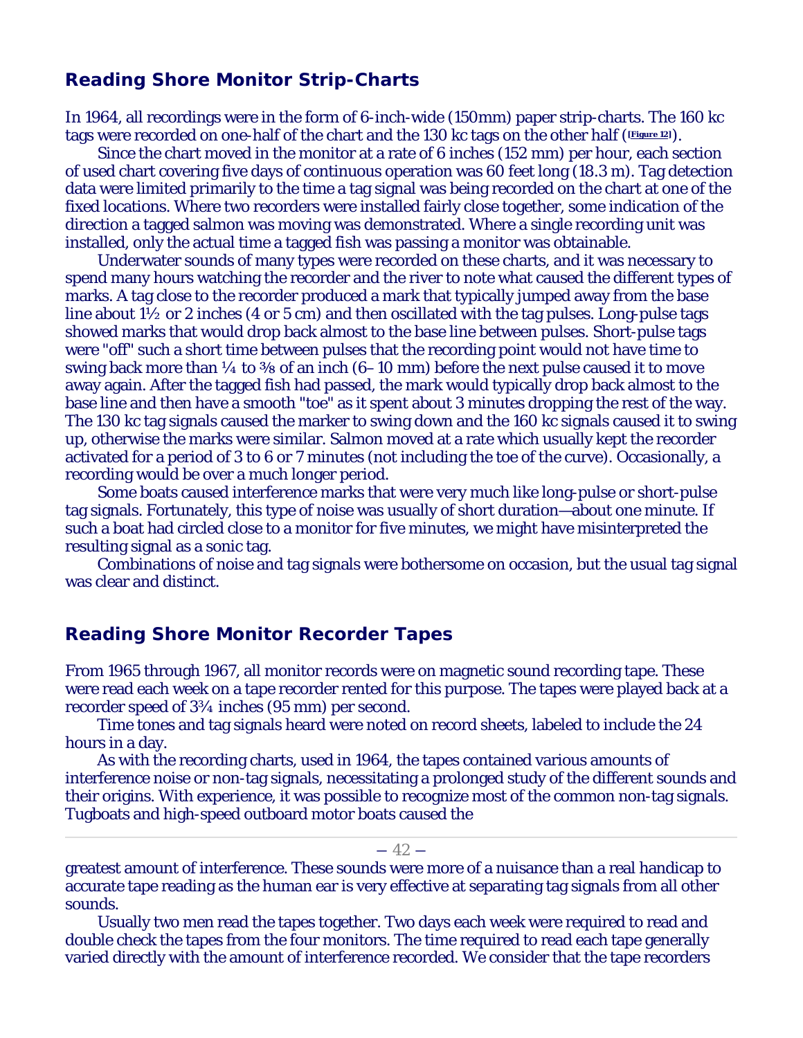## Reading Shore Monitor Strip-Charts

In 1964, all recordings were in the form of 6-inch-wide (150mm) paper strip-charts. The 160 kc tags were recorded on one-half of the chart and the 130 kc tags on the other half ([Figure 12]).

Since the chart moved in the monitor at a rate of 6 inches (152 mm) per hour, each section of used chart covering five days of continuous operation was 60 feet long (18.3 m). Tag detection data were limited primarily to the time a tag signal was being recorded on the chart at one of the fixed locations. Where two recorders were installed fairly close together, some indication of the direction a tagged salmon was moving was demonstrated. Where a single recording unit was installed, only the actual time a tagged fish was passing a monitor was obtainable.

Underwater sounds of many types were recorded on these charts, and it was necessary to spend many hours watching the recorder and the river to note what caused the different types of marks. A tag close to the recorder produced a mark that typically jumped away from the base line about 1½ or 2 inches (4 or 5 cm) and then oscillated with the tag pulses. Long-pulse tags showed marks that would drop back almost to the base line between pulses. Short-pulse tags were "off" such a short time between pulses that the recording point would not have time to swing back more than ¼ to ⅜ of an inch (6– 10 mm) before the next pulse caused it to move away again. After the tagged fish had passed, the mark would typically drop back almost to the base line and then have a smooth "toe" as it spent about 3 minutes dropping the rest of the way. The 130 kc tag signals caused the marker to swing down and the 160 kc signals caused it to swing up, otherwise the marks were similar. Salmon moved at a rate which usually kept the recorder activated for a period of 3 to 6 or 7 minutes (not including the toe of the curve). Occasionally, a recording would be over a much longer period.

Some boats caused interference marks that were very much like long-pulse or short-pulse tag signals. Fortunately, this type of noise was usually of short duration—about one minute. If such a boat had circled close to a monitor for five minutes, we might have misinterpreted the resulting signal as a sonic tag.

Combinations of noise and tag signals were bothersome on occasion, but the usual tag signal was clear and distinct.

## Reading Shore Monitor Recorder Tapes

From 1965 through 1967, all monitor records were on magnetic sound recording tape. These were read each week on a tape recorder rented for this purpose. The tapes were played back at a recorder speed of 3¾ inches (95 mm) per second.

Time tones and tag signals heard were noted on record sheets, labeled to include the 24 hours in a day.

As with the recording charts, used in 1964, the tapes contained various amounts of interference noise or non-tag signals, necessitating a prolonged study of the different sounds and their origins. With experience, it was possible to recognize most of the common non-tag signals. Tugboats and high-speed outboard motor boats caused the greatest amount of interference. These sounds were more of a nuisance than a real handicap to accurate tape reading as the human ear is very effective at separating tag signals from all other sounds.

Usually two men read the tapes together. Two days each week were required to read and double check the tapes from the four monitors. The time required to read each tape generally varied directly with the amount of interference recorded. We consider that the tape recorders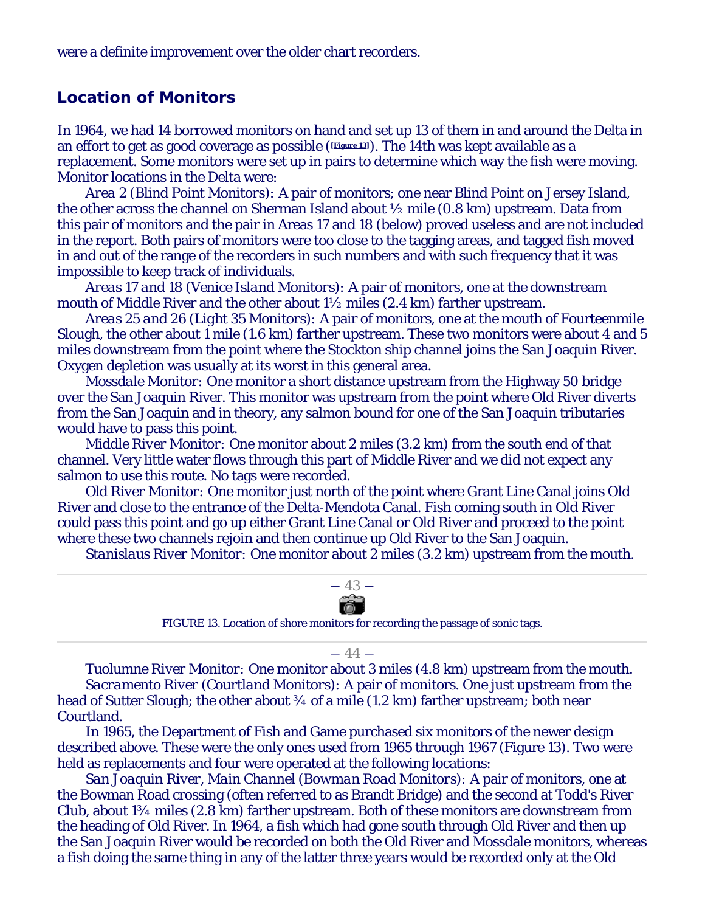were a definite improvement over the older chart recorders.

## Location of Monitors

In 1964, we had 14 borrowed monitors on hand and set up 13 of them in and around the Delta in an effort to get as good coverage as possible ([Figure 13]). The 14th was kept available as a replacement. Some monitors were set up in pairs to determine which way the fish were moving. Monitor locations in the Delta were:

*Area 2 (Blind Point Monitors)*: A pair of monitors; one near Blind Point on Jersey Island, the other across the channel on Sherman Island about ½ mile (0.8 km) upstream. Data from this pair of monitors and the pair in Areas 17 and 18 (below) proved useless and are not included in the report. Both pairs of monitors were too close to the tagging areas, and tagged fish moved in and out of the range of the recorders in such numbers and with such frequency that it was impossible to keep track of individuals.

*Areas 17 and 18 (Venice Island Monitors)*: A pair of monitors, one at the downstream mouth of Middle River and the other about 1½ miles (2.4 km) farther upstream.

*Areas 25 and 26 (Light 35 Monitors)*: A pair of monitors, one at the mouth of Fourteenmile Slough, the other about 1 mile (1.6 km) farther upstream. These two monitors were about 4 and 5 miles downstream from the point where the Stockton ship channel joins the San Joaquin River. Oxygen depletion was usually at its worst in this general area.

*Mossdale Monitor*: One monitor a short distance upstream from the Highway 50 bridge over the San Joaquin River. This monitor was upstream from the point where Old River diverts from the San Joaquin and in theory, any salmon bound for one of the San Joaquin tributaries would have to pass this point.

*Middle River Monitor*: One monitor about 2 miles (3.2 km) from the south end of that channel. Very little water flows through this part of Middle River and we did not expect any salmon to use this route. No tags were recorded.

*Old River Monitor*: One monitor just north of the point where Grant Line Canal joins Old River and close to the entrance of the Delta-Mendota Canal. Fish coming south in Old River could pass this point and go up either Grant Line Canal or Old River and proceed to the point where these two channels rejoin and then continue up Old River to the San Joaquin.

*Stanislaus River Monitor*: One monitor about 2 miles (3.2 km) upstream from the mouth.

FIGURE 13. Location of shore monitors for recording the passage of sonic tags.

*Tuolumne River Monitor*: One monitor about 3 miles (4.8 km) upstream from the mouth.

*Sacramento River (Courtland Monitors)*: A pair of monitors. One just upstream from the head of Sutter Slough; the other about ¾ of a mile (1.2 km) farther upstream; both near Courtland.

In 1965, the Department of Fish and Game purchased six monitors of the newer design described above. These were the only ones used from 1965 through 1967 (Figure 13). Two were held as replacements and four were operated at the following locations:

*San Joaquin River, Main Channel (Bowman Road Monitors)*: A pair of monitors, one at the Bowman Road crossing (often referred to as Brandt Bridge) and the second at Todd's River Club, about 1¾ miles (2.8 km) farther upstream. Both of these monitors are downstream from the heading of Old River. In 1964, a fish which had gone south through Old River and then up the San Joaquin River would be recorded on both the Old River and Mossdale monitors, whereas a fish doing the same thing in any of the latter three years would be recorded only at the Old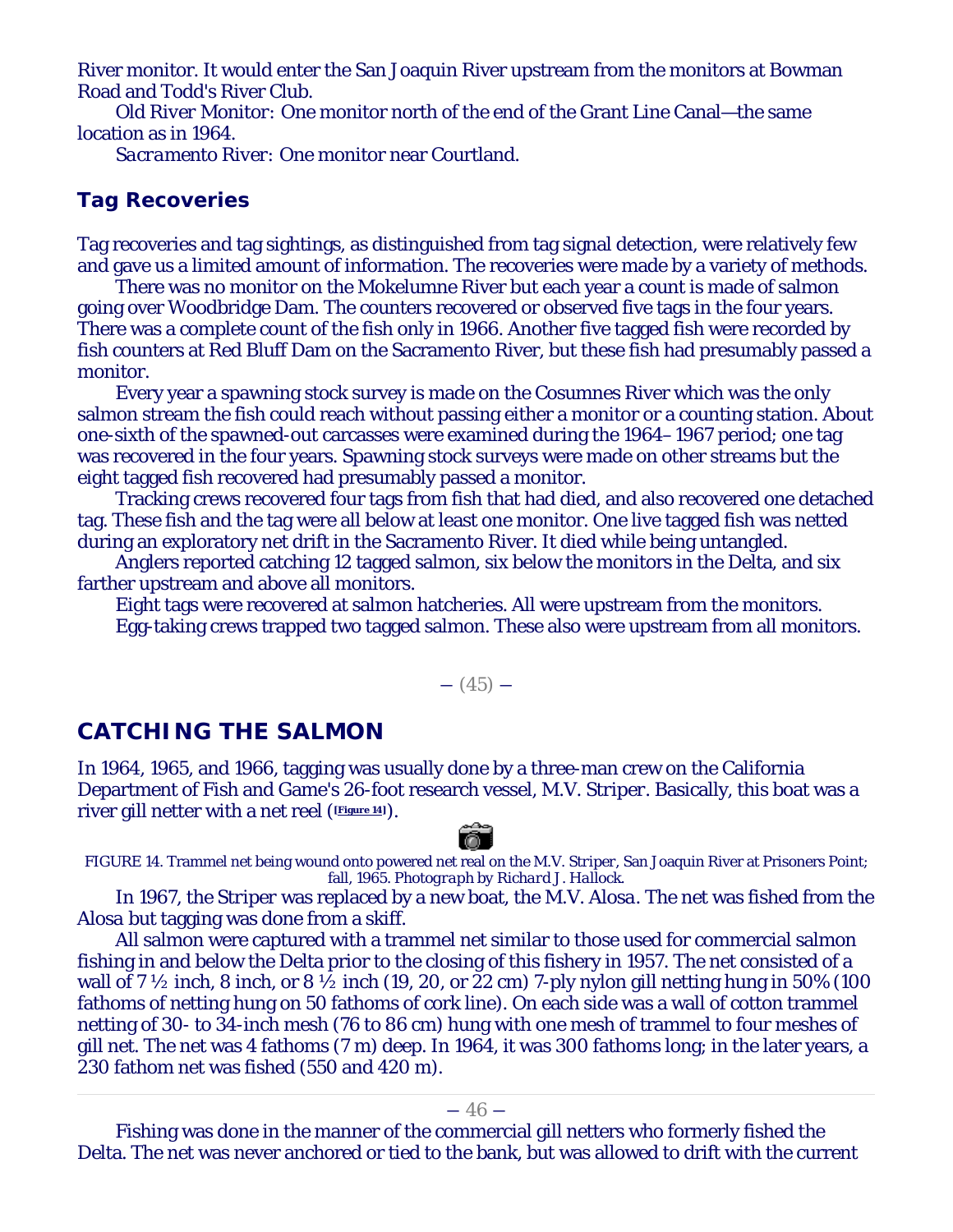River monitor. It would enter the San Joaquin River upstream from the monitors at Bowman Road and Todd's River Club.

*Old River Monitor:* One monitor north of the end of the Grant Line Canal—the same location as in 1964.

*Sacramento River:* One monitor near Courtland.

### Tag Recoveries

Tag recoveries and tag sightings, as distinguished from tag signal detection, were relatively few and gave us a limited amount of information. The recoveries were made by a variety of methods.

There was no monitor on the Mokelumne River but each year a count is made of salmon going over Woodbridge Dam. The counters recovered or observed five tags in the four years. There was a complete count of the fish only in 1966. Another five tagged fish were recorded by fish counters at Red Bluff Dam on the Sacramento River, but these fish had presumably passed a monitor.

Every year a spawning stock survey is made on the Cosumnes River which was the only salmon stream the fish could reach without passing either a monitor or a counting station. About one-sixth of the spawned-out carcasses were examined during the 1964–1967 period; one tag was recovered in the four years. Spawning stock surveys were made on other streams but the eight tagged fish recovered had presumably passed a monitor.

Tracking crews recovered four tags from fish that had died, and also recovered one detached tag. These fish and the tag were all below at least one monitor. One live tagged fish was netted during an exploratory net drift in the Sacramento River. It died while being untangled.

Anglers reported catching 12 tagged salmon, six below the monitors in the Delta, and six farther upstream and above all monitors.

Eight tags were recovered at salmon hatcheries. All were upstream from the monitors.

Egg-taking crews trapped two tagged salmon. These also were upstream from all monitors.

## CATCHING THE SALMON

In 1964, 1965, and 1966, tagging was usually done by a three-man crew on the California Department of Fish and Game's 26-foot research vessel, M.V. *Striper*. Basically, this boat was a river gill netter with a net reel ([Figure 14]).

*FIGURE 14. Trammel net being wound onto powered net real on the M.V. Striper, San Joaquin River at Prisoners Point; fall, 1965. Photograph by Richard J. Hallock.*

In 1967, the *Striper* was replaced by a new boat, the M.V. *Alosa*. The net was fished from the *Alosa* but tagging was done from a skiff.

All salmon were captured with a trammel net similar to those used for commercial salmon fishing in and below the Delta prior to the closing of this fishery in 1957. The net consisted of a wall of 7 ½ inch, 8 inch, or 8 ½ inch (19, 20, or 22 cm) 7-ply nylon gill netting hung in 50% (100 fathoms of netting hung on 50 fathoms of cork line). On each side was a wall of cotton trammel netting of 30- to 34-inch mesh (76 to 86 cm) hung with one mesh of trammel to four meshes of gill net. The net was 4 fathoms (7 m) deep. In 1964, it was 300 fathoms long; in the later years, a 230 fathom net was fished (550 and 420 m).

Fishing was done in the manner of the commercial gill netters who formerly fished the Delta. The net was never anchored or tied to the bank, but was allowed to drift with the current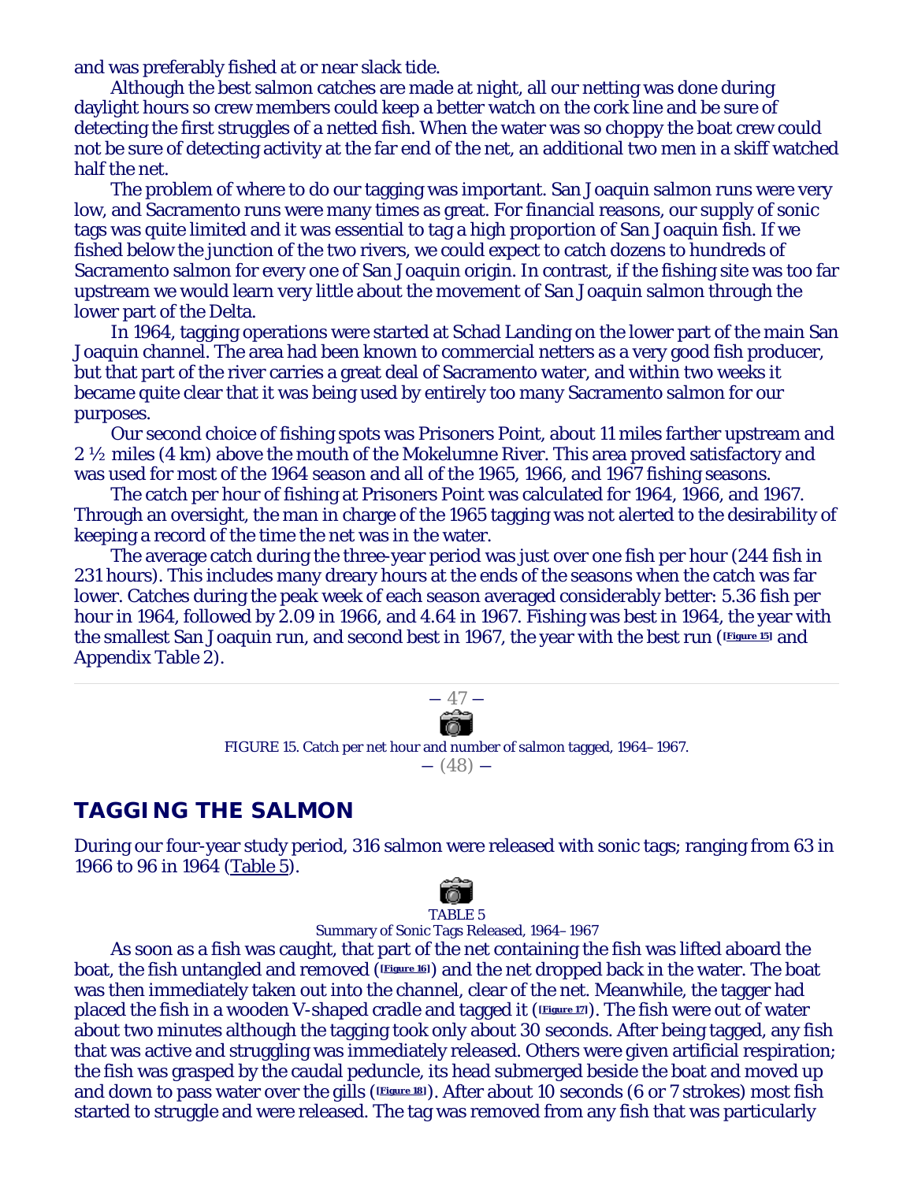and was preferably fished at or near slack tide.

Although the best salmon catches are made at night, all our netting was done during daylight hours so crew members could keep a better watch on the cork line and be sure of detecting the first struggles of a netted fish. When the water was so choppy the boat crew could not be sure of detecting activity at the far end of the net, an additional two men in a skiff watched half the net.

The problem of where to do our tagging was important. San Joaquin salmon runs were very low, and Sacramento runs were many times as great. For financial reasons, our supply of sonic tags was quite limited and it was essential to tag a high proportion of San Joaquin fish. If we fished below the junction of the two rivers, we could expect to catch dozens to hundreds of Sacramento salmon for every one of San Joaquin origin. In contrast, if the fishing site was too far upstream we would learn very little about the movement of San Joaquin salmon through the lower part of the Delta.

In 1964, tagging operations were started at Schad Landing on the lower part of the main San Joaquin channel. The area had been known to commercial netters as a very good fish producer, but that part of the river carries a great deal of Sacramento water, and within two weeks it became quite clear that it was being used by entirely too many Sacramento salmon for our purposes.

Our second choice of fishing spots was Prisoners Point, about 11 miles farther upstream and 2 ½ miles (4 km) above the mouth of the Mokelumne River. This area proved satisfactory and was used for most of the 1964 season and all of the 1965, 1966, and 1967 fishing seasons.

The catch per hour of fishing at Prisoners Point was calculated for 1964, 1966, and 1967. Through an oversight, the man in charge of the 1965 tagging was not alerted to the desirability of keeping a record of the time the net was in the water.

The average catch during the three-year period was just over one fish per hour (244 fish in 231 hours). This includes many dreary hours at the ends of the seasons when the catch was far lower. Catches during the peak week of each season averaged considerably better: 5.36 fish per hour in 1964, followed by 2.09 in 1966, and 4.64 in 1967. Fishing was best in 1964, the year with the smallest San Joaquin run, and second best in 1967, the year with the best run ([Figure 15] and Appendix Table 2).

FIGURE 15. Catch per net hour and number of salmon tagged, 1964–1967.

## TAGGING THE SALMON

During our four-year study period, 316 salmon were released with sonic tags; ranging from 63 in 1966 to 96 in 1964 (Table 5).

TABLE 5
Summary of Sonic Tags Released, 1964–1967

As soon as a fish was caught, that part of the net containing the fish was lifted aboard the boat, the fish untangled and removed ([Figure 16]) and the net dropped back in the water. The boat was then immediately taken out into the channel, clear of the net. Meanwhile, the tagger had placed the fish in a wooden V-shaped cradle and tagged it ([Figure 17]). The fish were out of water about two minutes although the tagging took only about 30 seconds. After being tagged, any fish that was active and struggling was immediately released. Others were given artificial respiration; the fish was grasped by the caudal peduncle, its head submerged beside the boat and moved up and down to pass water over the gills ([Figure 18]). After about 10 seconds (6 or 7 strokes) most fish started to struggle and were released. The tag was removed from any fish that was particularly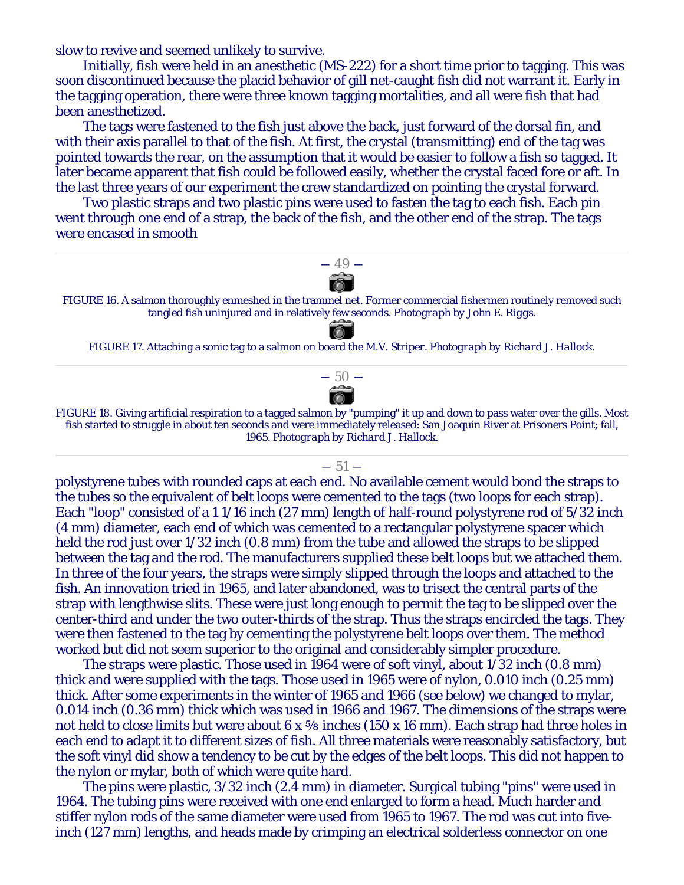slow to revive and seemed unlikely to survive.

Initially, fish were held in an anesthetic (MS-222) for a short time prior to tagging. This was soon discontinued because the placid behavior of gill net-caught fish did not warrant it. Early in the tagging operation, there were three known tagging mortalities, and all were fish that had been anesthetized.

The tags were fastened to the fish just above the back, just forward of the dorsal fin, and with their axis parallel to that of the fish. At first, the crystal (transmitting) end of the tag was pointed towards the rear, on the assumption that it would be easier to follow a fish so tagged. It later became apparent that fish could be followed easily, whether the crystal faced fore or aft. In the last three years of our experiment the crew standardized on pointing the crystal forward.

Two plastic straps and two plastic pins were used to fasten the tag to each fish. Each pin went through one end of a strap, the back of the fish, and the other end of the strap. The tags were encased in smooth

FIGURE 16. A salmon thoroughly enmeshed in the trammel net. Former commercial fishermen routinely removed such tangled fish uninjured and in relatively few seconds. *Photograph by John E. Riggs.*

FIGURE 17. Attaching a sonic tag to a salmon on board the M.V. Striper. *Photograph by Richard J. Hallock.*

FIGURE 18. Giving artificial respiration to a tagged salmon by "pumping" it up and down to pass water over the gills. Most fish started to struggle in about ten seconds and were immediately released: San Joaquin River at Prisoners Point; fall, 1965. *Photograph by Richard J. Hallock.*

polystyrene tubes with rounded caps at each end. No available cement would bond the straps to the tubes so the equivalent of belt loops were cemented to the tags (two loops for each strap). Each "loop" consisted of a 1 1/16 inch (27 mm) length of half-round polystyrene rod of 5/32 inch (4 mm) diameter, each end of which was cemented to a rectangular polystyrene spacer which held the rod just over 1/32 inch (0.8 mm) from the tube and allowed the straps to be slipped between the tag and the rod. The manufacturers supplied these belt loops but we attached them. In three of the four years, the straps were simply slipped through the loops and attached to the fish. An innovation tried in 1965, and later abandoned, was to trisect the central parts of the strap with lengthwise slits. These were just long enough to permit the tag to be slipped over the center-third and under the two outer-thirds of the strap. Thus the straps encircled the tags. They were then fastened to the tag by cementing the polystyrene belt loops over them. The method worked but did not seem superior to the original and considerably simpler procedure.

The straps were plastic. Those used in 1964 were of soft vinyl, about 1/32 inch (0.8 mm) thick and were supplied with the tags. Those used in 1965 were of nylon, 0.010 inch (0.25 mm) thick. After some experiments in the winter of 1965 and 1966 (see below) we changed to mylar, 0.014 inch (0.36 mm) thick which was used in 1966 and 1967. The dimensions of the straps were not held to close limits but were about 6 x ⅝ inches (150 x 16 mm). Each strap had three holes in each end to adapt it to different sizes of fish. All three materials were reasonably satisfactory, but the soft vinyl did show a tendency to be cut by the edges of the belt loops. This did not happen to the nylon or mylar, both of which were quite hard.

The pins were plastic, 3/32 inch (2.4 mm) in diameter. Surgical tubing "pins" were used in 1964. The tubing pins were received with one end enlarged to form a head. Much harder and stiffer nylon rods of the same diameter were used from 1965 to 1967. The rod was cut into five-inch (127 mm) lengths, and heads made by crimping an electrical solderless connector on one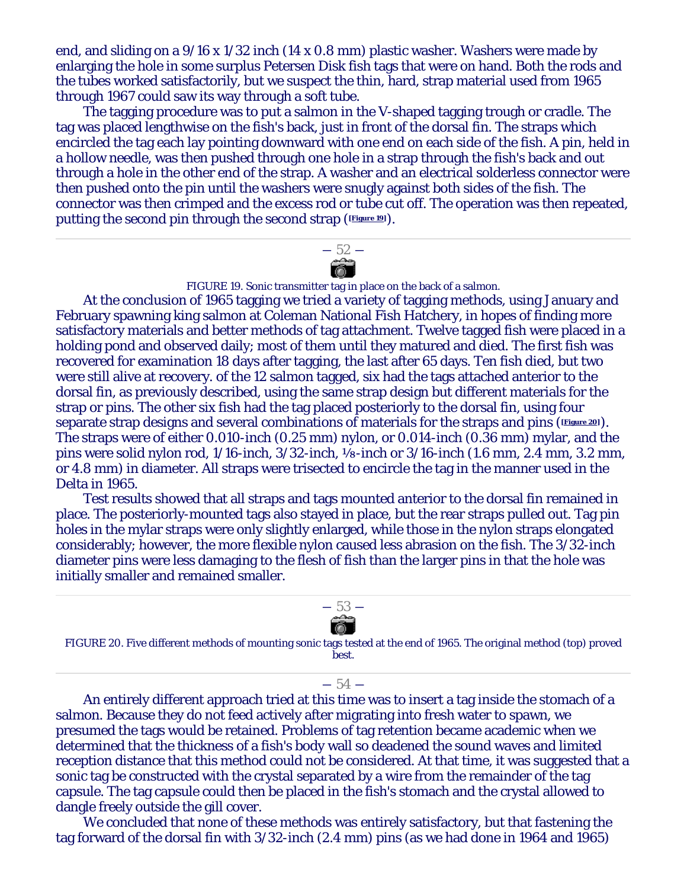end, and sliding on a 9/16 x 1/32 inch (14 x 0.8 mm) plastic washer. Washers were made by enlarging the hole in some surplus Petersen Disk fish tags that were on hand. Both the rods and the tubes worked satisfactorily, but we suspect the thin, hard, strap material used from 1965 through 1967 could saw its way through a soft tube.

The tagging procedure was to put a salmon in the V-shaped tagging trough or cradle. The tag was placed lengthwise on the fish's back, just in front of the dorsal fin. The straps which encircled the tag each lay pointing downward with one end on each side of the fish. A pin, held in a hollow needle, was then pushed through one hole in a strap through the fish's back and out through a hole in the other end of the strap. A washer and an electrical solderless connector were then pushed onto the pin until the washers were snugly against both sides of the fish. The connector was then crimped and the excess rod or tube cut off. The operation was then repeated, putting the second pin through the second strap ([Figure 19]).

— 52 —

FIGURE 19. Sonic transmitter tag in place on the back of a salmon.

At the conclusion of 1965 tagging we tried a variety of tagging methods, using January and February spawning king salmon at Coleman National Fish Hatchery, in hopes of finding more satisfactory materials and better methods of tag attachment. Twelve tagged fish were placed in a holding pond and observed daily; most of them until they matured and died. The first fish was recovered for examination 18 days after tagging, the last after 65 days. Ten fish died, but two were still alive at recovery. of the 12 salmon tagged, six had the tags attached anterior to the dorsal fin, as previously described, using the same strap design but different materials for the strap or pins. The other six fish had the tag placed posteriorly to the dorsal fin, using four separate strap designs and several combinations of materials for the straps and pins ([Figure 20]). The straps were of either 0.010-inch (0.25 mm) nylon, or 0.014-inch (0.36 mm) mylar, and the pins were solid nylon rod, 1/16-inch, 3/32-inch, ⅛-inch or 3/16-inch (1.6 mm, 2.4 mm, 3.2 mm, or 4.8 mm) in diameter. All straps were trisected to encircle the tag in the manner used in the Delta in 1965.

Test results showed that all straps and tags mounted anterior to the dorsal fin remained in place. The posteriorly-mounted tags also stayed in place, but the rear straps pulled out. Tag pin holes in the mylar straps were only slightly enlarged, while those in the nylon straps elongated considerably; however, the more flexible nylon caused less abrasion on the fish. The 3/32-inch diameter pins were less damaging to the flesh of fish than the larger pins in that the hole was initially smaller and remained smaller.

— 53 —

FIGURE 20. Five different methods of mounting sonic tags tested at the end of 1965. The original method (top) proved best.

— 54 —

An entirely different approach tried at this time was to insert a tag inside the stomach of a salmon. Because they do not feed actively after migrating into fresh water to spawn, we presumed the tags would be retained. Problems of tag retention became academic when we determined that the thickness of a fish's body wall so deadened the sound waves and limited reception distance that this method could not be considered. At that time, it was suggested that a sonic tag be constructed with the crystal separated by a wire from the remainder of the tag capsule. The tag capsule could then be placed in the fish's stomach and the crystal allowed to dangle freely outside the gill cover.

We concluded that none of these methods was entirely satisfactory, but that fastening the tag forward of the dorsal fin with 3/32-inch (2.4 mm) pins (as we had done in 1964 and 1965)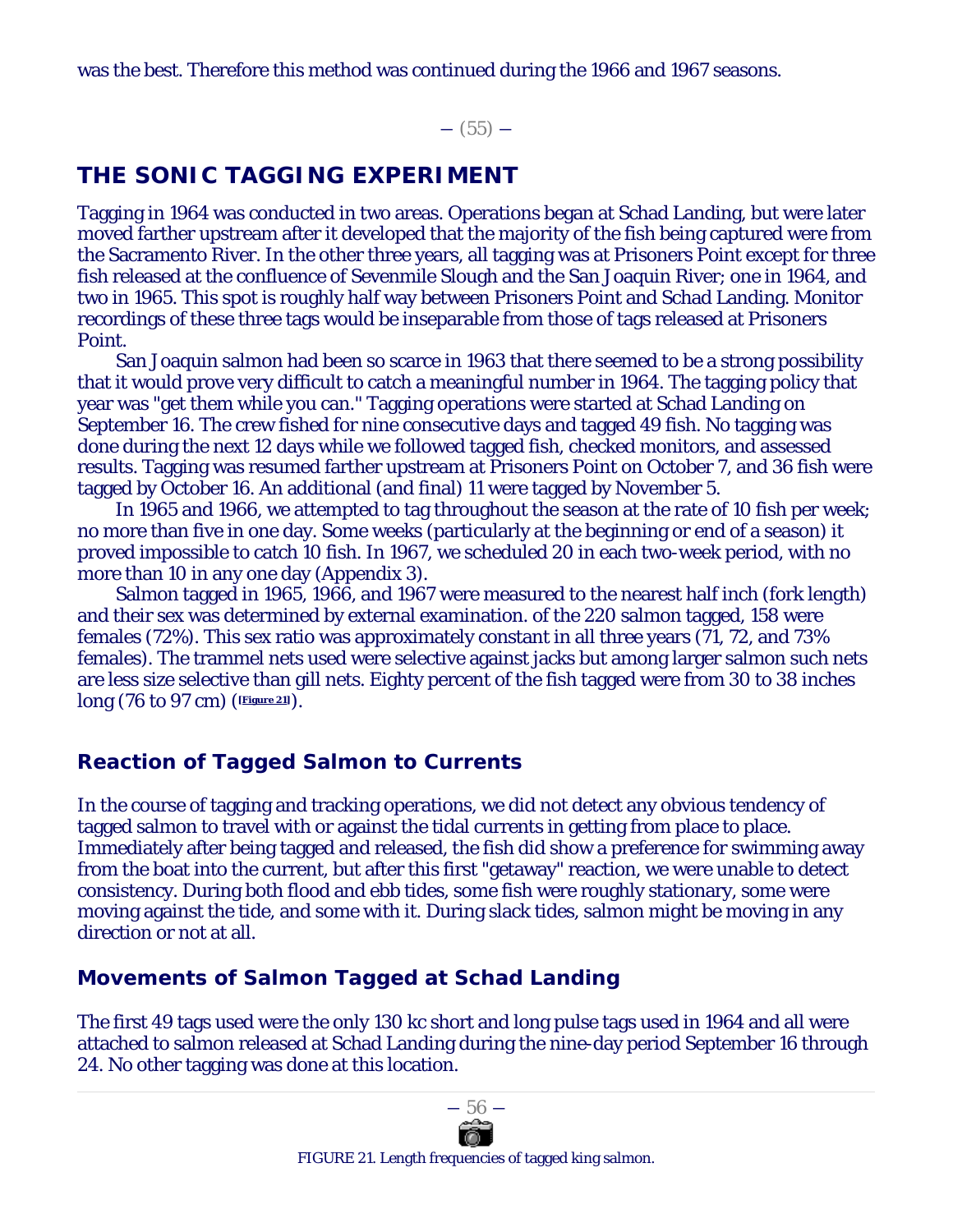was the best. Therefore this method was continued during the 1966 and 1967 seasons.

## THE SONIC TAGGING EXPERIMENT

Tagging in 1964 was conducted in two areas. Operations began at Schad Landing, but were later moved farther upstream after it developed that the majority of the fish being captured were from the Sacramento River. In the other three years, all tagging was at Prisoners Point except for three fish released at the confluence of Sevenmile Slough and the San Joaquin River; one in 1964, and two in 1965. This spot is roughly half way between Prisoners Point and Schad Landing. Monitor recordings of these three tags would be inseparable from those of tags released at Prisoners Point.

San Joaquin salmon had been so scarce in 1963 that there seemed to be a strong possibility that it would prove very difficult to catch a meaningful number in 1964. The tagging policy that year was "get them while you can." Tagging operations were started at Schad Landing on September 16. The crew fished for nine consecutive days and tagged 49 fish. No tagging was done during the next 12 days while we followed tagged fish, checked monitors, and assessed results. Tagging was resumed farther upstream at Prisoners Point on October 7, and 36 fish were tagged by October 16. An additional (and final) 11 were tagged by November 5.

In 1965 and 1966, we attempted to tag throughout the season at the rate of 10 fish per week; no more than five in one day. Some weeks (particularly at the beginning or end of a season) it proved impossible to catch 10 fish. In 1967, we scheduled 20 in each two-week period, with no more than 10 in any one day (Appendix 3).

Salmon tagged in 1965, 1966, and 1967 were measured to the nearest half inch (fork length) and their sex was determined by external examination. of the 220 salmon tagged, 158 were females (72%). This sex ratio was approximately constant in all three years (71, 72, and 73% females). The trammel nets used were selective against jacks but among larger salmon such nets are less size selective than gill nets. Eighty percent of the fish tagged were from 30 to 38 inches long (76 to 97 cm) ([Figure 21]).

### Reaction of Tagged Salmon to Currents

In the course of tagging and tracking operations, we did not detect any obvious tendency of tagged salmon to travel with or against the tidal currents in getting from place to place. Immediately after being tagged and released, the fish did show a preference for swimming away from the boat into the current, but after this first "getaway" reaction, we were unable to detect consistency. During both flood and ebb tides, some fish were roughly stationary, some were moving against the tide, and some with it. During slack tides, salmon might be moving in any direction or not at all.

### Movements of Salmon Tagged at Schad Landing

The first 49 tags used were the only 130 kc short and long pulse tags used in 1964 and all were attached to salmon released at Schad Landing during the nine-day period September 16 through 24. No other tagging was done at this location.

FIGURE 21. Length frequencies of tagged king salmon.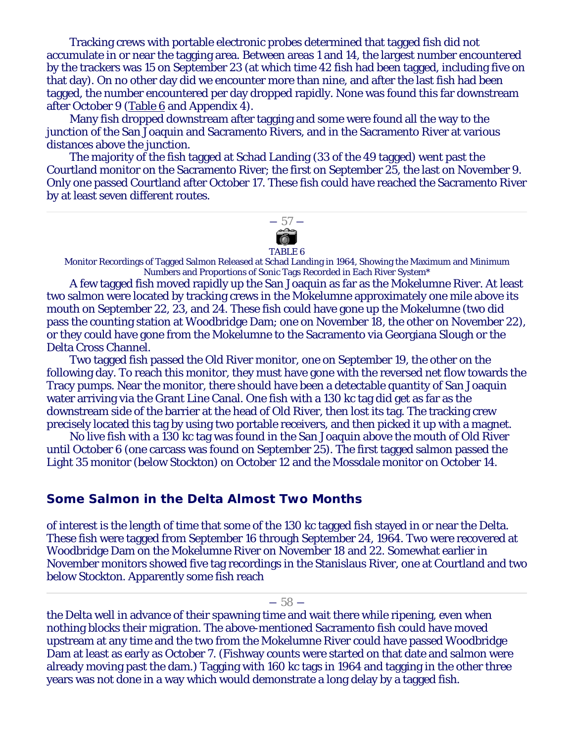Tracking crews with portable electronic probes determined that tagged fish did not accumulate in or near the tagging area. Between areas 1 and 14, the largest number encountered by the trackers was 15 on September 23 (at which time 42 fish had been tagged, including five on that day). On no other day did we encounter more than nine, and after the last fish had been tagged, the number encountered per day dropped rapidly. None was found this far downstream after October 9 (Table 6 and Appendix 4).

Many fish dropped downstream after tagging and some were found all the way to the junction of the San Joaquin and Sacramento Rivers, and in the Sacramento River at various distances above the junction.

The majority of the fish tagged at Schad Landing (33 of the 49 tagged) went past the Courtland monitor on the Sacramento River; the first on September 25, the last on November 9. Only one passed Courtland after October 17. These fish could have reached the Sacramento River by at least seven different routes.

TABLE 6

Monitor Recordings of Tagged Salmon Released at Schad Landing in 1964, Showing the Maximum and Minimum Numbers and Proportions of Sonic Tags Recorded in Each River System*

A few tagged fish moved rapidly up the San Joaquin as far as the Mokelumne River. At least two salmon were located by tracking crews in the Mokelumne approximately one mile above its mouth on September 22, 23, and 24. These fish could have gone up the Mokelumne (two did pass the counting station at Woodbridge Dam; one on November 18, the other on November 22), or they could have gone from the Mokelumne to the Sacramento via Georgiana Slough or the Delta Cross Channel.

Two tagged fish passed the Old River monitor, one on September 19, the other on the following day. To reach this monitor, they must have gone with the reversed net flow towards the Tracy pumps. Near the monitor, there should have been a detectable quantity of San Joaquin water arriving via the Grant Line Canal. One fish with a 130 kc tag did get as far as the downstream side of the barrier at the head of Old River, then lost its tag. The tracking crew precisely located this tag by using two portable receivers, and then picked it up with a magnet.

No live fish with a 130 kc tag was found in the San Joaquin above the mouth of Old River until October 6 (one carcass was found on September 25). The first tagged salmon passed the Light 35 monitor (below Stockton) on October 12 and the Mossdale monitor on October 14.

## Some Salmon in the Delta Almost Two Months

of interest is the length of time that some of the 130 kc tagged fish stayed in or near the Delta. These fish were tagged from September 16 through September 24, 1964. Two were recovered at Woodbridge Dam on the Mokelumne River on November 18 and 22. Somewhat earlier in November monitors showed five tag recordings in the Stanislaus River, one at Courtland and two below Stockton. Apparently some fish reach the Delta well in advance of their spawning time and wait there while ripening, even when nothing blocks their migration. The above-mentioned Sacramento fish could have moved upstream at any time and the two from the Mokelumne River could have passed Woodbridge Dam at least as early as October 7. (Fishway counts were started on that date and salmon were already moving past the dam.) Tagging with 160 kc tags in 1964 and tagging in the other three years was not done in a way which would demonstrate a long delay by a tagged fish.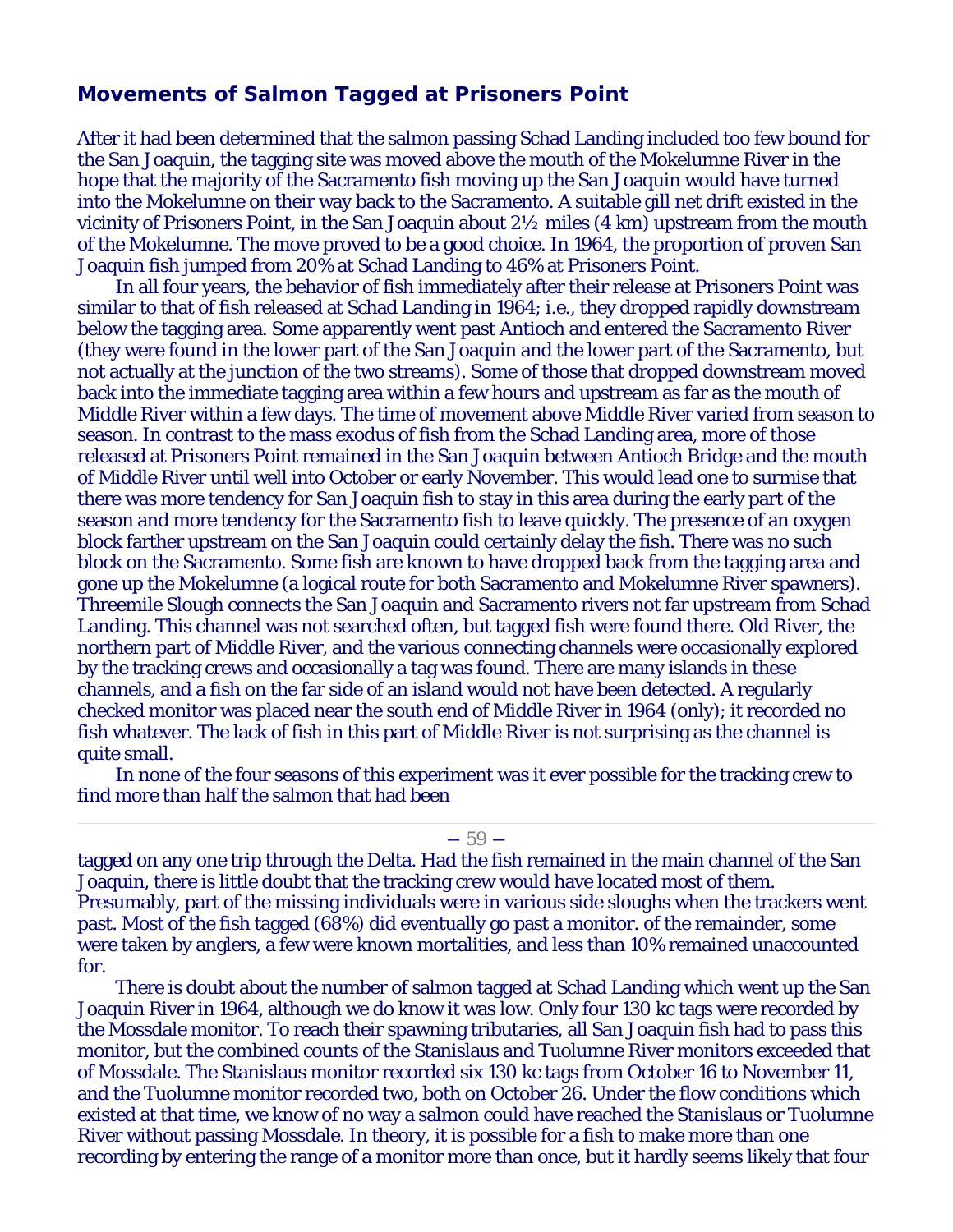## Movements of Salmon Tagged at Prisoners Point

After it had been determined that the salmon passing Schad Landing included too few bound for the San Joaquin, the tagging site was moved above the mouth of the Mokelumne River in the hope that the majority of the Sacramento fish moving up the San Joaquin would have turned into the Mokelumne on their way back to the Sacramento. A suitable gill net drift existed in the vicinity of Prisoners Point, in the San Joaquin about 2½ miles (4 km) upstream from the mouth of the Mokelumne. The move proved to be a good choice. In 1964, the proportion of proven San Joaquin fish jumped from 20% at Schad Landing to 46% at Prisoners Point.

In all four years, the behavior of fish immediately after their release at Prisoners Point was similar to that of fish released at Schad Landing in 1964; i.e., they dropped rapidly downstream below the tagging area. Some apparently went past Antioch and entered the Sacramento River (they were found in the lower part of the San Joaquin and the lower part of the Sacramento, but not actually at the junction of the two streams). Some of those that dropped downstream moved back into the immediate tagging area within a few hours and upstream as far as the mouth of Middle River within a few days. The time of movement above Middle River varied from season to season. In contrast to the mass exodus of fish from the Schad Landing area, more of those released at Prisoners Point remained in the San Joaquin between Antioch Bridge and the mouth of Middle River until well into October or early November. This would lead one to surmise that there was more tendency for San Joaquin fish to stay in this area during the early part of the season and more tendency for the Sacramento fish to leave quickly. The presence of an oxygen block farther upstream on the San Joaquin could certainly delay the fish. There was no such block on the Sacramento. Some fish are known to have dropped back from the tagging area and gone up the Mokelumne (a logical route for both Sacramento and Mokelumne River spawners). Threemile Slough connects the San Joaquin and Sacramento rivers not far upstream from Schad Landing. This channel was not searched often, but tagged fish were found there. Old River, the northern part of Middle River, and the various connecting channels were occasionally explored by the tracking crews and occasionally a tag was found. There are many islands in these channels, and a fish on the far side of an island would not have been detected. A regularly checked monitor was placed near the south end of Middle River in 1964 (only); it recorded no fish whatever. The lack of fish in this part of Middle River is not surprising as the channel is quite small.

In none of the four seasons of this experiment was it ever possible for the tracking crew to find more than half the salmon that had been tagged on any one trip through the Delta. Had the fish remained in the main channel of the San Joaquin, there is little doubt that the tracking crew would have located most of them. Presumably, part of the missing individuals were in various side sloughs when the trackers went past. Most of the fish tagged (68%) did eventually go past a monitor. of the remainder, some were taken by anglers, a few were known mortalities, and less than 10% remained unaccounted for.

There is doubt about the number of salmon tagged at Schad Landing which went up the San Joaquin River in 1964, although we do know it was low. Only four 130 kc tags were recorded by the Mossdale monitor. To reach their spawning tributaries, all San Joaquin fish had to pass this monitor, but the combined counts of the Stanislaus and Tuolumne River monitors exceeded that of Mossdale. The Stanislaus monitor recorded six 130 kc tags from October 16 to November 11, and the Tuolumne monitor recorded two, both on October 26. Under the flow conditions which existed at that time, we know of no way a salmon could have reached the Stanislaus or Tuolumne River without passing Mossdale. In theory, it is possible for a fish to make more than one recording by entering the range of a monitor more than once, but it hardly seems likely that four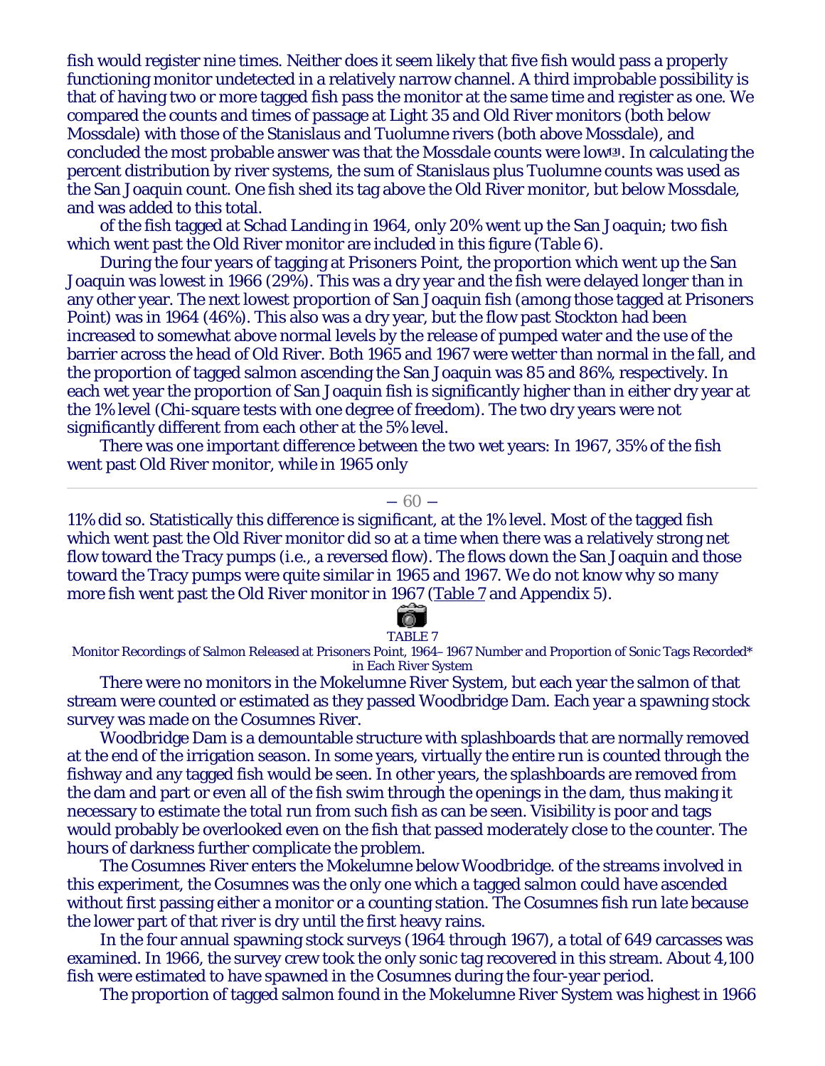fish would register nine times. Neither does it seem likely that five fish would pass a properly functioning monitor undetected in a relatively narrow channel. A third improbable possibility is that of having two or more tagged fish pass the monitor at the same time and register as one. We compared the counts and times of passage at Light 35 and Old River monitors (both below Mossdale) with those of the Stanislaus and Tuolumne rivers (both above Mossdale), and concluded the most probable answer was that the Mossdale counts were low[3]. In calculating the percent distribution by river systems, the sum of Stanislaus plus Tuolumne counts was used as the San Joaquin count. One fish shed its tag above the Old River monitor, but below Mossdale, and was added to this total.

of the fish tagged at Schad Landing in 1964, only 20% went up the San Joaquin; two fish which went past the Old River monitor are included in this figure (Table 6).

During the four years of tagging at Prisoners Point, the proportion which went up the San Joaquin was lowest in 1966 (29%). This was a dry year and the fish were delayed longer than in any other year. The next lowest proportion of San Joaquin fish (among those tagged at Prisoners Point) was in 1964 (46%). This also was a dry year, but the flow past Stockton had been increased to somewhat above normal levels by the release of pumped water and the use of the barrier across the head of Old River. Both 1965 and 1967 were wetter than normal in the fall, and the proportion of tagged salmon ascending the San Joaquin was 85 and 86%, respectively. In each wet year the proportion of San Joaquin fish is significantly higher than in either dry year at the 1% level (Chi-square tests with one degree of freedom). The two dry years were not significantly different from each other at the 5% level.

There was one important difference between the two wet years: In 1967, 35% of the fish went past Old River monitor, while in 1965 only

— 60 —

11% did so. Statistically this difference is significant, at the 1% level. Most of the tagged fish which went past the Old River monitor did so at a time when there was a relatively strong net flow toward the Tracy pumps (i.e., a reversed flow). The flows down the San Joaquin and those toward the Tracy pumps were quite similar in 1965 and 1967. We do not know why so many more fish went past the Old River monitor in 1967 (Table 7 and Appendix 5).

TABLE 7
Monitor Recordings of Salmon Released at Prisoners Point, 1964–1967 Number and Proportion of Sonic Tags Recorded* in Each River System

There were no monitors in the Mokelumne River System, but each year the salmon of that stream were counted or estimated as they passed Woodbridge Dam. Each year a spawning stock survey was made on the Cosumnes River.

Woodbridge Dam is a demountable structure with splashboards that are normally removed at the end of the irrigation season. In some years, virtually the entire run is counted through the fishway and any tagged fish would be seen. In other years, the splashboards are removed from the dam and part or even all of the fish swim through the openings in the dam, thus making it necessary to estimate the total run from such fish as can be seen. Visibility is poor and tags would probably be overlooked even on the fish that passed moderately close to the counter. The hours of darkness further complicate the problem.

The Cosumnes River enters the Mokelumne below Woodbridge. of the streams involved in this experiment, the Cosumnes was the only one which a tagged salmon could have ascended without first passing either a monitor or a counting station. The Cosumnes fish run late because the lower part of that river is dry until the first heavy rains.

In the four annual spawning stock surveys (1964 through 1967), a total of 649 carcasses was examined. In 1966, the survey crew took the only sonic tag recovered in this stream. About 4,100 fish were estimated to have spawned in the Cosumnes during the four-year period.

The proportion of tagged salmon found in the Mokelumne River System was highest in 1966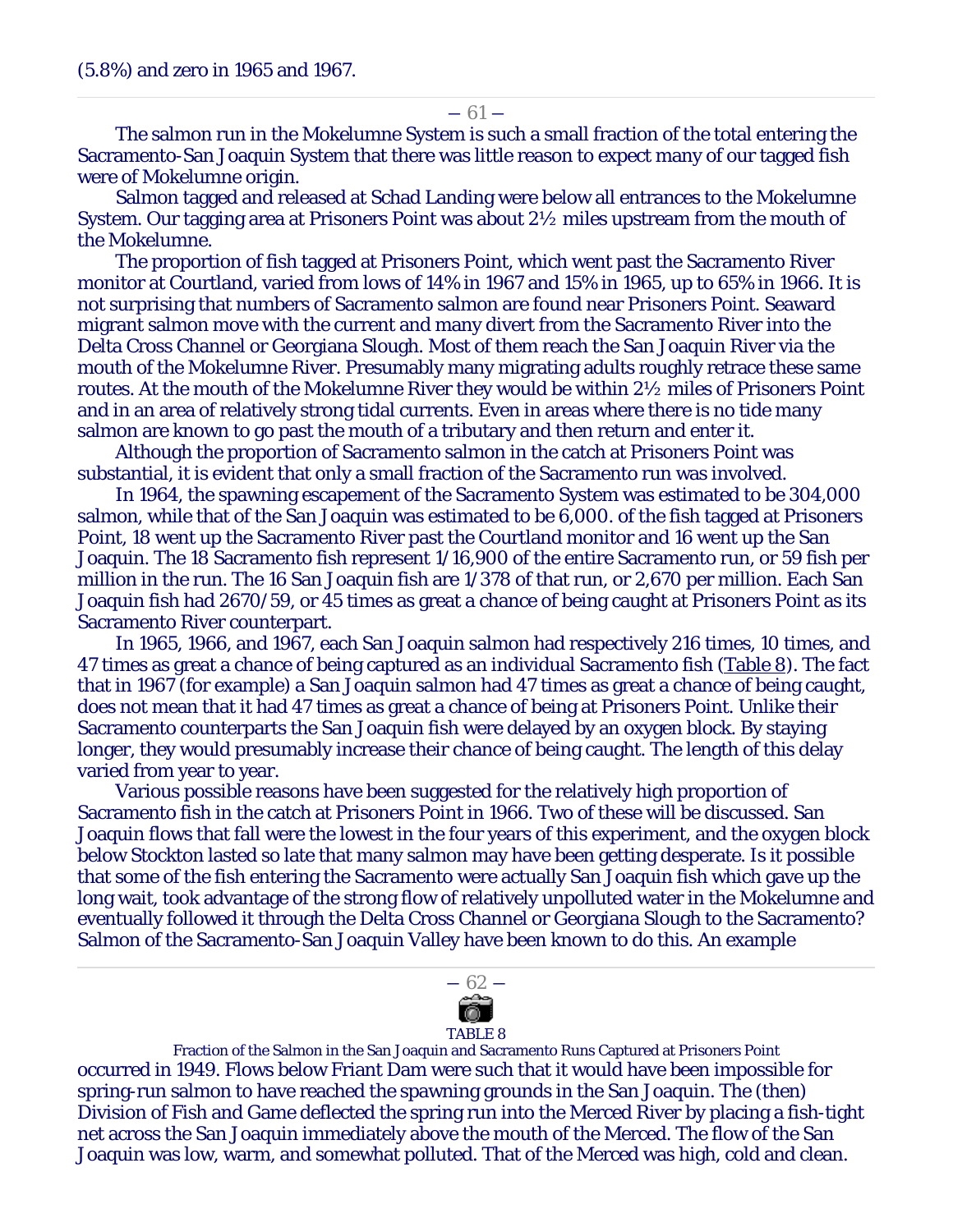(5.8%) and zero in 1965 and 1967.

The salmon run in the Mokelumne System is such a small fraction of the total entering the Sacramento-San Joaquin System that there was little reason to expect many of our tagged fish were of Mokelumne origin.

Salmon tagged and released at Schad Landing were below all entrances to the Mokelumne System. Our tagging area at Prisoners Point was about 2½ miles upstream from the mouth of the Mokelumne.

The proportion of fish tagged at Prisoners Point, which went past the Sacramento River monitor at Courtland, varied from lows of 14% in 1967 and 15% in 1965, up to 65% in 1966. It is not surprising that numbers of Sacramento salmon are found near Prisoners Point. Seaward migrant salmon move with the current and many divert from the Sacramento River into the Delta Cross Channel or Georgiana Slough. Most of them reach the San Joaquin River via the mouth of the Mokelumne River. Presumably many migrating adults roughly retrace these same routes. At the mouth of the Mokelumne River they would be within 2½ miles of Prisoners Point and in an area of relatively strong tidal currents. Even in areas where there is no tide many salmon are known to go past the mouth of a tributary and then return and enter it.

Although the proportion of Sacramento salmon in the catch at Prisoners Point was substantial, it is evident that only a small fraction of the Sacramento run was involved.

In 1964, the spawning escapement of the Sacramento System was estimated to be 304,000 salmon, while that of the San Joaquin was estimated to be 6,000. of the fish tagged at Prisoners Point, 18 went up the Sacramento River past the Courtland monitor and 16 went up the San Joaquin. The 18 Sacramento fish represent 1/16,900 of the entire Sacramento run, or 59 fish per million in the run. The 16 San Joaquin fish are 1/378 of that run, or 2,670 per million. Each San Joaquin fish had 2670/59, or 45 times as great a chance of being caught at Prisoners Point as its Sacramento River counterpart.

In 1965, 1966, and 1967, each San Joaquin salmon had respectively 216 times, 10 times, and 47 times as great a chance of being captured as an individual Sacramento fish (Table 8). The fact that in 1967 (for example) a San Joaquin salmon had 47 times as great a chance of being caught, does not mean that it had 47 times as great a chance of being at Prisoners Point. Unlike their Sacramento counterparts the San Joaquin fish were delayed by an oxygen block. By staying longer, they would presumably increase their chance of being caught. The length of this delay varied from year to year.

Various possible reasons have been suggested for the relatively high proportion of Sacramento fish in the catch at Prisoners Point in 1966. Two of these will be discussed. San Joaquin flows that fall were the lowest in the four years of this experiment, and the oxygen block below Stockton lasted so late that many salmon may have been getting desperate. Is it possible that some of the fish entering the Sacramento were actually San Joaquin fish which gave up the long wait, took advantage of the strong flow of relatively unpolluted water in the Mokelumne and eventually followed it through the Delta Cross Channel or Georgiana Slough to the Sacramento? Salmon of the Sacramento-San Joaquin Valley have been known to do this. An example

TABLE 8

Fraction of the Salmon in the San Joaquin and Sacramento Runs Captured at Prisoners Point

occurred in 1949. Flows below Friant Dam were such that it would have been impossible for spring-run salmon to have reached the spawning grounds in the San Joaquin. The (then) Division of Fish and Game deflected the spring run into the Merced River by placing a fish-tight net across the San Joaquin immediately above the mouth of the Merced. The flow of the San Joaquin was low, warm, and somewhat polluted. That of the Merced was high, cold and clean.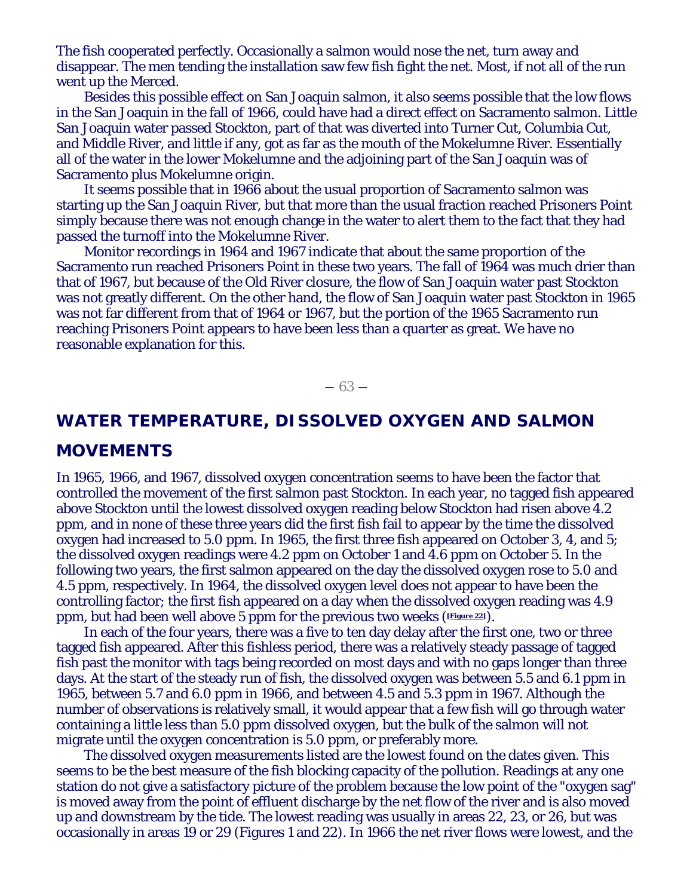The fish cooperated perfectly. Occasionally a salmon would nose the net, turn away and disappear. The men tending the installation saw few fish fight the net. Most, if not all of the run went up the Merced.

Besides this possible effect on San Joaquin salmon, it also seems possible that the low flows in the San Joaquin in the fall of 1966, could have had a direct effect on Sacramento salmon. Little San Joaquin water passed Stockton, part of that was diverted into Turner Cut, Columbia Cut, and Middle River, and little if any, got as far as the mouth of the Mokelumne River. Essentially all of the water in the lower Mokelumne and the adjoining part of the San Joaquin was of Sacramento plus Mokelumne origin.

It seems possible that in 1966 about the usual proportion of Sacramento salmon was starting up the San Joaquin River, but that more than the usual fraction reached Prisoners Point simply because there was not enough change in the water to alert them to the fact that they had passed the turnoff into the Mokelumne River.

Monitor recordings in 1964 and 1967 indicate that about the same proportion of the Sacramento run reached Prisoners Point in these two years. The fall of 1964 was much drier than that of 1967, but because of the Old River closure, the flow of San Joaquin water past Stockton was not greatly different. On the other hand, the flow of San Joaquin water past Stockton in 1965 was not far different from that of 1964 or 1967, but the portion of the 1965 Sacramento run reaching Prisoners Point appears to have been less than a quarter as great. We have no reasonable explanation for this.

## WATER TEMPERATURE, DISSOLVED OXYGEN AND SALMON MOVEMENTS

In 1965, 1966, and 1967, dissolved oxygen concentration seems to have been the factor that controlled the movement of the first salmon past Stockton. In each year, no tagged fish appeared above Stockton until the lowest dissolved oxygen reading below Stockton had risen above 4.2 ppm, and in none of these three years did the first fish fail to appear by the time the dissolved oxygen had increased to 5.0 ppm. In 1965, the first three fish appeared on October 3, 4, and 5; the dissolved oxygen readings were 4.2 ppm on October 1 and 4.6 ppm on October 5. In the following two years, the first salmon appeared on the day the dissolved oxygen rose to 5.0 and 4.5 ppm, respectively. In 1964, the dissolved oxygen level does not appear to have been the controlling factor; the first fish appeared on a day when the dissolved oxygen reading was 4.9 ppm, but had been well above 5 ppm for the previous two weeks ([Figure 22]).

In each of the four years, there was a five to ten day delay after the first one, two or three tagged fish appeared. After this fishless period, there was a relatively steady passage of tagged fish past the monitor with tags being recorded on most days and with no gaps longer than three days. At the start of the steady run of fish, the dissolved oxygen was between 5.5 and 6.1 ppm in 1965, between 5.7 and 6.0 ppm in 1966, and between 4.5 and 5.3 ppm in 1967. Although the number of observations is relatively small, it would appear that a few fish will go through water containing a little less than 5.0 ppm dissolved oxygen, but the bulk of the salmon will not migrate until the oxygen concentration is 5.0 ppm, or preferably more.

The dissolved oxygen measurements listed are the lowest found on the dates given. This seems to be the best measure of the fish blocking capacity of the pollution. Readings at any one station do not give a satisfactory picture of the problem because the low point of the "oxygen sag" is moved away from the point of effluent discharge by the net flow of the river and is also moved up and downstream by the tide. The lowest reading was usually in areas 22, 23, or 26, but was occasionally in areas 19 or 29 (Figures 1 and 22). In 1966 the net river flows were lowest, and the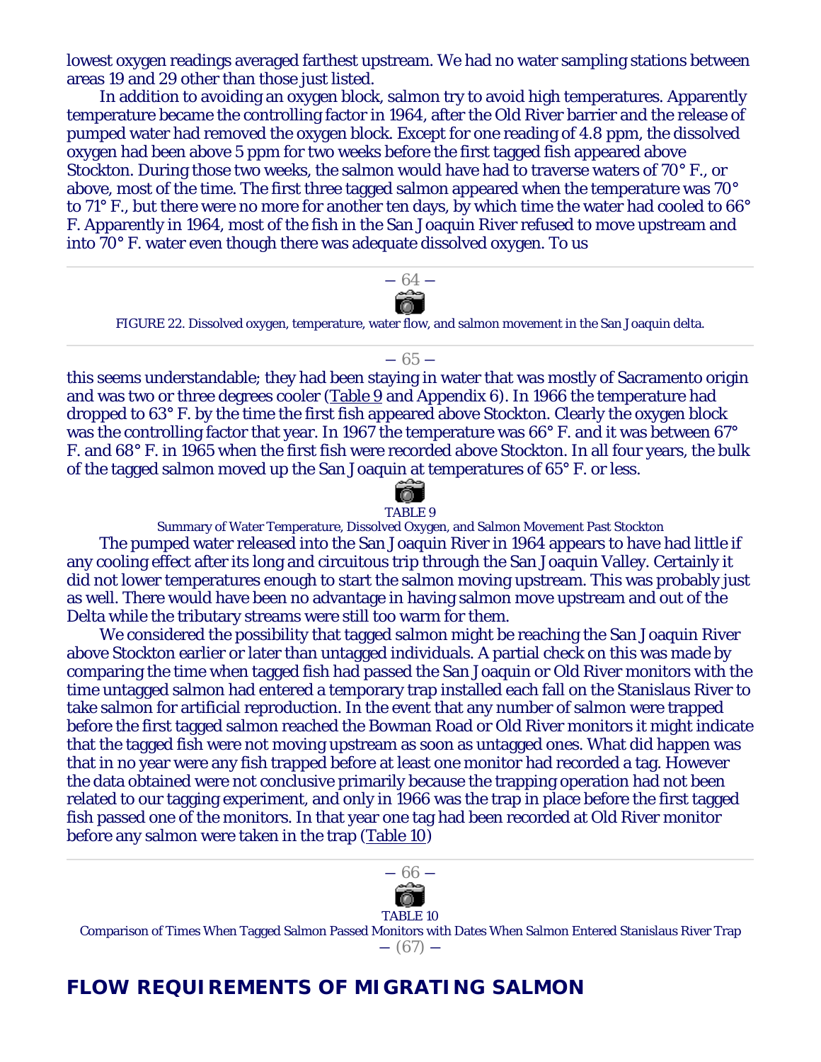lowest oxygen readings averaged farthest upstream. We had no water sampling stations between areas 19 and 29 other than those just listed.

In addition to avoiding an oxygen block, salmon try to avoid high temperatures. Apparently temperature became the controlling factor in 1964, after the Old River barrier and the release of pumped water had removed the oxygen block. Except for one reading of 4.8 ppm, the dissolved oxygen had been above 5 ppm for two weeks before the first tagged fish appeared above Stockton. During those two weeks, the salmon would have had to traverse waters of 70° F., or above, most of the time. The first three tagged salmon appeared when the temperature was 70° to 71° F., but there were no more for another ten days, by which time the water had cooled to 66° F. Apparently in 1964, most of the fish in the San Joaquin River refused to move upstream and into 70° F. water even though there was adequate dissolved oxygen. To us

FIGURE 22. Dissolved oxygen, temperature, water flow, and salmon movement in the San Joaquin delta.

this seems understandable; they had been staying in water that was mostly of Sacramento origin and was two or three degrees cooler (Table 9 and Appendix 6). In 1966 the temperature had dropped to 63° F. by the time the first fish appeared above Stockton. Clearly the oxygen block was the controlling factor that year. In 1967 the temperature was 66° F. and it was between 67° F. and 68° F. in 1965 when the first fish were recorded above Stockton. In all four years, the bulk of the tagged salmon moved up the San Joaquin at temperatures of 65° F. or less.

TABLE 9

Summary of Water Temperature, Dissolved Oxygen, and Salmon Movement Past Stockton

The pumped water released into the San Joaquin River in 1964 appears to have had little if any cooling effect after its long and circuitous trip through the San Joaquin Valley. Certainly it did not lower temperatures enough to start the salmon moving upstream. This was probably just as well. There would have been no advantage in having salmon move upstream and out of the Delta while the tributary streams were still too warm for them.

We considered the possibility that tagged salmon might be reaching the San Joaquin River above Stockton earlier or later than untagged individuals. A partial check on this was made by comparing the time when tagged fish had passed the San Joaquin or Old River monitors with the time untagged salmon had entered a temporary trap installed each fall on the Stanislaus River to take salmon for artificial reproduction. In the event that any number of salmon were trapped before the first tagged salmon reached the Bowman Road or Old River monitors it might indicate that the tagged fish were not moving upstream as soon as untagged ones. What did happen was that in no year were any fish trapped before at least one monitor had recorded a tag. However the data obtained were not conclusive primarily because the trapping operation had not been related to our tagging experiment, and only in 1966 was the trap in place before the first tagged fish passed one of the monitors. In that year one tag had been recorded at Old River monitor before any salmon were taken in the trap (Table 10)

TABLE 10

Comparison of Times When Tagged Salmon Passed Monitors with Dates When Salmon Entered Stanislaus River Trap

## FLOW REQUIREMENTS OF MIGRATING SALMON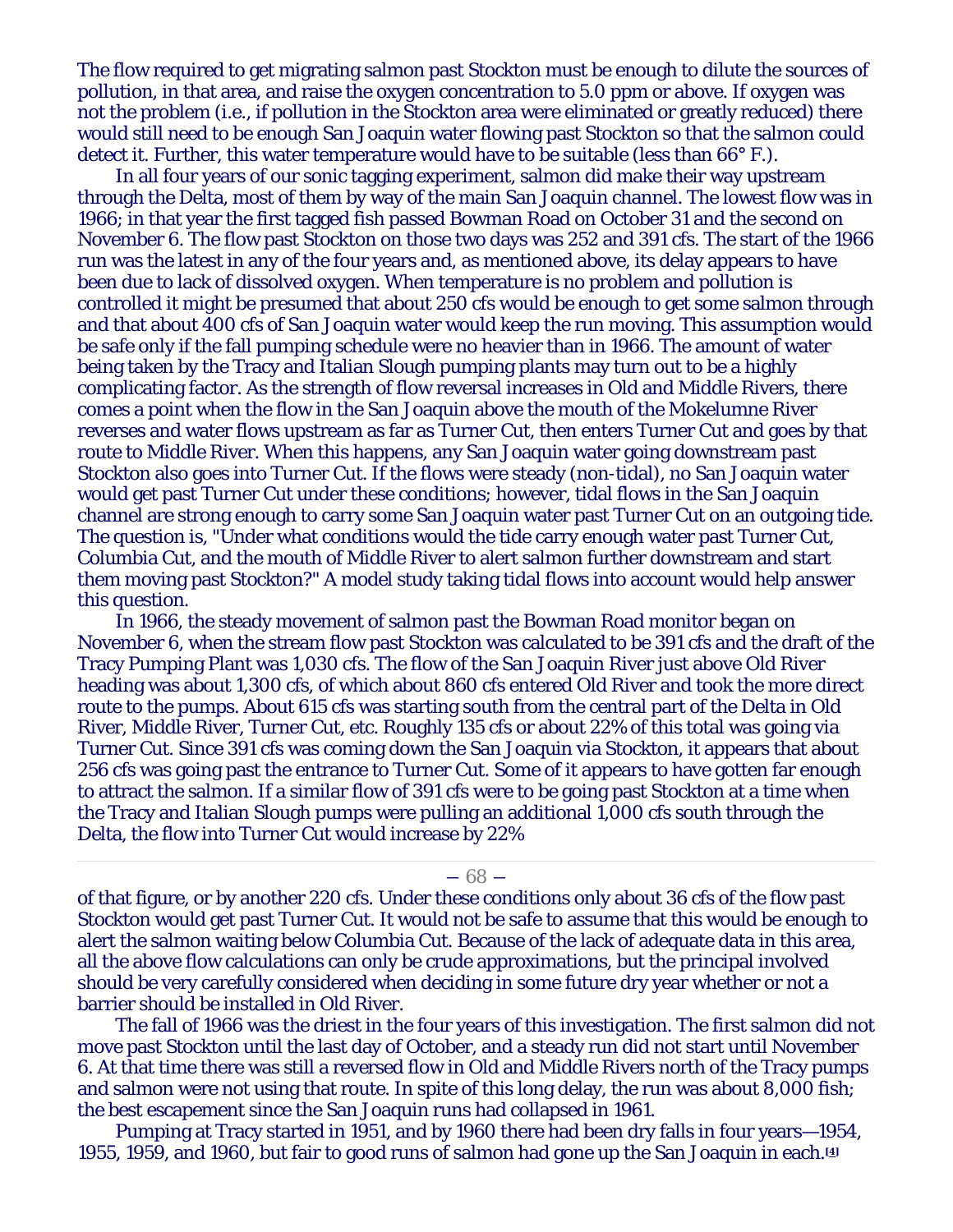The flow required to get migrating salmon past Stockton must be enough to dilute the sources of pollution, in that area, and raise the oxygen concentration to 5.0 ppm or above. If oxygen was not the problem (i.e., if pollution in the Stockton area were eliminated or greatly reduced) there would still need to be enough San Joaquin water flowing past Stockton so that the salmon could detect it. Further, this water temperature would have to be suitable (less than 66° F.).

In all four years of our sonic tagging experiment, salmon did make their way upstream through the Delta, most of them by way of the main San Joaquin channel. The lowest flow was in 1966; in that year the first tagged fish passed Bowman Road on October 31 and the second on November 6. The flow past Stockton on those two days was 252 and 391 cfs. The start of the 1966 run was the latest in any of the four years and, as mentioned above, its delay appears to have been due to lack of dissolved oxygen. When temperature is no problem and pollution is controlled it might be presumed that about 250 cfs would be enough to get some salmon through and that about 400 cfs of San Joaquin water would keep the run moving. This assumption would be safe only if the fall pumping schedule were no heavier than in 1966. The amount of water being taken by the Tracy and Italian Slough pumping plants may turn out to be a highly complicating factor. As the strength of flow reversal increases in Old and Middle Rivers, there comes a point when the flow in the San Joaquin above the mouth of the Mokelumne River reverses and water flows upstream as far as Turner Cut, then enters Turner Cut and goes by that route to Middle River. When this happens, any San Joaquin water going downstream past Stockton also goes into Turner Cut. If the flows were steady (non-tidal), no San Joaquin water would get past Turner Cut under these conditions; however, tidal flows in the San Joaquin channel are strong enough to carry some San Joaquin water past Turner Cut on an outgoing tide. The question is, "Under what conditions would the tide carry enough water past Turner Cut, Columbia Cut, and the mouth of Middle River to alert salmon further downstream and start them moving past Stockton?" A model study taking tidal flows into account would help answer this question.

In 1966, the steady movement of salmon past the Bowman Road monitor began on November 6, when the stream flow past Stockton was calculated to be 391 cfs and the draft of the Tracy Pumping Plant was 1,030 cfs. The flow of the San Joaquin River just above Old River heading was about 1,300 cfs, of which about 860 cfs entered Old River and took the more direct route to the pumps. About 615 cfs was starting south from the central part of the Delta in Old River, Middle River, Turner Cut, etc. Roughly 135 cfs or about 22% of this total was going via Turner Cut. Since 391 cfs was coming down the San Joaquin via Stockton, it appears that about 256 cfs was going past the entrance to Turner Cut. Some of it appears to have gotten far enough to attract the salmon. If a similar flow of 391 cfs were to be going past Stockton at a time when the Tracy and Italian Slough pumps were pulling an additional 1,000 cfs south through the Delta, the flow into Turner Cut would increase by 22% of that figure, or by another 220 cfs. Under these conditions only about 36 cfs of the flow past Stockton would get past Turner Cut. It would not be safe to assume that this would be enough to alert the salmon waiting below Columbia Cut. Because of the lack of adequate data in this area, all the above flow calculations can only be crude approximations, but the principal involved should be very carefully considered when deciding in some future dry year whether or not a barrier should be installed in Old River.

The fall of 1966 was the driest in the four years of this investigation. The first salmon did not move past Stockton until the last day of October, and a steady run did not start until November 6. At that time there was still a reversed flow in Old and Middle Rivers north of the Tracy pumps and salmon were not using that route. In spite of this long delay, the run was about 8,000 fish; the best escapement since the San Joaquin runs had collapsed in 1961.

Pumping at Tracy started in 1951, and by 1960 there had been dry falls in four years—1954, 1955, 1959, and 1960, but fair to good runs of salmon had gone up the San Joaquin in each.[4]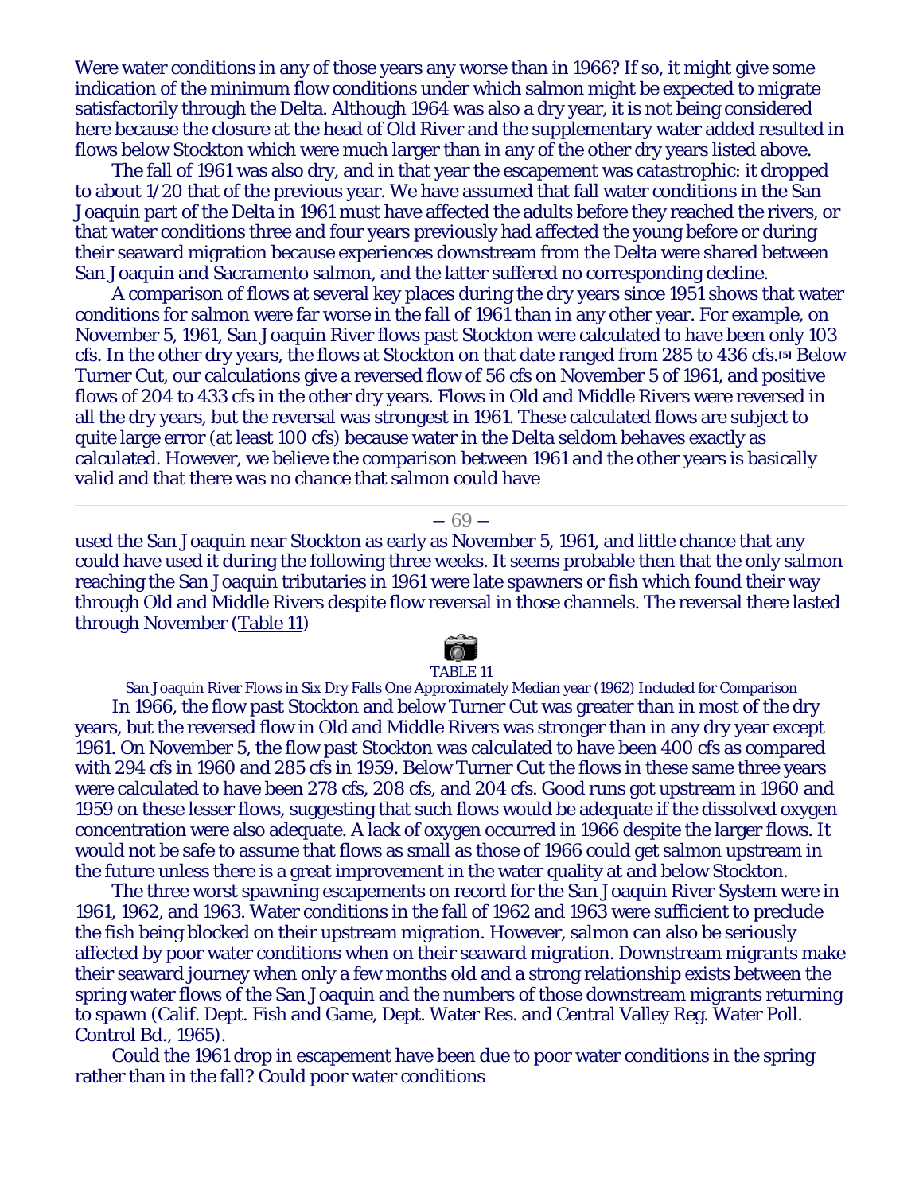Were water conditions in any of those years any worse than in 1966? If so, it might give some indication of the minimum flow conditions under which salmon might be expected to migrate satisfactorily through the Delta. Although 1964 was also a dry year, it is not being considered here because the closure at the head of Old River and the supplementary water added resulted in flows below Stockton which were much larger than in any of the other dry years listed above.

The fall of 1961 was also dry, and in that year the escapement was catastrophic: it dropped to about 1/20 that of the previous year. We have assumed that fall water conditions in the San Joaquin part of the Delta in 1961 must have affected the adults before they reached the rivers, or that water conditions three and four years previously had affected the young before or during their seaward migration because experiences downstream from the Delta were shared between San Joaquin and Sacramento salmon, and the latter suffered no corresponding decline.

A comparison of flows at several key places during the dry years since 1951 shows that water conditions for salmon were far worse in the fall of 1961 than in any other year. For example, on November 5, 1961, San Joaquin River flows past Stockton were calculated to have been only 103 cfs. In the other dry years, the flows at Stockton on that date ranged from 285 to 436 cfs.[5] Below Turner Cut, our calculations give a reversed flow of 56 cfs on November 5 of 1961, and positive flows of 204 to 433 cfs in the other dry years. Flows in Old and Middle Rivers were reversed in all the dry years, but the reversal was strongest in 1961. These calculated flows are subject to quite large error (at least 100 cfs) because water in the Delta seldom behaves exactly as calculated. However, we believe the comparison between 1961 and the other years is basically valid and that there was no chance that salmon could have used the San Joaquin near Stockton as early as November 5, 1961, and little chance that any could have used it during the following three weeks. It seems probable then that the only salmon reaching the San Joaquin tributaries in 1961 were late spawners or fish which found their way through Old and Middle Rivers despite flow reversal in those channels. The reversal there lasted through November (Table 11)

TABLE 11

San Joaquin River Flows in Six Dry Falls One Approximately Median year (1962) Included for Comparison

In 1966, the flow past Stockton and below Turner Cut was greater than in most of the dry years, but the reversed flow in Old and Middle Rivers was stronger than in any dry year except 1961. On November 5, the flow past Stockton was calculated to have been 400 cfs as compared with 294 cfs in 1960 and 285 cfs in 1959. Below Turner Cut the flows in these same three years were calculated to have been 278 cfs, 208 cfs, and 204 cfs. Good runs got upstream in 1960 and 1959 on these lesser flows, suggesting that such flows would be adequate if the dissolved oxygen concentration were also adequate. A lack of oxygen occurred in 1966 despite the larger flows. It would not be safe to assume that flows as small as those of 1966 could get salmon upstream in the future unless there is a great improvement in the water quality at and below Stockton.

The three worst spawning escapements on record for the San Joaquin River System were in 1961, 1962, and 1963. Water conditions in the fall of 1962 and 1963 were sufficient to preclude the fish being blocked on their upstream migration. However, salmon can also be seriously affected by poor water conditions when on their seaward migration. Downstream migrants make their seaward journey when only a few months old and a strong relationship exists between the spring water flows of the San Joaquin and the numbers of those downstream migrants returning to spawn (Calif. Dept. Fish and Game, Dept. Water Res. and Central Valley Reg. Water Poll. Control Bd., 1965).

Could the 1961 drop in escapement have been due to poor water conditions in the spring rather than in the fall? Could poor water conditions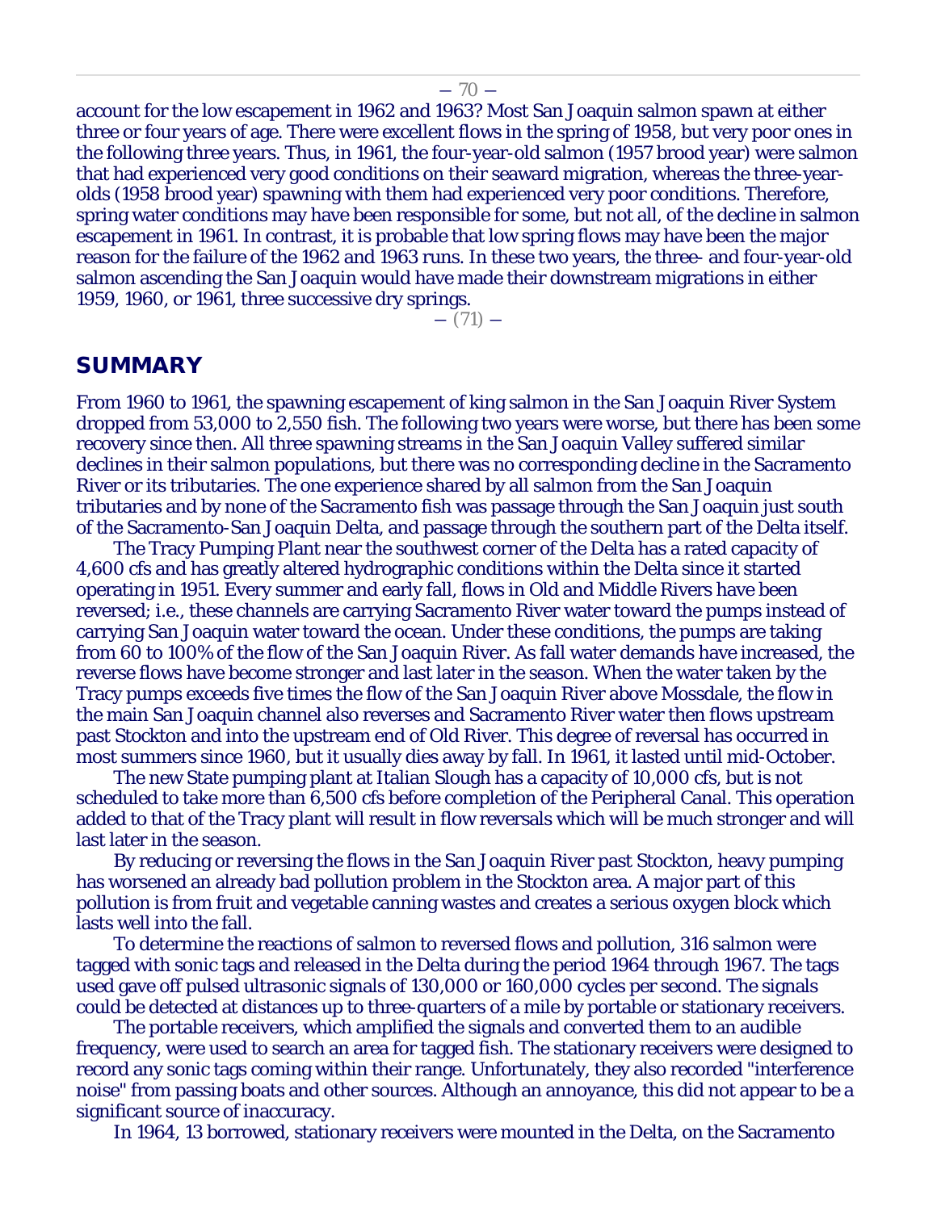account for the low escapement in 1962 and 1963? Most San Joaquin salmon spawn at either three or four years of age. There were excellent flows in the spring of 1958, but very poor ones in the following three years. Thus, in 1961, the four-year-old salmon (1957 brood year) were salmon that had experienced very good conditions on their seaward migration, whereas the three-year-olds (1958 brood year) spawning with them had experienced very poor conditions. Therefore, spring water conditions may have been responsible for some, but not all, of the decline in salmon escapement in 1961. In contrast, it is probable that low spring flows may have been the major reason for the failure of the 1962 and 1963 runs. In these two years, the three- and four-year-old salmon ascending the San Joaquin would have made their downstream migrations in either 1959, 1960, or 1961, three successive dry springs.

## SUMMARY

From 1960 to 1961, the spawning escapement of king salmon in the San Joaquin River System dropped from 53,000 to 2,550 fish. The following two years were worse, but there has been some recovery since then. All three spawning streams in the San Joaquin Valley suffered similar declines in their salmon populations, but there was no corresponding decline in the Sacramento River or its tributaries. The one experience shared by all salmon from the San Joaquin tributaries and by none of the Sacramento fish was passage through the San Joaquin just south of the Sacramento-San Joaquin Delta, and passage through the southern part of the Delta itself.

The Tracy Pumping Plant near the southwest corner of the Delta has a rated capacity of 4,600 cfs and has greatly altered hydrographic conditions within the Delta since it started operating in 1951. Every summer and early fall, flows in Old and Middle Rivers have been reversed; i.e., these channels are carrying Sacramento River water toward the pumps instead of carrying San Joaquin water toward the ocean. Under these conditions, the pumps are taking from 60 to 100% of the flow of the San Joaquin River. As fall water demands have increased, the reverse flows have become stronger and last later in the season. When the water taken by the Tracy pumps exceeds five times the flow of the San Joaquin River above Mossdale, the flow in the main San Joaquin channel also reverses and Sacramento River water then flows upstream past Stockton and into the upstream end of Old River. This degree of reversal has occurred in most summers since 1960, but it usually dies away by fall. In 1961, it lasted until mid-October.

The new State pumping plant at Italian Slough has a capacity of 10,000 cfs, but is not scheduled to take more than 6,500 cfs before completion of the Peripheral Canal. This operation added to that of the Tracy plant will result in flow reversals which will be much stronger and will last later in the season.

By reducing or reversing the flows in the San Joaquin River past Stockton, heavy pumping has worsened an already bad pollution problem in the Stockton area. A major part of this pollution is from fruit and vegetable canning wastes and creates a serious oxygen block which lasts well into the fall.

To determine the reactions of salmon to reversed flows and pollution, 316 salmon were tagged with sonic tags and released in the Delta during the period 1964 through 1967. The tags used gave off pulsed ultrasonic signals of 130,000 or 160,000 cycles per second. The signals could be detected at distances up to three-quarters of a mile by portable or stationary receivers.

The portable receivers, which amplified the signals and converted them to an audible frequency, were used to search an area for tagged fish. The stationary receivers were designed to record any sonic tags coming within their range. Unfortunately, they also recorded "interference noise" from passing boats and other sources. Although an annoyance, this did not appear to be a significant source of inaccuracy.

In 1964, 13 borrowed, stationary receivers were mounted in the Delta, on the Sacramento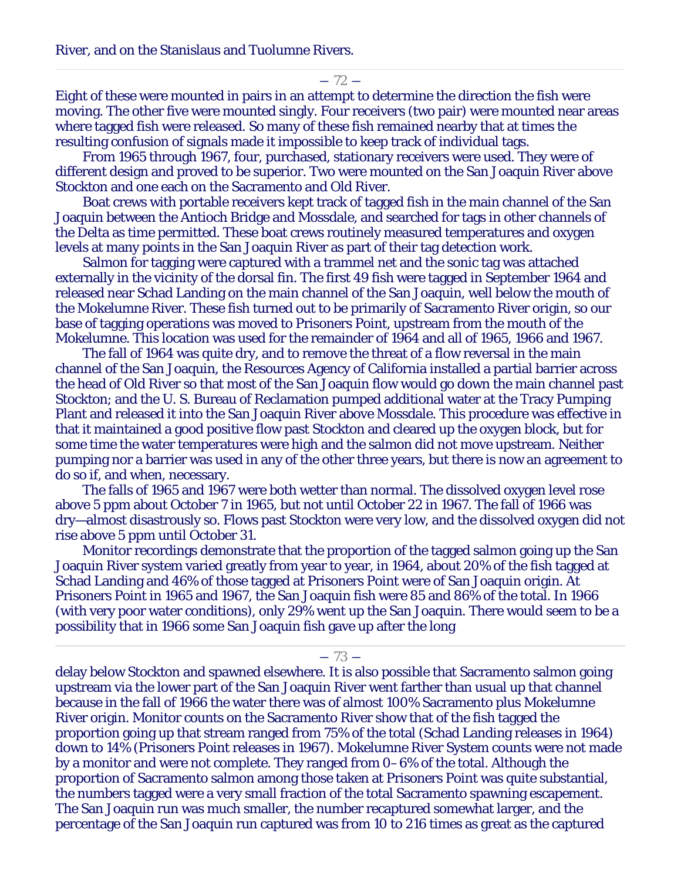River, and on the Stanislaus and Tuolumne Rivers.

Eight of these were mounted in pairs in an attempt to determine the direction the fish were moving. The other five were mounted singly. Four receivers (two pair) were mounted near areas where tagged fish were released. So many of these fish remained nearby that at times the resulting confusion of signals made it impossible to keep track of individual tags.

From 1965 through 1967, four, purchased, stationary receivers were used. They were of different design and proved to be superior. Two were mounted on the San Joaquin River above Stockton and one each on the Sacramento and Old River.

Boat crews with portable receivers kept track of tagged fish in the main channel of the San Joaquin between the Antioch Bridge and Mossdale, and searched for tags in other channels of the Delta as time permitted. These boat crews routinely measured temperatures and oxygen levels at many points in the San Joaquin River as part of their tag detection work.

Salmon for tagging were captured with a trammel net and the sonic tag was attached externally in the vicinity of the dorsal fin. The first 49 fish were tagged in September 1964 and released near Schad Landing on the main channel of the San Joaquin, well below the mouth of the Mokelumne River. These fish turned out to be primarily of Sacramento River origin, so our base of tagging operations was moved to Prisoners Point, upstream from the mouth of the Mokelumne. This location was used for the remainder of 1964 and all of 1965, 1966 and 1967.

The fall of 1964 was quite dry, and to remove the threat of a flow reversal in the main channel of the San Joaquin, the Resources Agency of California installed a partial barrier across the head of Old River so that most of the San Joaquin flow would go down the main channel past Stockton; and the U. S. Bureau of Reclamation pumped additional water at the Tracy Pumping Plant and released it into the San Joaquin River above Mossdale. This procedure was effective in that it maintained a good positive flow past Stockton and cleared up the oxygen block, but for some time the water temperatures were high and the salmon did not move upstream. Neither pumping nor a barrier was used in any of the other three years, but there is now an agreement to do so if, and when, necessary.

The falls of 1965 and 1967 were both wetter than normal. The dissolved oxygen level rose above 5 ppm about October 7 in 1965, but not until October 22 in 1967. The fall of 1966 was dry—almost disastrously so. Flows past Stockton were very low, and the dissolved oxygen did not rise above 5 ppm until October 31.

Monitor recordings demonstrate that the proportion of the tagged salmon going up the San Joaquin River system varied greatly from year to year, in 1964, about 20% of the fish tagged at Schad Landing and 46% of those tagged at Prisoners Point were of San Joaquin origin. At Prisoners Point in 1965 and 1967, the San Joaquin fish were 85 and 86% of the total. In 1966 (with very poor water conditions), only 29% went up the San Joaquin. There would seem to be a possibility that in 1966 some San Joaquin fish gave up after the long delay below Stockton and spawned elsewhere. It is also possible that Sacramento salmon going upstream via the lower part of the San Joaquin River went farther than usual up that channel because in the fall of 1966 the water there was of almost 100% Sacramento plus Mokelumne River origin. Monitor counts on the Sacramento River show that of the fish tagged the proportion going up that stream ranged from 75% of the total (Schad Landing releases in 1964) down to 14% (Prisoners Point releases in 1967). Mokelumne River System counts were not made by a monitor and were not complete. They ranged from 0–6% of the total. Although the proportion of Sacramento salmon among those taken at Prisoners Point was quite substantial, the numbers tagged were a very small fraction of the total Sacramento spawning escapement. The San Joaquin run was much smaller, the number recaptured somewhat larger, and the percentage of the San Joaquin run captured was from 10 to 216 times as great as the captured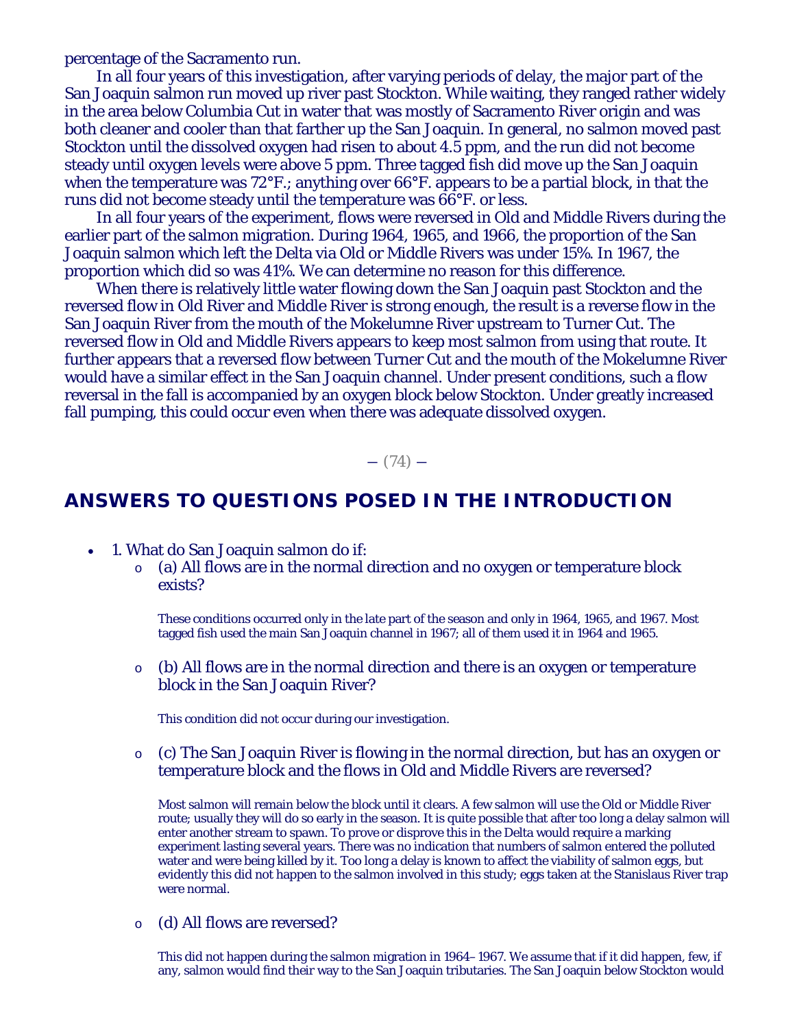percentage of the Sacramento run.

In all four years of this investigation, after varying periods of delay, the major part of the San Joaquin salmon run moved up river past Stockton. While waiting, they ranged rather widely in the area below Columbia Cut in water that was mostly of Sacramento River origin and was both cleaner and cooler than that farther up the San Joaquin. In general, no salmon moved past Stockton until the dissolved oxygen had risen to about 4.5 ppm, and the run did not become steady until oxygen levels were above 5 ppm. Three tagged fish did move up the San Joaquin when the temperature was 72°F.; anything over 66°F. appears to be a partial block, in that the runs did not become steady until the temperature was 66°F. or less.

In all four years of the experiment, flows were reversed in Old and Middle Rivers during the earlier part of the salmon migration. During 1964, 1965, and 1966, the proportion of the San Joaquin salmon which left the Delta via Old or Middle Rivers was under 15%. In 1967, the proportion which did so was 41%. We can determine no reason for this difference.

When there is relatively little water flowing down the San Joaquin past Stockton and the reversed flow in Old River and Middle River is strong enough, the result is a reverse flow in the San Joaquin River from the mouth of the Mokelumne River upstream to Turner Cut. The reversed flow in Old and Middle Rivers appears to keep most salmon from using that route. It further appears that a reversed flow between Turner Cut and the mouth of the Mokelumne River would have a similar effect in the San Joaquin channel. Under present conditions, such a flow reversal in the fall is accompanied by an oxygen block below Stockton. Under greatly increased fall pumping, this could occur even when there was adequate dissolved oxygen.

## ANSWERS TO QUESTIONS POSED IN THE INTRODUCTION

- 1. What do San Joaquin salmon do if:
  - (a) All flows are in the normal direction and no oxygen or temperature block exists?

    These conditions occurred only in the late part of the season and only in 1964, 1965, and 1967. Most tagged fish used the main San Joaquin channel in 1967; all of them used it in 1964 and 1965.

  - (b) All flows are in the normal direction and there is an oxygen or temperature block in the San Joaquin River?

    This condition did not occur during our investigation.

  - (c) The San Joaquin River is flowing in the normal direction, but has an oxygen or temperature block and the flows in Old and Middle Rivers are reversed?

    Most salmon will remain below the block until it clears. A few salmon will use the Old or Middle River route; usually they will do so early in the season. It is quite possible that after too long a delay salmon will enter another stream to spawn. To prove or disprove this in the Delta would require a marking experiment lasting several years. There was no indication that numbers of salmon entered the polluted water and were being killed by it. Too long a delay is known to affect the viability of salmon eggs, but evidently this did not happen to the salmon involved in this study; eggs taken at the Stanislaus River trap were normal.

  - (d) All flows are reversed?

    This did not happen during the salmon migration in 1964–1967. We assume that if it did happen, few, if any, salmon would find their way to the San Joaquin tributaries. The San Joaquin below Stockton would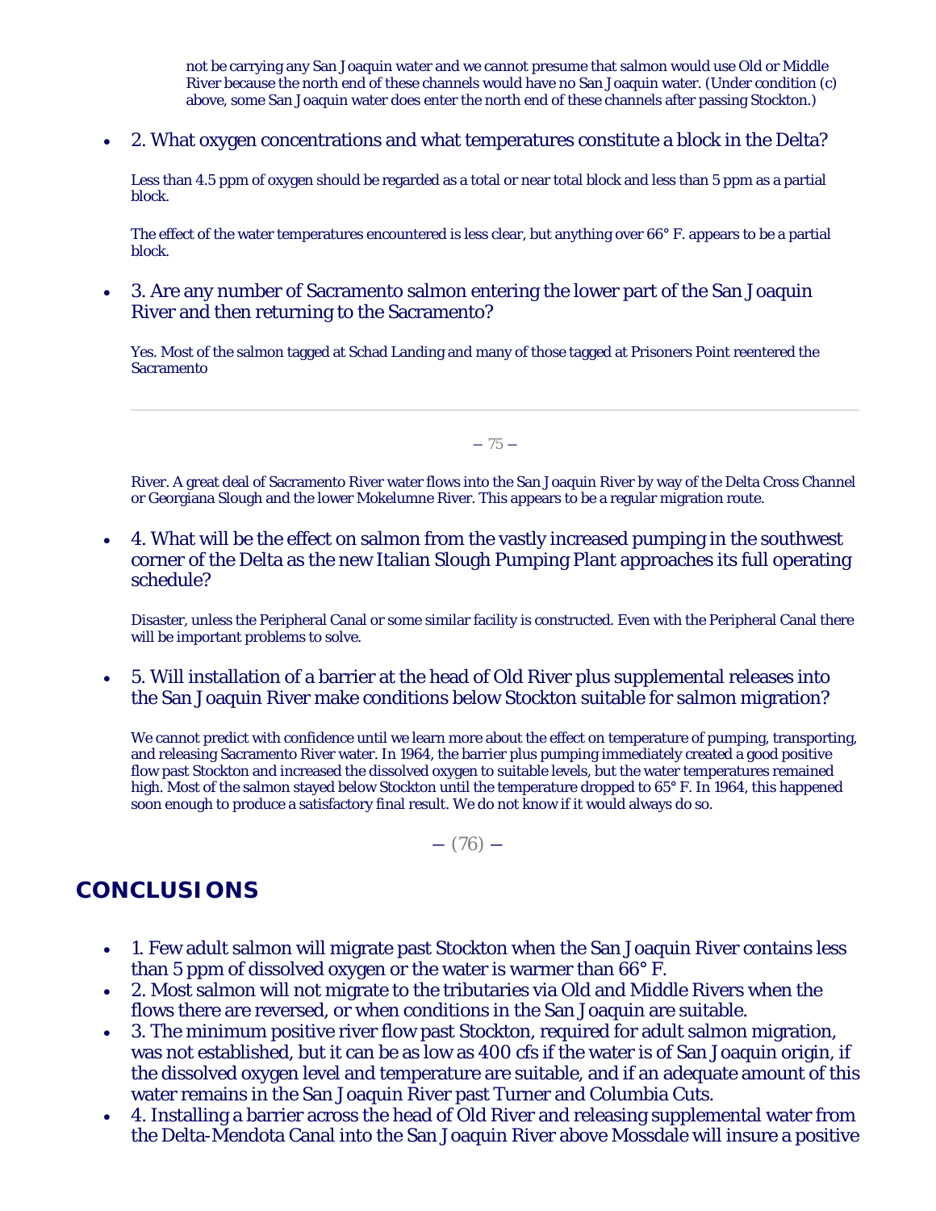not be carrying any San Joaquin water and we cannot presume that salmon would use Old or Middle River because the north end of these channels would have no San Joaquin water. (Under condition (c) above, some San Joaquin water does enter the north end of these channels after passing Stockton.)

- 2. What oxygen concentrations and what temperatures constitute a block in the Delta?

  Less than 4.5 ppm of oxygen should be regarded as a total or near total block and less than 5 ppm as a partial block.

  The effect of the water temperatures encountered is less clear, but anything over 66° F. appears to be a partial block.

- 3. Are any number of Sacramento salmon entering the lower part of the San Joaquin River and then returning to the Sacramento?

  Yes. Most of the salmon tagged at Schad Landing and many of those tagged at Prisoners Point reentered the Sacramento River. A great deal of Sacramento River water flows into the San Joaquin River by way of the Delta Cross Channel or Georgiana Slough and the lower Mokelumne River. This appears to be a regular migration route.

- 4. What will be the effect on salmon from the vastly increased pumping in the southwest corner of the Delta as the new Italian Slough Pumping Plant approaches its full operating schedule?

  Disaster, unless the Peripheral Canal or some similar facility is constructed. Even with the Peripheral Canal there will be important problems to solve.

- 5. Will installation of a barrier at the head of Old River plus supplemental releases into the San Joaquin River make conditions below Stockton suitable for salmon migration?

  We cannot predict with confidence until we learn more about the effect on temperature of pumping, transporting, and releasing Sacramento River water. In 1964, the barrier plus pumping immediately created a good positive flow past Stockton and increased the dissolved oxygen to suitable levels, but the water temperatures remained high. Most of the salmon stayed below Stockton until the temperature dropped to 65° F. In 1964, this happened soon enough to produce a satisfactory final result. We do not know if it would always do so.

## CONCLUSIONS

- 1. Few adult salmon will migrate past Stockton when the San Joaquin River contains less than 5 ppm of dissolved oxygen or the water is warmer than 66° F.
- 2. Most salmon will not migrate to the tributaries via Old and Middle Rivers when the flows there are reversed, or when conditions in the San Joaquin are suitable.
- 3. The minimum positive river flow past Stockton, required for adult salmon migration, was not established, but it can be as low as 400 cfs if the water is of San Joaquin origin, if the dissolved oxygen level and temperature are suitable, and if an adequate amount of this water remains in the San Joaquin River past Turner and Columbia Cuts.
- 4. Installing a barrier across the head of Old River and releasing supplemental water from the Delta-Mendota Canal into the San Joaquin River above Mossdale will insure a positive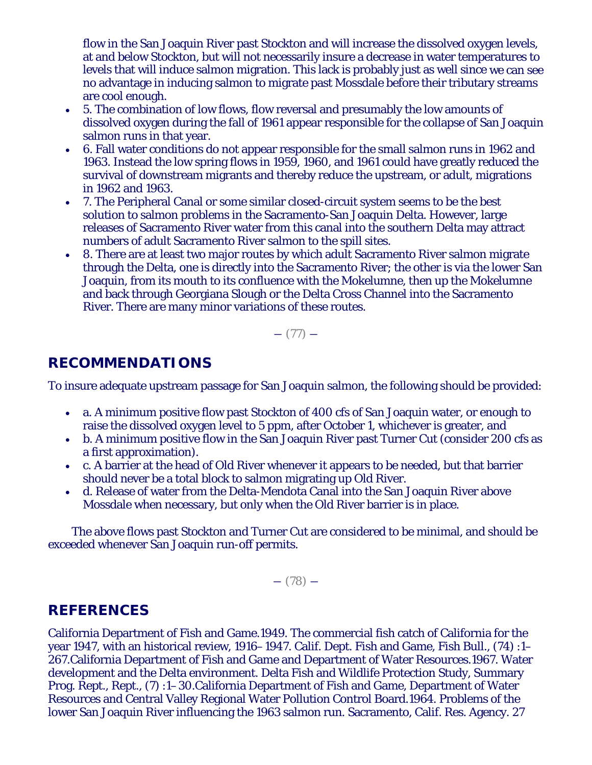flow in the San Joaquin River past Stockton and will increase the dissolved oxygen levels, at and below Stockton, but will not necessarily insure a decrease in water temperatures to levels that will induce salmon migration. This lack is probably just as well since we can see no advantage in inducing salmon to migrate past Mossdale before their tributary streams are cool enough.

- 5. The combination of low flows, flow reversal and presumably the low amounts of dissolved oxygen during the fall of 1961 appear responsible for the collapse of San Joaquin salmon runs in that year.
- 6. Fall water conditions do not appear responsible for the small salmon runs in 1962 and 1963. Instead the low spring flows in 1959, 1960, and 1961 could have greatly reduced the survival of downstream migrants and thereby reduce the upstream, or adult, migrations in 1962 and 1963.
- 7. The Peripheral Canal or some similar closed-circuit system seems to be the best solution to salmon problems in the Sacramento-San Joaquin Delta. However, large releases of Sacramento River water from this canal into the southern Delta may attract numbers of adult Sacramento River salmon to the spill sites.
- 8. There are at least two major routes by which adult Sacramento River salmon migrate through the Delta, one is directly into the Sacramento River; the other is via the lower San Joaquin, from its mouth to its confluence with the Mokelumne, then up the Mokelumne and back through Georgiana Slough or the Delta Cross Channel into the Sacramento River. There are many minor variations of these routes.

— (77) —

## RECOMMENDATIONS

To insure adequate upstream passage for San Joaquin salmon, the following should be provided:

- a. A minimum positive flow past Stockton of 400 cfs of San Joaquin water, or enough to raise the dissolved oxygen level to 5 ppm, after October 1, whichever is greater, and
- b. A minimum positive flow in the San Joaquin River past Turner Cut (consider 200 cfs as a first approximation).
- c. A barrier at the head of Old River whenever it appears to be needed, but that barrier should never be a total block to salmon migrating up Old River.
- d. Release of water from the Delta-Mendota Canal into the San Joaquin River above Mossdale when necessary, but only when the Old River barrier is in place.

The above flows past Stockton and Turner Cut are considered to be minimal, and should be exceeded whenever San Joaquin run-off permits.

— (78) —

## REFERENCES

California Department of Fish and Game.1949. The commercial fish catch of California for the year 1947, with an historical review, 1916– 1947. Calif. Dept. Fish and Game, Fish Bull., (74) :1– 267.California Department of Fish and Game and Department of Water Resources.1967. Water development and the Delta environment. Delta Fish and Wildlife Protection Study, Summary Prog. Rept., Rept., (7) :1– 30.California Department of Fish and Game, Department of Water Resources and Central Valley Regional Water Pollution Control Board.1964. Problems of the lower San Joaquin River influencing the 1963 salmon run. Sacramento, Calif. Res. Agency. 27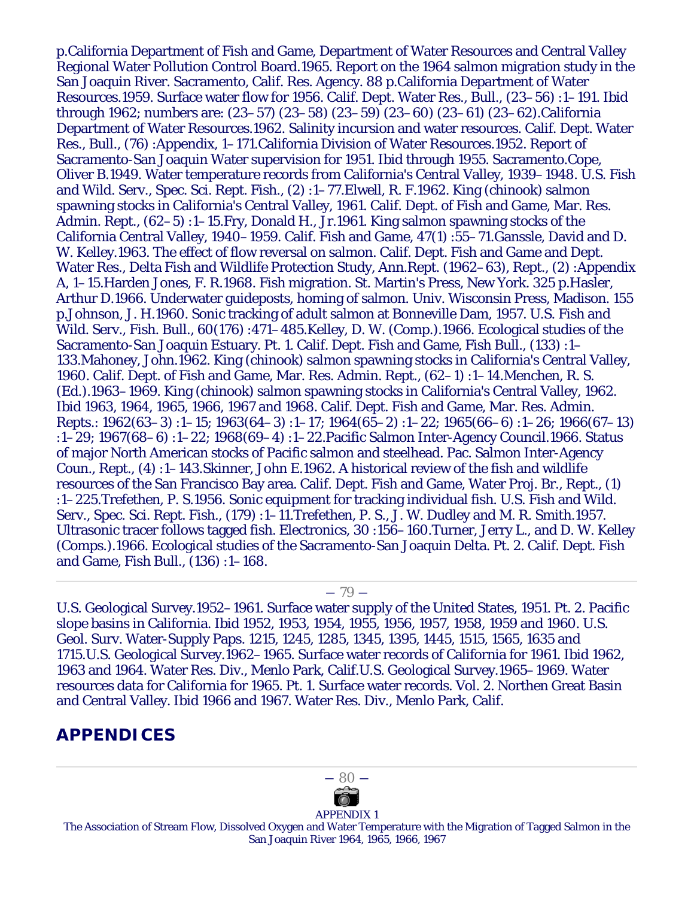p.California Department of Fish and Game, Department of Water Resources and Central Valley Regional Water Pollution Control Board.1965. Report on the 1964 salmon migration study in the San Joaquin River. Sacramento, Calif. Res. Agency. 88 p.California Department of Water Resources.1959. Surface water flow for 1956. Calif. Dept. Water Res., Bull., (23–56) :1–191. Ibid through 1962; numbers are: (23–57) (23–58) (23–59) (23–60) (23–61) (23–62).California Department of Water Resources.1962. Salinity incursion and water resources. Calif. Dept. Water Res., Bull., (76) :Appendix, 1–171.California Division of Water Resources.1952. Report of Sacramento-San Joaquin Water supervision for 1951. Ibid through 1955. Sacramento.Cope, Oliver B.1949. Water temperature records from California's Central Valley, 1939–1948. U.S. Fish and Wild. Serv., Spec. Sci. Rept. Fish., (2) :1–77.Elwell, R. F.1962. King (chinook) salmon spawning stocks in California's Central Valley, 1961. Calif. Dept. of Fish and Game, Mar. Res. Admin. Rept., (62–5) :1–15.Fry, Donald H., Jr.1961. King salmon spawning stocks of the California Central Valley, 1940–1959. Calif. Fish and Game, 47(1) :55–71.Ganssle, David and D. W. Kelley.1963. The effect of flow reversal on salmon. Calif. Dept. Fish and Game and Dept. Water Res., Delta Fish and Wildlife Protection Study, Ann.Rept. (1962–63), Rept., (2) :Appendix A, 1–15.Harden Jones, F. R.1968. Fish migration. St. Martin's Press, New York. 325 p.Hasler, Arthur D.1966. Underwater guideposts, homing of salmon. Univ. Wisconsin Press, Madison. 155 p.Johnson, J. H.1960. Sonic tracking of adult salmon at Bonneville Dam, 1957. U.S. Fish and Wild. Serv., Fish. Bull., 60(176) :471–485.Kelley, D. W. (Comp.).1966. Ecological studies of the Sacramento-San Joaquin Estuary. Pt. 1. Calif. Dept. Fish and Game, Fish Bull., (133) :1–133.Mahoney, John.1962. King (chinook) salmon spawning stocks in California's Central Valley, 1960. Calif. Dept. of Fish and Game, Mar. Res. Admin. Rept., (62–1) :1–14.Menchen, R. S. (Ed.).1963–1969. King (chinook) salmon spawning stocks in California's Central Valley, 1962. Ibid 1963, 1964, 1965, 1966, 1967 and 1968. Calif. Dept. Fish and Game, Mar. Res. Admin. Repts.: 1962(63–3) :1–15; 1963(64–3) :1–17; 1964(65–2) :1–22; 1965(66–6) :1–26; 1966(67–13) :1–29; 1967(68–6) :1–22; 1968(69–4) :1–22.Pacific Salmon Inter-Agency Council.1966. Status of major North American stocks of Pacific salmon and steelhead. Pac. Salmon Inter-Agency Coun., Rept., (4) :1–143.Skinner, John E.1962. A historical review of the fish and wildlife resources of the San Francisco Bay area. Calif. Dept. Fish and Game, Water Proj. Br., Rept., (1) :1–225.Trefethen, P. S.1956. Sonic equipment for tracking individual fish. U.S. Fish and Wild. Serv., Spec. Sci. Rept. Fish., (179) :1–11.Trefethen, P. S., J. W. Dudley and M. R. Smith.1957. Ultrasonic tracer follows tagged fish. Electronics, 30 :156–160.Turner, Jerry L., and D. W. Kelley (Comps.).1966. Ecological studies of the Sacramento-San Joaquin Delta. Pt. 2. Calif. Dept. Fish and Game, Fish Bull., (136) :1–168.

---

U.S. Geological Survey.1952–1961. Surface water supply of the United States, 1951. Pt. 2. Pacific slope basins in California. Ibid 1952, 1953, 1954, 1955, 1956, 1957, 1958, 1959 and 1960. U.S. Geol. Surv. Water-Supply Paps. 1215, 1245, 1285, 1345, 1395, 1445, 1515, 1565, 1635 and 1715.U.S. Geological Survey.1962–1965. Surface water records of California for 1961. Ibid 1962, 1963 and 1964. Water Res. Div., Menlo Park, Calif.U.S. Geological Survey.1965–1969. Water resources data for California for 1965. Pt. 1. Surface water records. Vol. 2. Northen Great Basin and Central Valley. Ibid 1966 and 1967. Water Res. Div., Menlo Park, Calif.

## APPENDICES

---

APPENDIX 1

The Association of Stream Flow, Dissolved Oxygen and Water Temperature with the Migration of Tagged Salmon in the San Joaquin River 1964, 1965, 1966, 1967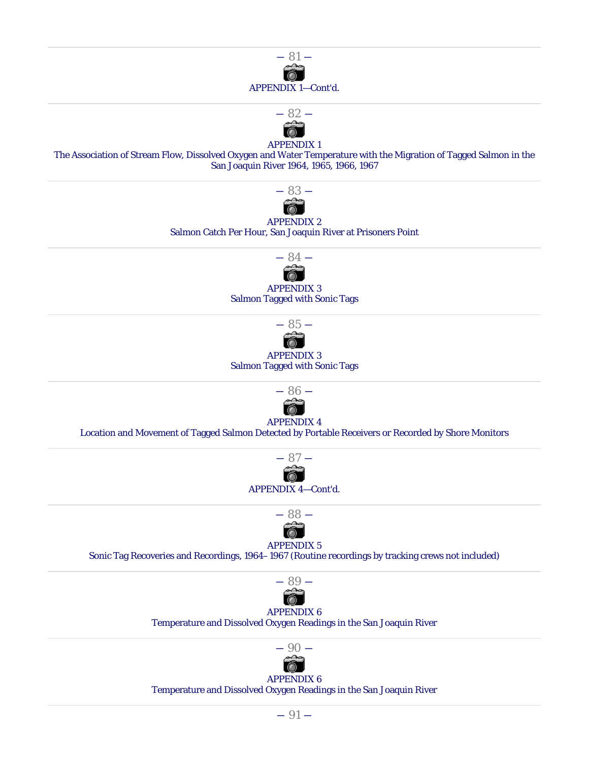— 81 —

APPENDIX 1—Cont'd.

— 82 —

APPENDIX 1
The Association of Stream Flow, Dissolved Oxygen and Water Temperature with the Migration of Tagged Salmon in the San Joaquin River 1964, 1965, 1966, 1967

— 83 —

APPENDIX 2
Salmon Catch Per Hour, San Joaquin River at Prisoners Point

— 84 —

APPENDIX 3
Salmon Tagged with Sonic Tags

— 85 —

APPENDIX 3
Salmon Tagged with Sonic Tags

— 86 —

APPENDIX 4
Location and Movement of Tagged Salmon Detected by Portable Receivers or Recorded by Shore Monitors

— 87 —

APPENDIX 4—Cont'd.

— 88 —

APPENDIX 5
Sonic Tag Recoveries and Recordings, 1964– 1967 (Routine recordings by tracking crews not included)

— 89 —

APPENDIX 6
Temperature and Dissolved Oxygen Readings in the San Joaquin River

— 90 —

APPENDIX 6
Temperature and Dissolved Oxygen Readings in the San Joaquin River

— 91 —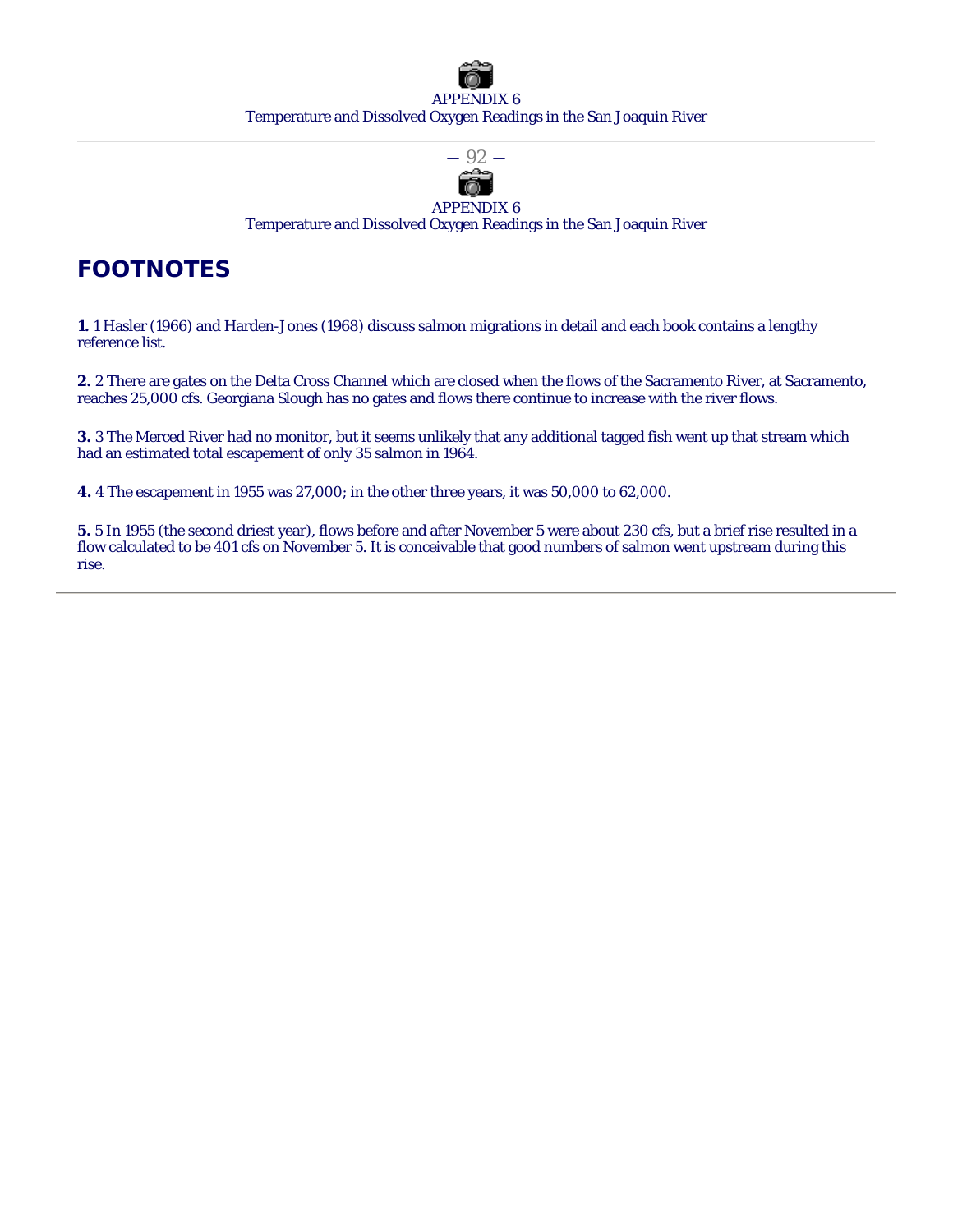APPENDIX 6
Temperature and Dissolved Oxygen Readings in the San Joaquin River

APPENDIX 6
Temperature and Dissolved Oxygen Readings in the San Joaquin River

## FOOTNOTES

**1.** 1 Hasler (1966) and Harden-Jones (1968) discuss salmon migrations in detail and each book contains a lengthy reference list.

**2.** 2 There are gates on the Delta Cross Channel which are closed when the flows of the Sacramento River, at Sacramento, reaches 25,000 cfs. Georgiana Slough has no gates and flows there continue to increase with the river flows.

**3.** 3 The Merced River had no monitor, but it seems unlikely that any additional tagged fish went up that stream which had an estimated total escapement of only 35 salmon in 1964.

**4.** 4 The escapement in 1955 was 27,000; in the other three years, it was 50,000 to 62,000.

**5.** 5 In 1955 (the second driest year), flows before and after November 5 were about 230 cfs, but a brief rise resulted in a flow calculated to be 401 cfs on November 5. It is conceivable that good numbers of salmon went upstream during this rise.